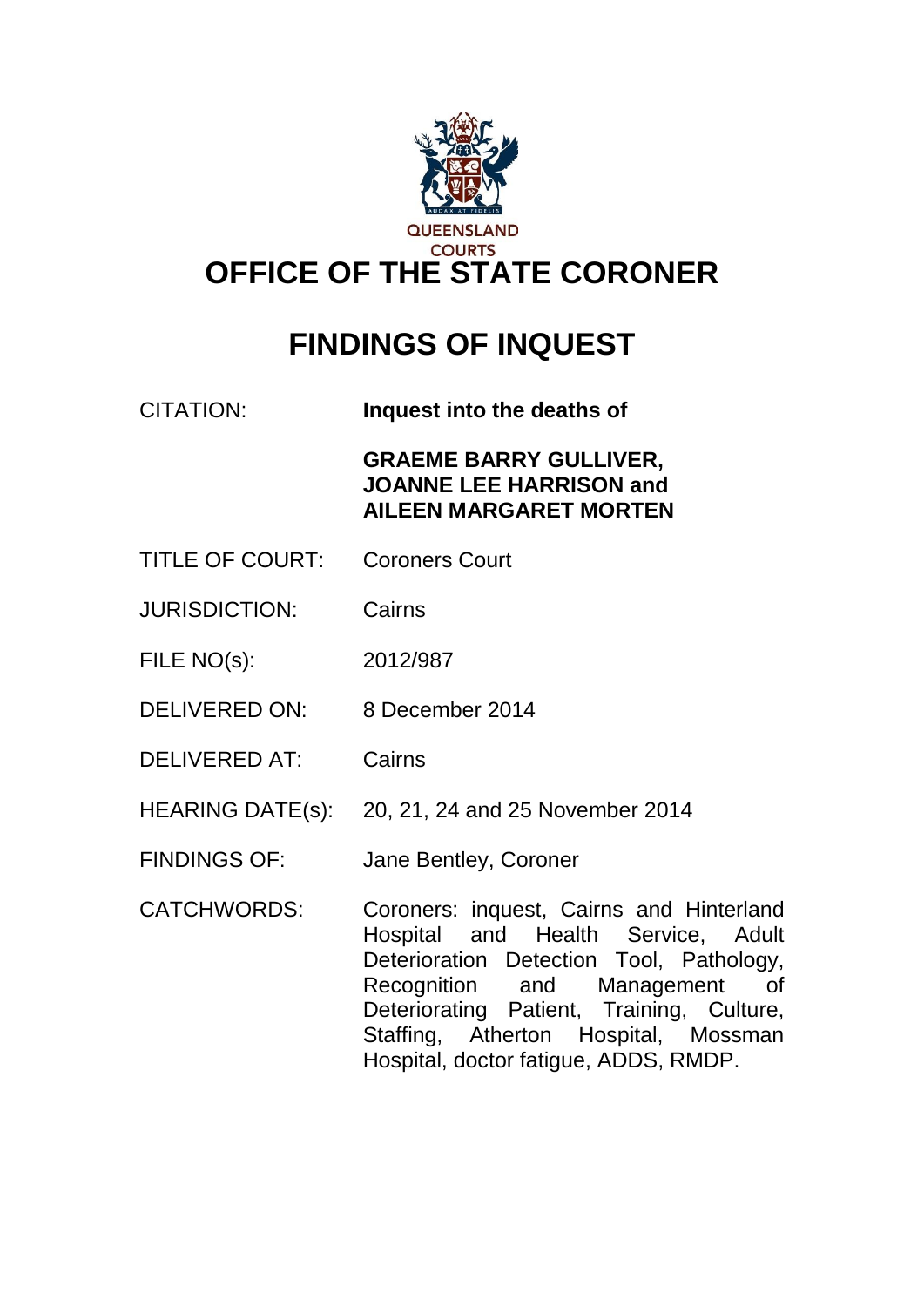QUEENSLAND COURTS

# OFFICE OF THE STATE CORONER

# FINDINGS OF INQUEST

| | |
|---|---|
| CITATION: | **Inquest into the deaths of** <br><br> **GRAEME BARRY GULLIVER, JOANNE LEE HARRISON and AILEEN MARGARET MORTEN** |
| TITLE OF COURT: | Coroners Court |
| JURISDICTION: | Cairns |
| FILE NO(s): | 2012/987 |
| DELIVERED ON: | 8 December 2014 |
| DELIVERED AT: | Cairns |
| HEARING DATE(s): | 20, 21, 24 and 25 November 2014 |
| FINDINGS OF: | Jane Bentley, Coroner |
| CATCHWORDS: | Coroners: inquest, Cairns and Hinterland Hospital and Health Service, Adult Deterioration Detection Tool, Pathology, Recognition and Management of Deteriorating Patient, Training, Culture, Staffing, Atherton Hospital, Mossman Hospital, doctor fatigue, ADDS, RMDP. |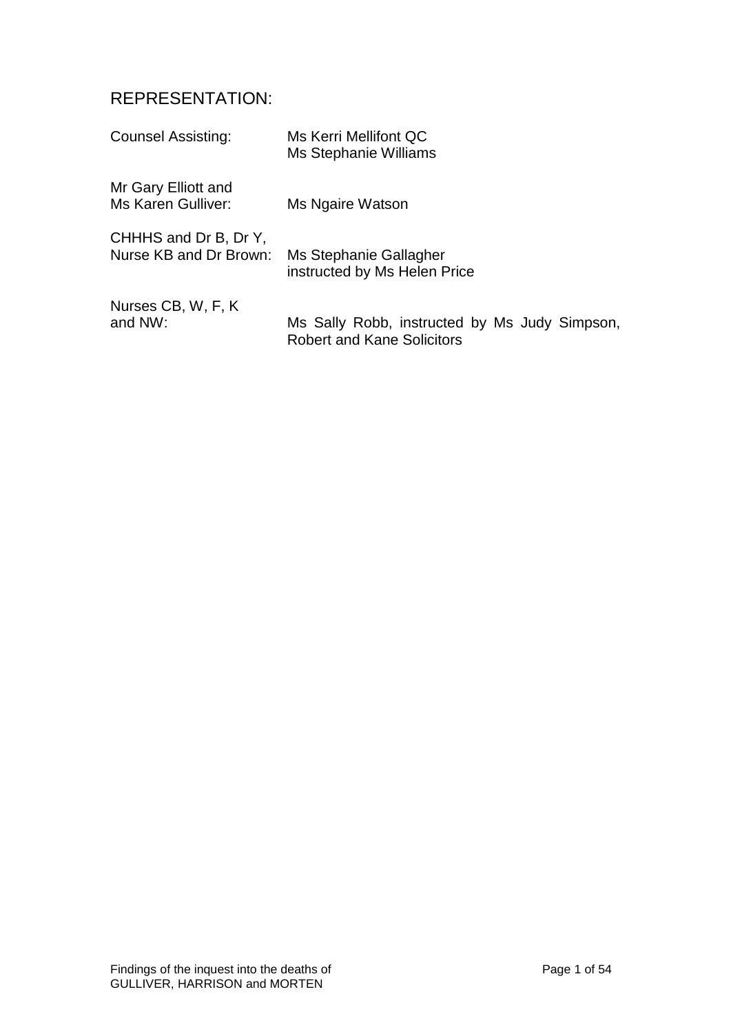## REPRESENTATION:

| | |
|---|---|
| Counsel Assisting: | Ms Kerri Mellifont QC<br>Ms Stephanie Williams |
| Mr Gary Elliott and Ms Karen Gulliver: | Ms Ngaire Watson |
| CHHHS and Dr B, Dr Y, Nurse KB and Dr Brown: | Ms Stephanie Gallagher instructed by Ms Helen Price |
| Nurses CB, W, F, K and NW: | Ms Sally Robb, instructed by Ms Judy Simpson, Robert and Kane Solicitors |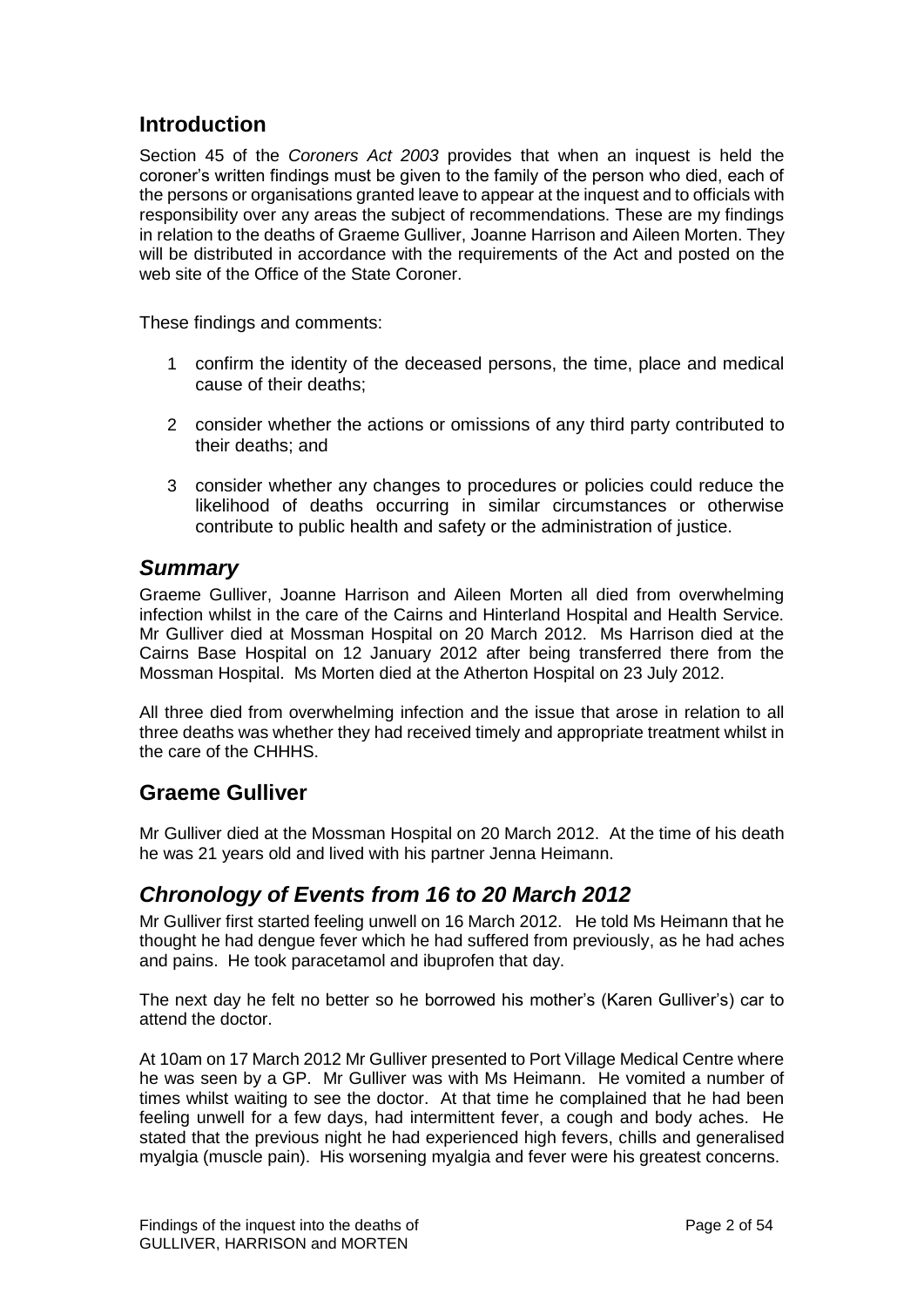## Introduction

Section 45 of the *Coroners Act 2003* provides that when an inquest is held the coroner's written findings must be given to the family of the person who died, each of the persons or organisations granted leave to appear at the inquest and to officials with responsibility over any areas the subject of recommendations. These are my findings in relation to the deaths of Graeme Gulliver, Joanne Harrison and Aileen Morten. They will be distributed in accordance with the requirements of the Act and posted on the web site of the Office of the State Coroner.

These findings and comments:

1. confirm the identity of the deceased persons, the time, place and medical cause of their deaths;

2. consider whether the actions or omissions of any third party contributed to their deaths; and

3. consider whether any changes to procedures or policies could reduce the likelihood of deaths occurring in similar circumstances or otherwise contribute to public health and safety or the administration of justice.

### *Summary*

Graeme Gulliver, Joanne Harrison and Aileen Morten all died from overwhelming infection whilst in the care of the Cairns and Hinterland Hospital and Health Service. Mr Gulliver died at Mossman Hospital on 20 March 2012. Ms Harrison died at the Cairns Base Hospital on 12 January 2012 after being transferred there from the Mossman Hospital. Ms Morten died at the Atherton Hospital on 23 July 2012.

All three died from overwhelming infection and the issue that arose in relation to all three deaths was whether they had received timely and appropriate treatment whilst in the care of the CHHHS.

## Graeme Gulliver

Mr Gulliver died at the Mossman Hospital on 20 March 2012. At the time of his death he was 21 years old and lived with his partner Jenna Heimann.

### *Chronology of Events from 16 to 20 March 2012*

Mr Gulliver first started feeling unwell on 16 March 2012. He told Ms Heimann that he thought he had dengue fever which he had suffered from previously, as he had aches and pains. He took paracetamol and ibuprofen that day.

The next day he felt no better so he borrowed his mother's (Karen Gulliver's) car to attend the doctor.

At 10am on 17 March 2012 Mr Gulliver presented to Port Village Medical Centre where he was seen by a GP. Mr Gulliver was with Ms Heimann. He vomited a number of times whilst waiting to see the doctor. At that time he complained that he had been feeling unwell for a few days, had intermittent fever, a cough and body aches. He stated that the previous night he had experienced high fevers, chills and generalised myalgia (muscle pain). His worsening myalgia and fever were his greatest concerns.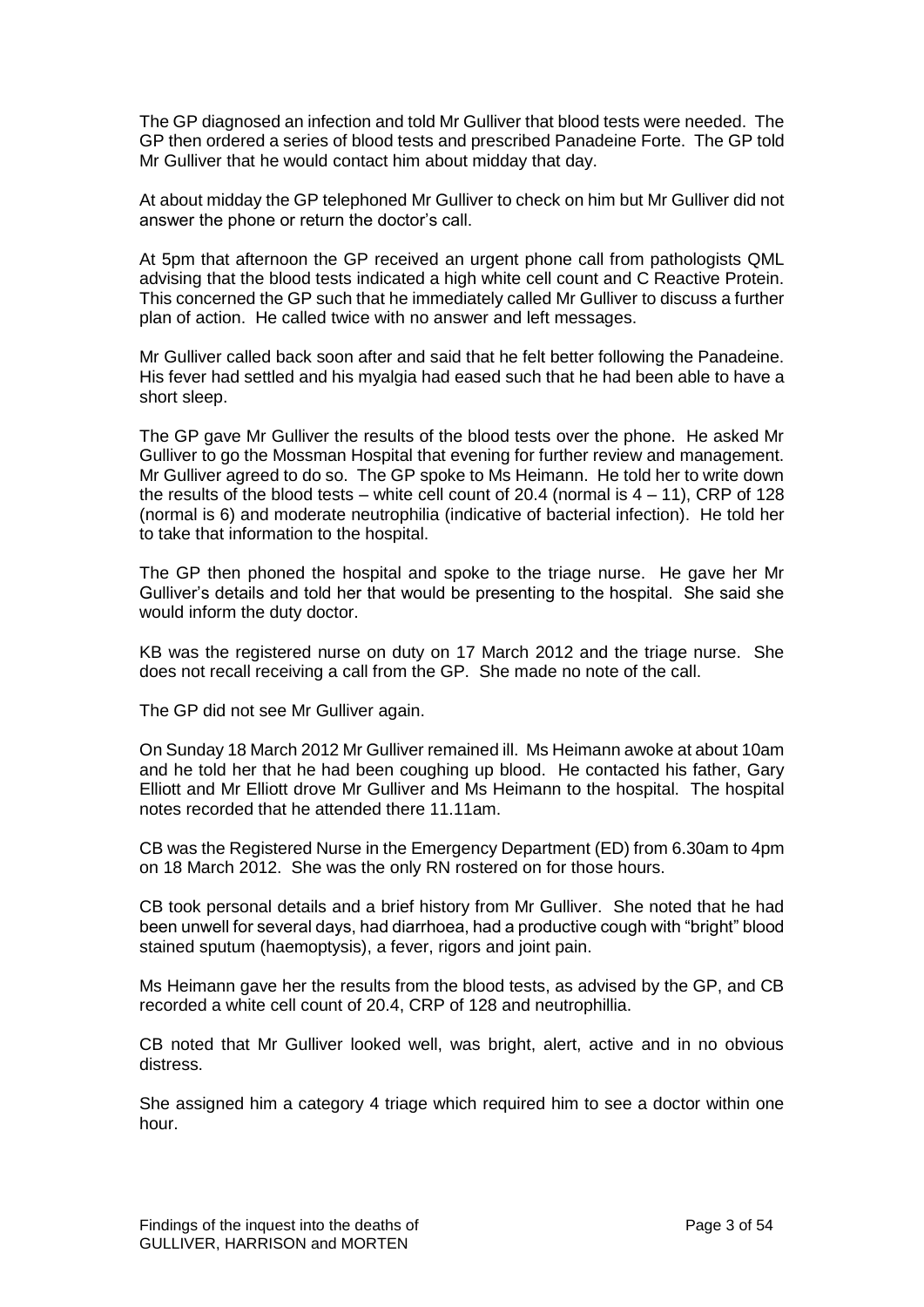The GP diagnosed an infection and told Mr Gulliver that blood tests were needed. The GP then ordered a series of blood tests and prescribed Panadeine Forte. The GP told Mr Gulliver that he would contact him about midday that day.

At about midday the GP telephoned Mr Gulliver to check on him but Mr Gulliver did not answer the phone or return the doctor's call.

At 5pm that afternoon the GP received an urgent phone call from pathologists QML advising that the blood tests indicated a high white cell count and C Reactive Protein. This concerned the GP such that he immediately called Mr Gulliver to discuss a further plan of action. He called twice with no answer and left messages.

Mr Gulliver called back soon after and said that he felt better following the Panadeine. His fever had settled and his myalgia had eased such that he had been able to have a short sleep.

The GP gave Mr Gulliver the results of the blood tests over the phone. He asked Mr Gulliver to go the Mossman Hospital that evening for further review and management. Mr Gulliver agreed to do so. The GP spoke to Ms Heimann. He told her to write down the results of the blood tests – white cell count of 20.4 (normal is 4 – 11), CRP of 128 (normal is 6) and moderate neutrophilia (indicative of bacterial infection). He told her to take that information to the hospital.

The GP then phoned the hospital and spoke to the triage nurse. He gave her Mr Gulliver's details and told her that would be presenting to the hospital. She said she would inform the duty doctor.

KB was the registered nurse on duty on 17 March 2012 and the triage nurse. She does not recall receiving a call from the GP. She made no note of the call.

The GP did not see Mr Gulliver again.

On Sunday 18 March 2012 Mr Gulliver remained ill. Ms Heimann awoke at about 10am and he told her that he had been coughing up blood. He contacted his father, Gary Elliott and Mr Elliott drove Mr Gulliver and Ms Heimann to the hospital. The hospital notes recorded that he attended there 11.11am.

CB was the Registered Nurse in the Emergency Department (ED) from 6.30am to 4pm on 18 March 2012. She was the only RN rostered on for those hours.

CB took personal details and a brief history from Mr Gulliver. She noted that he had been unwell for several days, had diarrhoea, had a productive cough with "bright" blood stained sputum (haemoptysis), a fever, rigors and joint pain.

Ms Heimann gave her the results from the blood tests, as advised by the GP, and CB recorded a white cell count of 20.4, CRP of 128 and neutrophillia.

CB noted that Mr Gulliver looked well, was bright, alert, active and in no obvious distress.

She assigned him a category 4 triage which required him to see a doctor within one hour.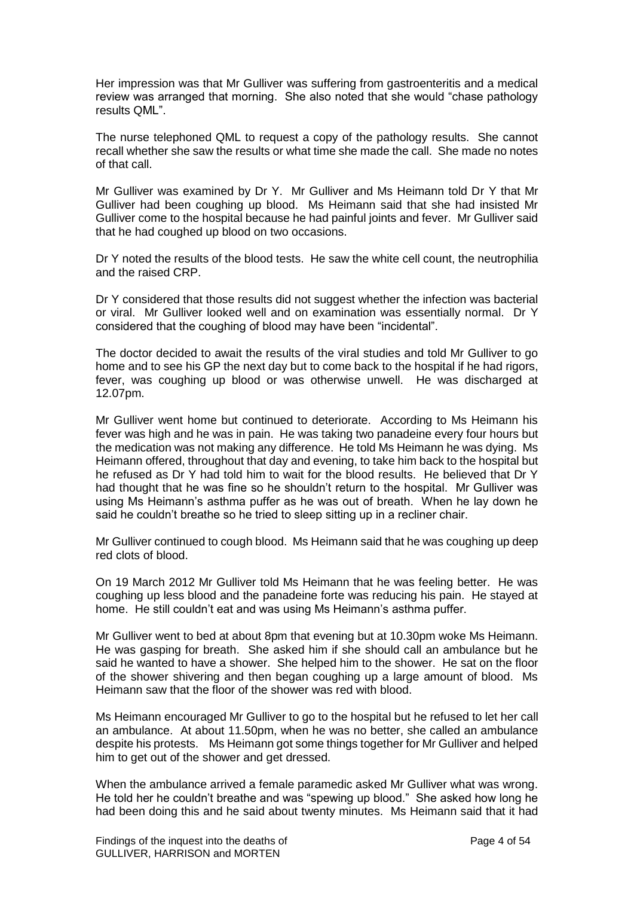Her impression was that Mr Gulliver was suffering from gastroenteritis and a medical review was arranged that morning. She also noted that she would "chase pathology results QML".

The nurse telephoned QML to request a copy of the pathology results. She cannot recall whether she saw the results or what time she made the call. She made no notes of that call.

Mr Gulliver was examined by Dr Y. Mr Gulliver and Ms Heimann told Dr Y that Mr Gulliver had been coughing up blood. Ms Heimann said that she had insisted Mr Gulliver come to the hospital because he had painful joints and fever. Mr Gulliver said that he had coughed up blood on two occasions.

Dr Y noted the results of the blood tests. He saw the white cell count, the neutrophilia and the raised CRP.

Dr Y considered that those results did not suggest whether the infection was bacterial or viral. Mr Gulliver looked well and on examination was essentially normal. Dr Y considered that the coughing of blood may have been "incidental".

The doctor decided to await the results of the viral studies and told Mr Gulliver to go home and to see his GP the next day but to come back to the hospital if he had rigors, fever, was coughing up blood or was otherwise unwell. He was discharged at 12.07pm.

Mr Gulliver went home but continued to deteriorate. According to Ms Heimann his fever was high and he was in pain. He was taking two panadeine every four hours but the medication was not making any difference. He told Ms Heimann he was dying. Ms Heimann offered, throughout that day and evening, to take him back to the hospital but he refused as Dr Y had told him to wait for the blood results. He believed that Dr Y had thought that he was fine so he shouldn't return to the hospital. Mr Gulliver was using Ms Heimann's asthma puffer as he was out of breath. When he lay down he said he couldn't breathe so he tried to sleep sitting up in a recliner chair.

Mr Gulliver continued to cough blood. Ms Heimann said that he was coughing up deep red clots of blood.

On 19 March 2012 Mr Gulliver told Ms Heimann that he was feeling better. He was coughing up less blood and the panadeine forte was reducing his pain. He stayed at home. He still couldn't eat and was using Ms Heimann's asthma puffer.

Mr Gulliver went to bed at about 8pm that evening but at 10.30pm woke Ms Heimann. He was gasping for breath. She asked him if she should call an ambulance but he said he wanted to have a shower. She helped him to the shower. He sat on the floor of the shower shivering and then began coughing up a large amount of blood. Ms Heimann saw that the floor of the shower was red with blood.

Ms Heimann encouraged Mr Gulliver to go to the hospital but he refused to let her call an ambulance. At about 11.50pm, when he was no better, she called an ambulance despite his protests. Ms Heimann got some things together for Mr Gulliver and helped him to get out of the shower and get dressed.

When the ambulance arrived a female paramedic asked Mr Gulliver what was wrong. He told her he couldn't breathe and was "spewing up blood." She asked how long he had been doing this and he said about twenty minutes. Ms Heimann said that it had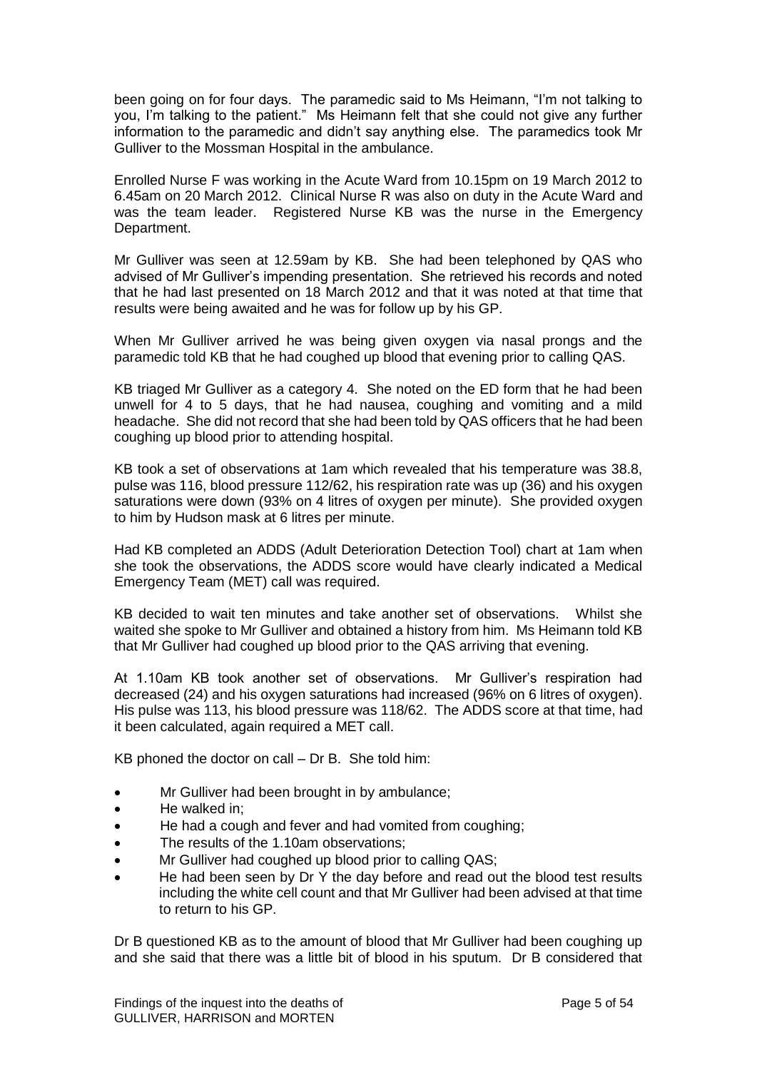been going on for four days. The paramedic said to Ms Heimann, "I'm not talking to you, I'm talking to the patient." Ms Heimann felt that she could not give any further information to the paramedic and didn't say anything else. The paramedics took Mr Gulliver to the Mossman Hospital in the ambulance.

Enrolled Nurse F was working in the Acute Ward from 10.15pm on 19 March 2012 to 6.45am on 20 March 2012. Clinical Nurse R was also on duty in the Acute Ward and was the team leader. Registered Nurse KB was the nurse in the Emergency Department.

Mr Gulliver was seen at 12.59am by KB. She had been telephoned by QAS who advised of Mr Gulliver's impending presentation. She retrieved his records and noted that he had last presented on 18 March 2012 and that it was noted at that time that results were being awaited and he was for follow up by his GP.

When Mr Gulliver arrived he was being given oxygen via nasal prongs and the paramedic told KB that he had coughed up blood that evening prior to calling QAS.

KB triaged Mr Gulliver as a category 4. She noted on the ED form that he had been unwell for 4 to 5 days, that he had nausea, coughing and vomiting and a mild headache. She did not record that she had been told by QAS officers that he had been coughing up blood prior to attending hospital.

KB took a set of observations at 1am which revealed that his temperature was 38.8, pulse was 116, blood pressure 112/62, his respiration rate was up (36) and his oxygen saturations were down (93% on 4 litres of oxygen per minute). She provided oxygen to him by Hudson mask at 6 litres per minute.

Had KB completed an ADDS (Adult Deterioration Detection Tool) chart at 1am when she took the observations, the ADDS score would have clearly indicated a Medical Emergency Team (MET) call was required.

KB decided to wait ten minutes and take another set of observations. Whilst she waited she spoke to Mr Gulliver and obtained a history from him. Ms Heimann told KB that Mr Gulliver had coughed up blood prior to the QAS arriving that evening.

At 1.10am KB took another set of observations. Mr Gulliver's respiration had decreased (24) and his oxygen saturations had increased (96% on 6 litres of oxygen). His pulse was 113, his blood pressure was 118/62. The ADDS score at that time, had it been calculated, again required a MET call.

KB phoned the doctor on call – Dr B. She told him:

- Mr Gulliver had been brought in by ambulance;
- He walked in;
- He had a cough and fever and had vomited from coughing;
- The results of the 1.10am observations;
- Mr Gulliver had coughed up blood prior to calling QAS;
- He had been seen by Dr Y the day before and read out the blood test results including the white cell count and that Mr Gulliver had been advised at that time to return to his GP.

Dr B questioned KB as to the amount of blood that Mr Gulliver had been coughing up and she said that there was a little bit of blood in his sputum. Dr B considered that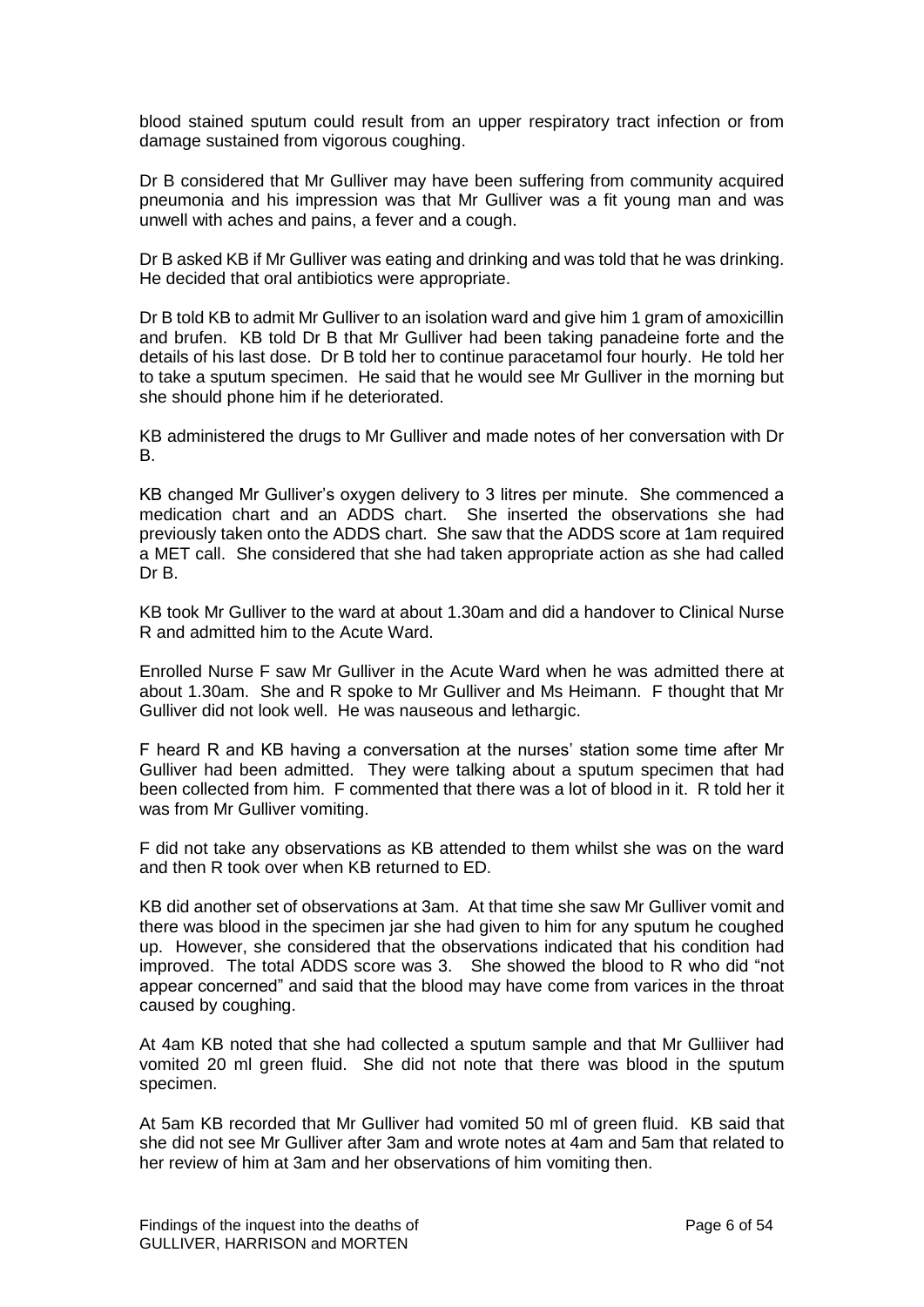blood stained sputum could result from an upper respiratory tract infection or from damage sustained from vigorous coughing.

Dr B considered that Mr Gulliver may have been suffering from community acquired pneumonia and his impression was that Mr Gulliver was a fit young man and was unwell with aches and pains, a fever and a cough.

Dr B asked KB if Mr Gulliver was eating and drinking and was told that he was drinking. He decided that oral antibiotics were appropriate.

Dr B told KB to admit Mr Gulliver to an isolation ward and give him 1 gram of amoxicillin and brufen. KB told Dr B that Mr Gulliver had been taking panadeine forte and the details of his last dose. Dr B told her to continue paracetamol four hourly. He told her to take a sputum specimen. He said that he would see Mr Gulliver in the morning but she should phone him if he deteriorated.

KB administered the drugs to Mr Gulliver and made notes of her conversation with Dr B.

KB changed Mr Gulliver's oxygen delivery to 3 litres per minute. She commenced a medication chart and an ADDS chart. She inserted the observations she had previously taken onto the ADDS chart. She saw that the ADDS score at 1am required a MET call. She considered that she had taken appropriate action as she had called Dr B.

KB took Mr Gulliver to the ward at about 1.30am and did a handover to Clinical Nurse R and admitted him to the Acute Ward.

Enrolled Nurse F saw Mr Gulliver in the Acute Ward when he was admitted there at about 1.30am. She and R spoke to Mr Gulliver and Ms Heimann. F thought that Mr Gulliver did not look well. He was nauseous and lethargic.

F heard R and KB having a conversation at the nurses' station some time after Mr Gulliver had been admitted. They were talking about a sputum specimen that had been collected from him. F commented that there was a lot of blood in it. R told her it was from Mr Gulliver vomiting.

F did not take any observations as KB attended to them whilst she was on the ward and then R took over when KB returned to ED.

KB did another set of observations at 3am. At that time she saw Mr Gulliver vomit and there was blood in the specimen jar she had given to him for any sputum he coughed up. However, she considered that the observations indicated that his condition had improved. The total ADDS score was 3. She showed the blood to R who did "not appear concerned" and said that the blood may have come from varices in the throat caused by coughing.

At 4am KB noted that she had collected a sputum sample and that Mr Gulliiver had vomited 20 ml green fluid. She did not note that there was blood in the sputum specimen.

At 5am KB recorded that Mr Gulliver had vomited 50 ml of green fluid. KB said that she did not see Mr Gulliver after 3am and wrote notes at 4am and 5am that related to her review of him at 3am and her observations of him vomiting then.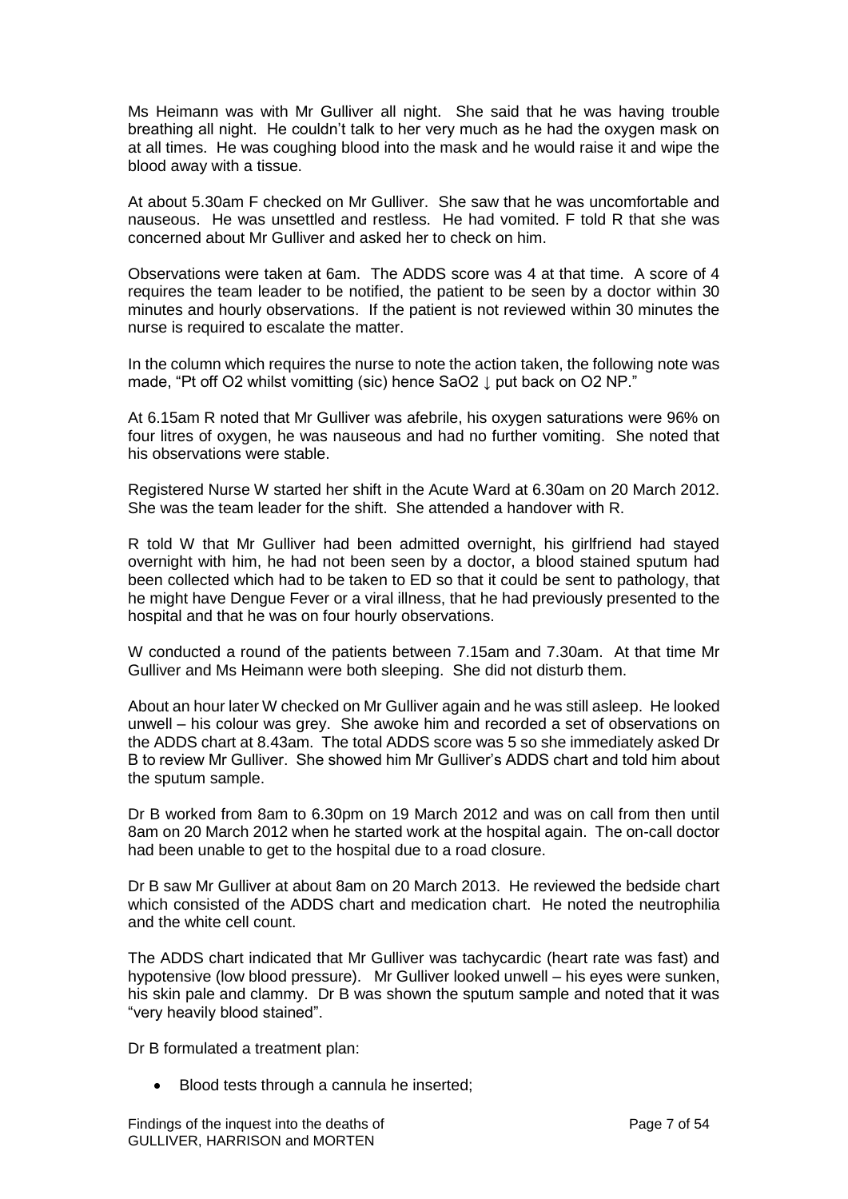Ms Heimann was with Mr Gulliver all night. She said that he was having trouble breathing all night. He couldn't talk to her very much as he had the oxygen mask on at all times. He was coughing blood into the mask and he would raise it and wipe the blood away with a tissue.

At about 5.30am F checked on Mr Gulliver. She saw that he was uncomfortable and nauseous. He was unsettled and restless. He had vomited. F told R that she was concerned about Mr Gulliver and asked her to check on him.

Observations were taken at 6am. The ADDS score was 4 at that time. A score of 4 requires the team leader to be notified, the patient to be seen by a doctor within 30 minutes and hourly observations. If the patient is not reviewed within 30 minutes the nurse is required to escalate the matter.

In the column which requires the nurse to note the action taken, the following note was made, "Pt off O2 whilst vomitting (sic) hence SaO2 ↓ put back on O2 NP."

At 6.15am R noted that Mr Gulliver was afebrile, his oxygen saturations were 96% on four litres of oxygen, he was nauseous and had no further vomiting. She noted that his observations were stable.

Registered Nurse W started her shift in the Acute Ward at 6.30am on 20 March 2012. She was the team leader for the shift. She attended a handover with R.

R told W that Mr Gulliver had been admitted overnight, his girlfriend had stayed overnight with him, he had not been seen by a doctor, a blood stained sputum had been collected which had to be taken to ED so that it could be sent to pathology, that he might have Dengue Fever or a viral illness, that he had previously presented to the hospital and that he was on four hourly observations.

W conducted a round of the patients between 7.15am and 7.30am. At that time Mr Gulliver and Ms Heimann were both sleeping. She did not disturb them.

About an hour later W checked on Mr Gulliver again and he was still asleep. He looked unwell – his colour was grey. She awoke him and recorded a set of observations on the ADDS chart at 8.43am. The total ADDS score was 5 so she immediately asked Dr B to review Mr Gulliver. She showed him Mr Gulliver's ADDS chart and told him about the sputum sample.

Dr B worked from 8am to 6.30pm on 19 March 2012 and was on call from then until 8am on 20 March 2012 when he started work at the hospital again. The on-call doctor had been unable to get to the hospital due to a road closure.

Dr B saw Mr Gulliver at about 8am on 20 March 2013. He reviewed the bedside chart which consisted of the ADDS chart and medication chart. He noted the neutrophilia and the white cell count.

The ADDS chart indicated that Mr Gulliver was tachycardic (heart rate was fast) and hypotensive (low blood pressure). Mr Gulliver looked unwell – his eyes were sunken, his skin pale and clammy. Dr B was shown the sputum sample and noted that it was "very heavily blood stained".

Dr B formulated a treatment plan:

- Blood tests through a cannula he inserted;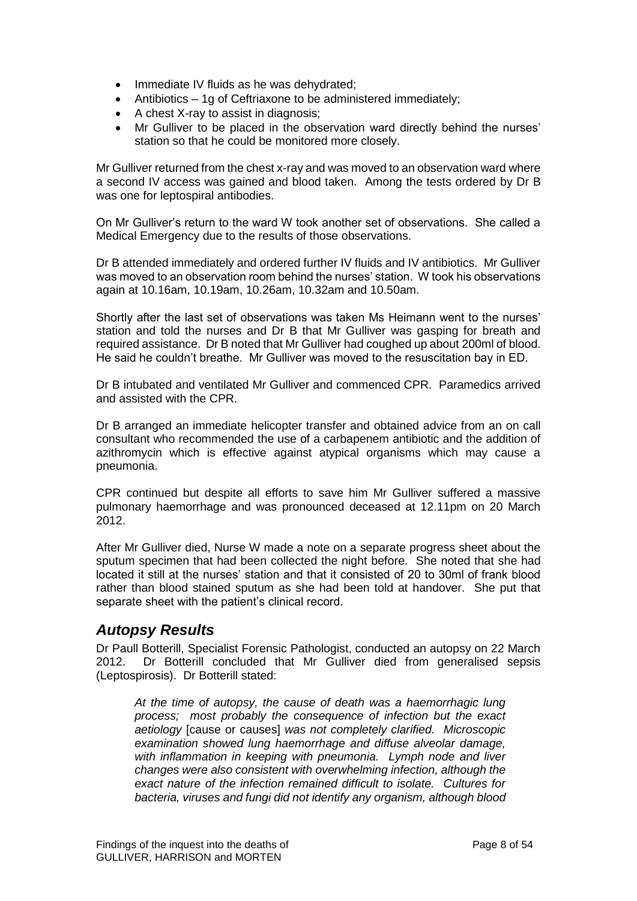- Immediate IV fluids as he was dehydrated;
- Antibiotics – 1g of Ceftriaxone to be administered immediately;
- A chest X-ray to assist in diagnosis;
- Mr Gulliver to be placed in the observation ward directly behind the nurses' station so that he could be monitored more closely.

Mr Gulliver returned from the chest x-ray and was moved to an observation ward where a second IV access was gained and blood taken. Among the tests ordered by Dr B was one for leptospiral antibodies.

On Mr Gulliver's return to the ward W took another set of observations. She called a Medical Emergency due to the results of those observations.

Dr B attended immediately and ordered further IV fluids and IV antibiotics. Mr Gulliver was moved to an observation room behind the nurses' station. W took his observations again at 10.16am, 10.19am, 10.26am, 10.32am and 10.50am.

Shortly after the last set of observations was taken Ms Heimann went to the nurses' station and told the nurses and Dr B that Mr Gulliver was gasping for breath and required assistance. Dr B noted that Mr Gulliver had coughed up about 200ml of blood. He said he couldn't breathe. Mr Gulliver was moved to the resuscitation bay in ED.

Dr B intubated and ventilated Mr Gulliver and commenced CPR. Paramedics arrived and assisted with the CPR.

Dr B arranged an immediate helicopter transfer and obtained advice from an on call consultant who recommended the use of a carbapenem antibiotic and the addition of azithromycin which is effective against atypical organisms which may cause a pneumonia.

CPR continued but despite all efforts to save him Mr Gulliver suffered a massive pulmonary haemorrhage and was pronounced deceased at 12.11pm on 20 March 2012.

After Mr Gulliver died, Nurse W made a note on a separate progress sheet about the sputum specimen that had been collected the night before. She noted that she had located it still at the nurses' station and that it consisted of 20 to 30ml of frank blood rather than blood stained sputum as she had been told at handover. She put that separate sheet with the patient's clinical record.

## *Autopsy Results*

Dr Paull Botterill, Specialist Forensic Pathologist, conducted an autopsy on 22 March 2012. Dr Botterill concluded that Mr Gulliver died from generalised sepsis (Leptospirosis). Dr Botterill stated:

> *At the time of autopsy, the cause of death was a haemorrhagic lung process; most probably the consequence of infection but the exact aetiology* [cause or causes] *was not completely clarified. Microscopic examination showed lung haemorrhage and diffuse alveolar damage, with inflammation in keeping with pneumonia. Lymph node and liver changes were also consistent with overwhelming infection, although the exact nature of the infection remained difficult to isolate. Cultures for bacteria, viruses and fungi did not identify any organism, although blood*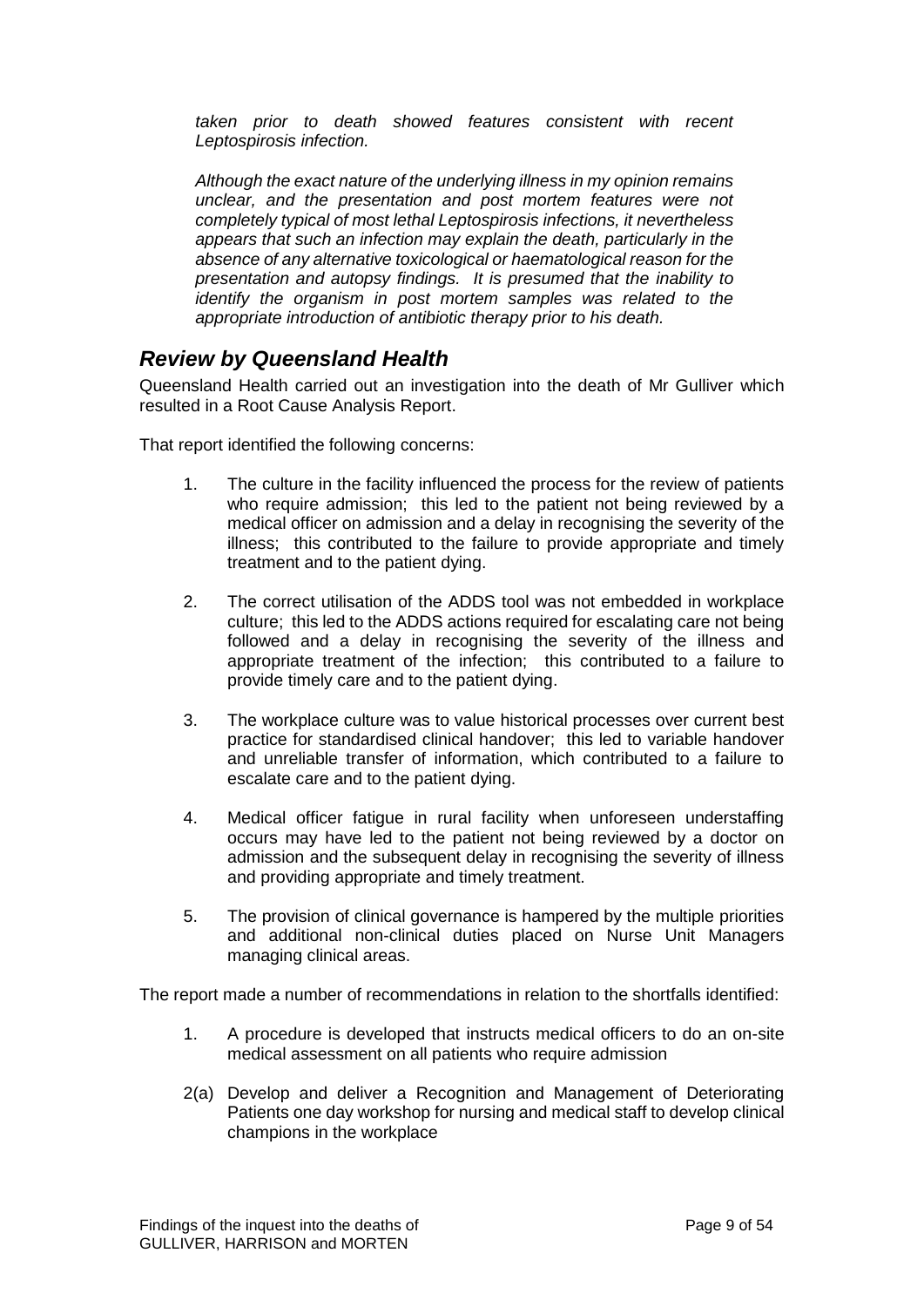*taken prior to death showed features consistent with recent Leptospirosis infection.*

*Although the exact nature of the underlying illness in my opinion remains unclear, and the presentation and post mortem features were not completely typical of most lethal Leptospirosis infections, it nevertheless appears that such an infection may explain the death, particularly in the absence of any alternative toxicological or haematological reason for the presentation and autopsy findings. It is presumed that the inability to identify the organism in post mortem samples was related to the appropriate introduction of antibiotic therapy prior to his death.*

## *Review by Queensland Health*

Queensland Health carried out an investigation into the death of Mr Gulliver which resulted in a Root Cause Analysis Report.

That report identified the following concerns:

1. The culture in the facility influenced the process for the review of patients who require admission; this led to the patient not being reviewed by a medical officer on admission and a delay in recognising the severity of the illness; this contributed to the failure to provide appropriate and timely treatment and to the patient dying.

2. The correct utilisation of the ADDS tool was not embedded in workplace culture; this led to the ADDS actions required for escalating care not being followed and a delay in recognising the severity of the illness and appropriate treatment of the infection; this contributed to a failure to provide timely care and to the patient dying.

3. The workplace culture was to value historical processes over current best practice for standardised clinical handover; this led to variable handover and unreliable transfer of information, which contributed to a failure to escalate care and to the patient dying.

4. Medical officer fatigue in rural facility when unforeseen understaffing occurs may have led to the patient not being reviewed by a doctor on admission and the subsequent delay in recognising the severity of illness and providing appropriate and timely treatment.

5. The provision of clinical governance is hampered by the multiple priorities and additional non-clinical duties placed on Nurse Unit Managers managing clinical areas.

The report made a number of recommendations in relation to the shortfalls identified:

1. A procedure is developed that instructs medical officers to do an on-site medical assessment on all patients who require admission

2(a) Develop and deliver a Recognition and Management of Deteriorating Patients one day workshop for nursing and medical staff to develop clinical champions in the workplace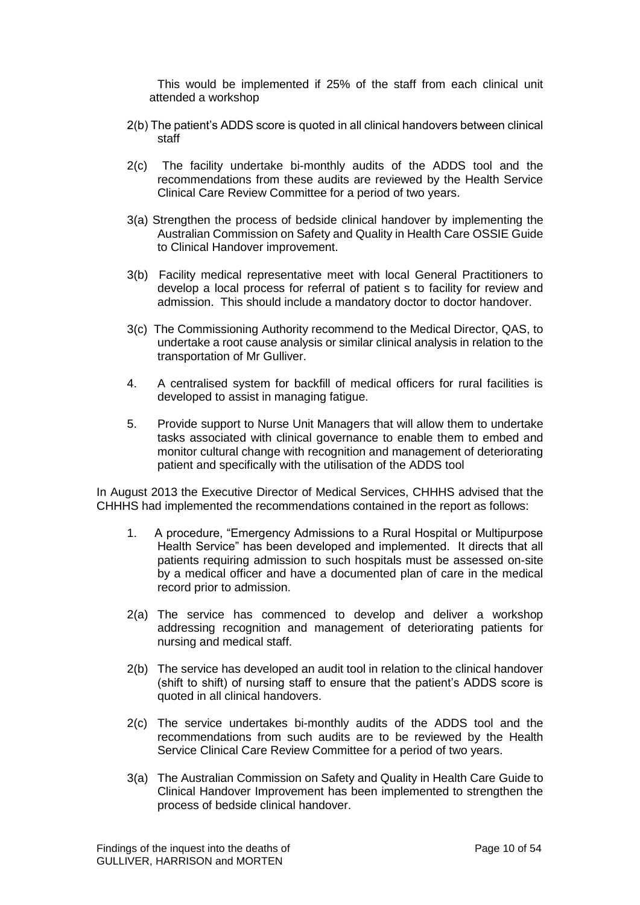This would be implemented if 25% of the staff from each clinical unit attended a workshop

2(b) The patient's ADDS score is quoted in all clinical handovers between clinical staff

2(c) The facility undertake bi-monthly audits of the ADDS tool and the recommendations from these audits are reviewed by the Health Service Clinical Care Review Committee for a period of two years.

3(a) Strengthen the process of bedside clinical handover by implementing the Australian Commission on Safety and Quality in Health Care OSSIE Guide to Clinical Handover improvement.

3(b) Facility medical representative meet with local General Practitioners to develop a local process for referral of patient s to facility for review and admission. This should include a mandatory doctor to doctor handover.

3(c) The Commissioning Authority recommend to the Medical Director, QAS, to undertake a root cause analysis or similar clinical analysis in relation to the transportation of Mr Gulliver.

4. A centralised system for backfill of medical officers for rural facilities is developed to assist in managing fatigue.

5. Provide support to Nurse Unit Managers that will allow them to undertake tasks associated with clinical governance to enable them to embed and monitor cultural change with recognition and management of deteriorating patient and specifically with the utilisation of the ADDS tool

In August 2013 the Executive Director of Medical Services, CHHHS advised that the CHHHS had implemented the recommendations contained in the report as follows:

1. A procedure, "Emergency Admissions to a Rural Hospital or Multipurpose Health Service" has been developed and implemented. It directs that all patients requiring admission to such hospitals must be assessed on-site by a medical officer and have a documented plan of care in the medical record prior to admission.

2(a) The service has commenced to develop and deliver a workshop addressing recognition and management of deteriorating patients for nursing and medical staff.

2(b) The service has developed an audit tool in relation to the clinical handover (shift to shift) of nursing staff to ensure that the patient's ADDS score is quoted in all clinical handovers.

2(c) The service undertakes bi-monthly audits of the ADDS tool and the recommendations from such audits are to be reviewed by the Health Service Clinical Care Review Committee for a period of two years.

3(a) The Australian Commission on Safety and Quality in Health Care Guide to Clinical Handover Improvement has been implemented to strengthen the process of bedside clinical handover.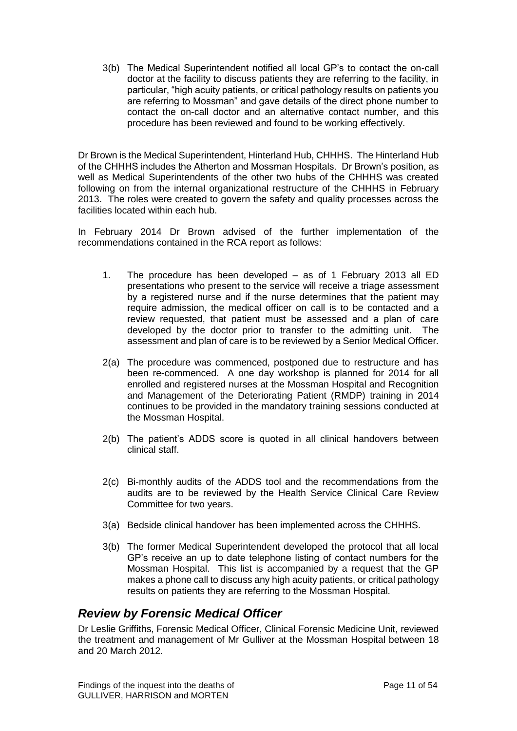3(b) The Medical Superintendent notified all local GP's to contact the on-call doctor at the facility to discuss patients they are referring to the facility, in particular, "high acuity patients, or critical pathology results on patients you are referring to Mossman" and gave details of the direct phone number to contact the on-call doctor and an alternative contact number, and this procedure has been reviewed and found to be working effectively.

Dr Brown is the Medical Superintendent, Hinterland Hub, CHHHS. The Hinterland Hub of the CHHHS includes the Atherton and Mossman Hospitals. Dr Brown's position, as well as Medical Superintendents of the other two hubs of the CHHHS was created following on from the internal organizational restructure of the CHHHS in February 2013. The roles were created to govern the safety and quality processes across the facilities located within each hub.

In February 2014 Dr Brown advised of the further implementation of the recommendations contained in the RCA report as follows:

1. The procedure has been developed – as of 1 February 2013 all ED presentations who present to the service will receive a triage assessment by a registered nurse and if the nurse determines that the patient may require admission, the medical officer on call is to be contacted and a review requested, that patient must be assessed and a plan of care developed by the doctor prior to transfer to the admitting unit. The assessment and plan of care is to be reviewed by a Senior Medical Officer.

2(a) The procedure was commenced, postponed due to restructure and has been re-commenced. A one day workshop is planned for 2014 for all enrolled and registered nurses at the Mossman Hospital and Recognition and Management of the Deteriorating Patient (RMDP) training in 2014 continues to be provided in the mandatory training sessions conducted at the Mossman Hospital.

2(b) The patient's ADDS score is quoted in all clinical handovers between clinical staff.

2(c) Bi-monthly audits of the ADDS tool and the recommendations from the audits are to be reviewed by the Health Service Clinical Care Review Committee for two years.

3(a) Bedside clinical handover has been implemented across the CHHHS.

3(b) The former Medical Superintendent developed the protocol that all local GP's receive an up to date telephone listing of contact numbers for the Mossman Hospital. This list is accompanied by a request that the GP makes a phone call to discuss any high acuity patients, or critical pathology results on patients they are referring to the Mossman Hospital.

## *Review by Forensic Medical Officer*

Dr Leslie Griffiths, Forensic Medical Officer, Clinical Forensic Medicine Unit, reviewed the treatment and management of Mr Gulliver at the Mossman Hospital between 18 and 20 March 2012.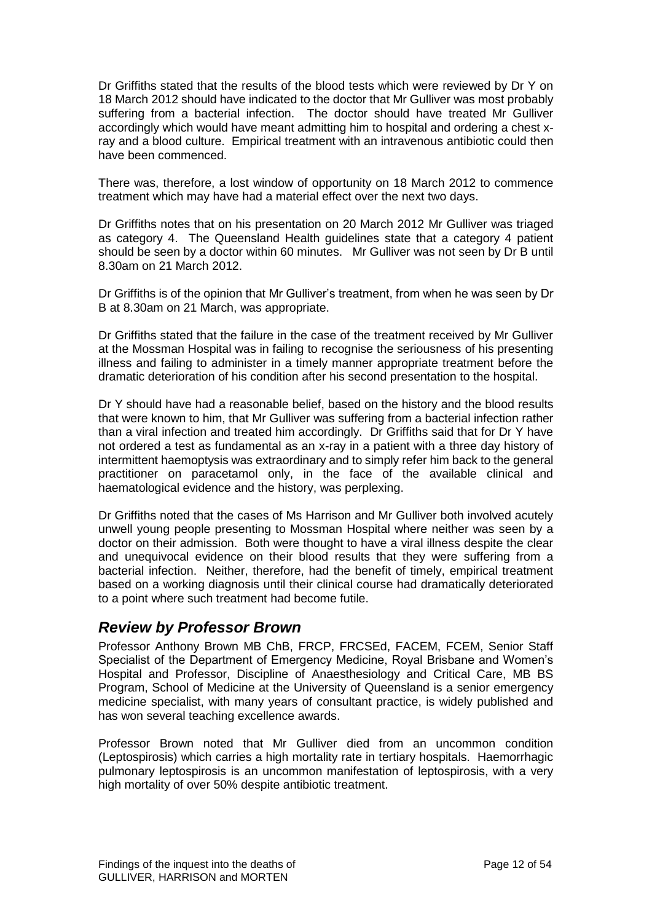Dr Griffiths stated that the results of the blood tests which were reviewed by Dr Y on 18 March 2012 should have indicated to the doctor that Mr Gulliver was most probably suffering from a bacterial infection. The doctor should have treated Mr Gulliver accordingly which would have meant admitting him to hospital and ordering a chest x-ray and a blood culture. Empirical treatment with an intravenous antibiotic could then have been commenced.

There was, therefore, a lost window of opportunity on 18 March 2012 to commence treatment which may have had a material effect over the next two days.

Dr Griffiths notes that on his presentation on 20 March 2012 Mr Gulliver was triaged as category 4. The Queensland Health guidelines state that a category 4 patient should be seen by a doctor within 60 minutes. Mr Gulliver was not seen by Dr B until 8.30am on 21 March 2012.

Dr Griffiths is of the opinion that Mr Gulliver's treatment, from when he was seen by Dr B at 8.30am on 21 March, was appropriate.

Dr Griffiths stated that the failure in the case of the treatment received by Mr Gulliver at the Mossman Hospital was in failing to recognise the seriousness of his presenting illness and failing to administer in a timely manner appropriate treatment before the dramatic deterioration of his condition after his second presentation to the hospital.

Dr Y should have had a reasonable belief, based on the history and the blood results that were known to him, that Mr Gulliver was suffering from a bacterial infection rather than a viral infection and treated him accordingly. Dr Griffiths said that for Dr Y have not ordered a test as fundamental as an x-ray in a patient with a three day history of intermittent haemoptysis was extraordinary and to simply refer him back to the general practitioner on paracetamol only, in the face of the available clinical and haematological evidence and the history, was perplexing.

Dr Griffiths noted that the cases of Ms Harrison and Mr Gulliver both involved acutely unwell young people presenting to Mossman Hospital where neither was seen by a doctor on their admission. Both were thought to have a viral illness despite the clear and unequivocal evidence on their blood results that they were suffering from a bacterial infection. Neither, therefore, had the benefit of timely, empirical treatment based on a working diagnosis until their clinical course had dramatically deteriorated to a point where such treatment had become futile.

## *Review by Professor Brown*

Professor Anthony Brown MB ChB, FRCP, FRCSEd, FACEM, FCEM, Senior Staff Specialist of the Department of Emergency Medicine, Royal Brisbane and Women's Hospital and Professor, Discipline of Anaesthesiology and Critical Care, MB BS Program, School of Medicine at the University of Queensland is a senior emergency medicine specialist, with many years of consultant practice, is widely published and has won several teaching excellence awards.

Professor Brown noted that Mr Gulliver died from an uncommon condition (Leptospirosis) which carries a high mortality rate in tertiary hospitals. Haemorrhagic pulmonary leptospirosis is an uncommon manifestation of leptospirosis, with a very high mortality of over 50% despite antibiotic treatment.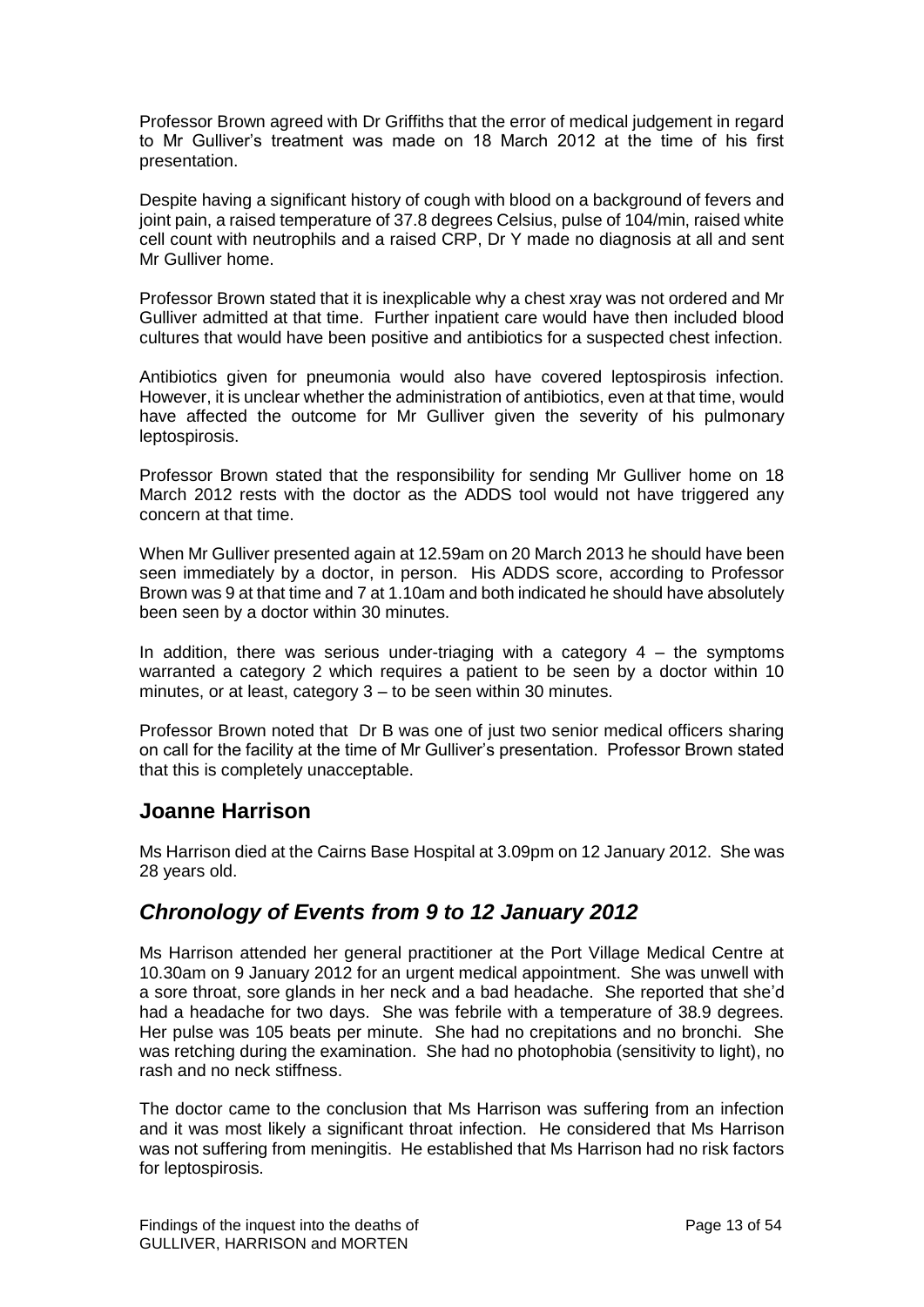Professor Brown agreed with Dr Griffiths that the error of medical judgement in regard to Mr Gulliver's treatment was made on 18 March 2012 at the time of his first presentation.

Despite having a significant history of cough with blood on a background of fevers and joint pain, a raised temperature of 37.8 degrees Celsius, pulse of 104/min, raised white cell count with neutrophils and a raised CRP, Dr Y made no diagnosis at all and sent Mr Gulliver home.

Professor Brown stated that it is inexplicable why a chest xray was not ordered and Mr Gulliver admitted at that time. Further inpatient care would have then included blood cultures that would have been positive and antibiotics for a suspected chest infection.

Antibiotics given for pneumonia would also have covered leptospirosis infection. However, it is unclear whether the administration of antibiotics, even at that time, would have affected the outcome for Mr Gulliver given the severity of his pulmonary leptospirosis.

Professor Brown stated that the responsibility for sending Mr Gulliver home on 18 March 2012 rests with the doctor as the ADDS tool would not have triggered any concern at that time.

When Mr Gulliver presented again at 12.59am on 20 March 2013 he should have been seen immediately by a doctor, in person. His ADDS score, according to Professor Brown was 9 at that time and 7 at 1.10am and both indicated he should have absolutely been seen by a doctor within 30 minutes.

In addition, there was serious under-triaging with a category 4 – the symptoms warranted a category 2 which requires a patient to be seen by a doctor within 10 minutes, or at least, category 3 – to be seen within 30 minutes.

Professor Brown noted that Dr B was one of just two senior medical officers sharing on call for the facility at the time of Mr Gulliver's presentation. Professor Brown stated that this is completely unacceptable.

## Joanne Harrison

Ms Harrison died at the Cairns Base Hospital at 3.09pm on 12 January 2012. She was 28 years old.

## *Chronology of Events from 9 to 12 January 2012*

Ms Harrison attended her general practitioner at the Port Village Medical Centre at 10.30am on 9 January 2012 for an urgent medical appointment. She was unwell with a sore throat, sore glands in her neck and a bad headache. She reported that she'd had a headache for two days. She was febrile with a temperature of 38.9 degrees. Her pulse was 105 beats per minute. She had no crepitations and no bronchi. She was retching during the examination. She had no photophobia (sensitivity to light), no rash and no neck stiffness.

The doctor came to the conclusion that Ms Harrison was suffering from an infection and it was most likely a significant throat infection. He considered that Ms Harrison was not suffering from meningitis. He established that Ms Harrison had no risk factors for leptospirosis.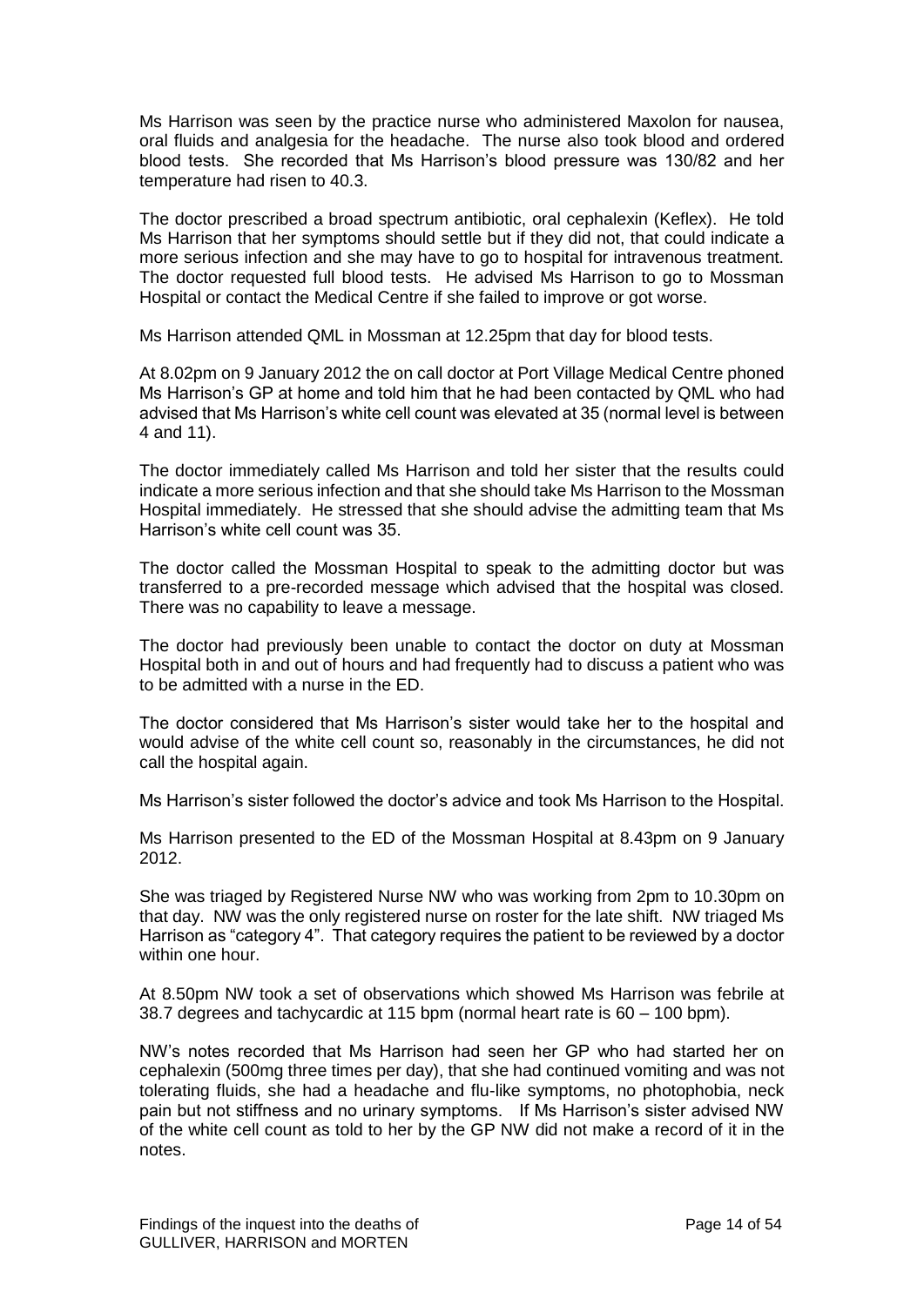Ms Harrison was seen by the practice nurse who administered Maxolon for nausea, oral fluids and analgesia for the headache. The nurse also took blood and ordered blood tests. She recorded that Ms Harrison's blood pressure was 130/82 and her temperature had risen to 40.3.

The doctor prescribed a broad spectrum antibiotic, oral cephalexin (Keflex). He told Ms Harrison that her symptoms should settle but if they did not, that could indicate a more serious infection and she may have to go to hospital for intravenous treatment. The doctor requested full blood tests. He advised Ms Harrison to go to Mossman Hospital or contact the Medical Centre if she failed to improve or got worse.

Ms Harrison attended QML in Mossman at 12.25pm that day for blood tests.

At 8.02pm on 9 January 2012 the on call doctor at Port Village Medical Centre phoned Ms Harrison's GP at home and told him that he had been contacted by QML who had advised that Ms Harrison's white cell count was elevated at 35 (normal level is between 4 and 11).

The doctor immediately called Ms Harrison and told her sister that the results could indicate a more serious infection and that she should take Ms Harrison to the Mossman Hospital immediately. He stressed that she should advise the admitting team that Ms Harrison's white cell count was 35.

The doctor called the Mossman Hospital to speak to the admitting doctor but was transferred to a pre-recorded message which advised that the hospital was closed. There was no capability to leave a message.

The doctor had previously been unable to contact the doctor on duty at Mossman Hospital both in and out of hours and had frequently had to discuss a patient who was to be admitted with a nurse in the ED.

The doctor considered that Ms Harrison's sister would take her to the hospital and would advise of the white cell count so, reasonably in the circumstances, he did not call the hospital again.

Ms Harrison's sister followed the doctor's advice and took Ms Harrison to the Hospital.

Ms Harrison presented to the ED of the Mossman Hospital at 8.43pm on 9 January 2012.

She was triaged by Registered Nurse NW who was working from 2pm to 10.30pm on that day. NW was the only registered nurse on roster for the late shift. NW triaged Ms Harrison as "category 4". That category requires the patient to be reviewed by a doctor within one hour.

At 8.50pm NW took a set of observations which showed Ms Harrison was febrile at 38.7 degrees and tachycardic at 115 bpm (normal heart rate is 60 – 100 bpm).

NW's notes recorded that Ms Harrison had seen her GP who had started her on cephalexin (500mg three times per day), that she had continued vomiting and was not tolerating fluids, she had a headache and flu-like symptoms, no photophobia, neck pain but not stiffness and no urinary symptoms. If Ms Harrison's sister advised NW of the white cell count as told to her by the GP NW did not make a record of it in the notes.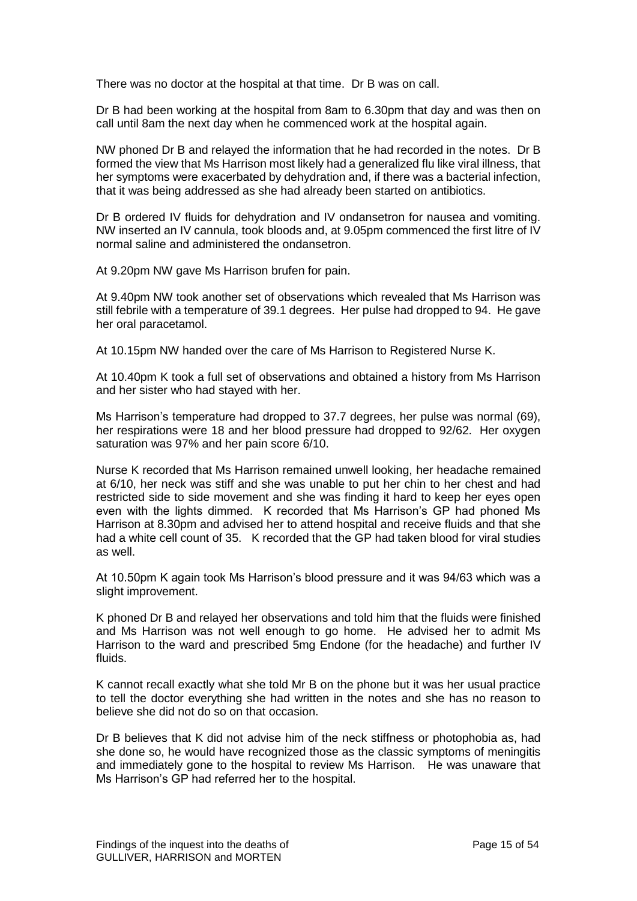There was no doctor at the hospital at that time. Dr B was on call.

Dr B had been working at the hospital from 8am to 6.30pm that day and was then on call until 8am the next day when he commenced work at the hospital again.

NW phoned Dr B and relayed the information that he had recorded in the notes. Dr B formed the view that Ms Harrison most likely had a generalized flu like viral illness, that her symptoms were exacerbated by dehydration and, if there was a bacterial infection, that it was being addressed as she had already been started on antibiotics.

Dr B ordered IV fluids for dehydration and IV ondansetron for nausea and vomiting. NW inserted an IV cannula, took bloods and, at 9.05pm commenced the first litre of IV normal saline and administered the ondansetron.

At 9.20pm NW gave Ms Harrison brufen for pain.

At 9.40pm NW took another set of observations which revealed that Ms Harrison was still febrile with a temperature of 39.1 degrees. Her pulse had dropped to 94. He gave her oral paracetamol.

At 10.15pm NW handed over the care of Ms Harrison to Registered Nurse K.

At 10.40pm K took a full set of observations and obtained a history from Ms Harrison and her sister who had stayed with her.

Ms Harrison's temperature had dropped to 37.7 degrees, her pulse was normal (69), her respirations were 18 and her blood pressure had dropped to 92/62. Her oxygen saturation was 97% and her pain score 6/10.

Nurse K recorded that Ms Harrison remained unwell looking, her headache remained at 6/10, her neck was stiff and she was unable to put her chin to her chest and had restricted side to side movement and she was finding it hard to keep her eyes open even with the lights dimmed. K recorded that Ms Harrison's GP had phoned Ms Harrison at 8.30pm and advised her to attend hospital and receive fluids and that she had a white cell count of 35. K recorded that the GP had taken blood for viral studies as well.

At 10.50pm K again took Ms Harrison's blood pressure and it was 94/63 which was a slight improvement.

K phoned Dr B and relayed her observations and told him that the fluids were finished and Ms Harrison was not well enough to go home. He advised her to admit Ms Harrison to the ward and prescribed 5mg Endone (for the headache) and further IV fluids.

K cannot recall exactly what she told Mr B on the phone but it was her usual practice to tell the doctor everything she had written in the notes and she has no reason to believe she did not do so on that occasion.

Dr B believes that K did not advise him of the neck stiffness or photophobia as, had she done so, he would have recognized those as the classic symptoms of meningitis and immediately gone to the hospital to review Ms Harrison. He was unaware that Ms Harrison's GP had referred her to the hospital.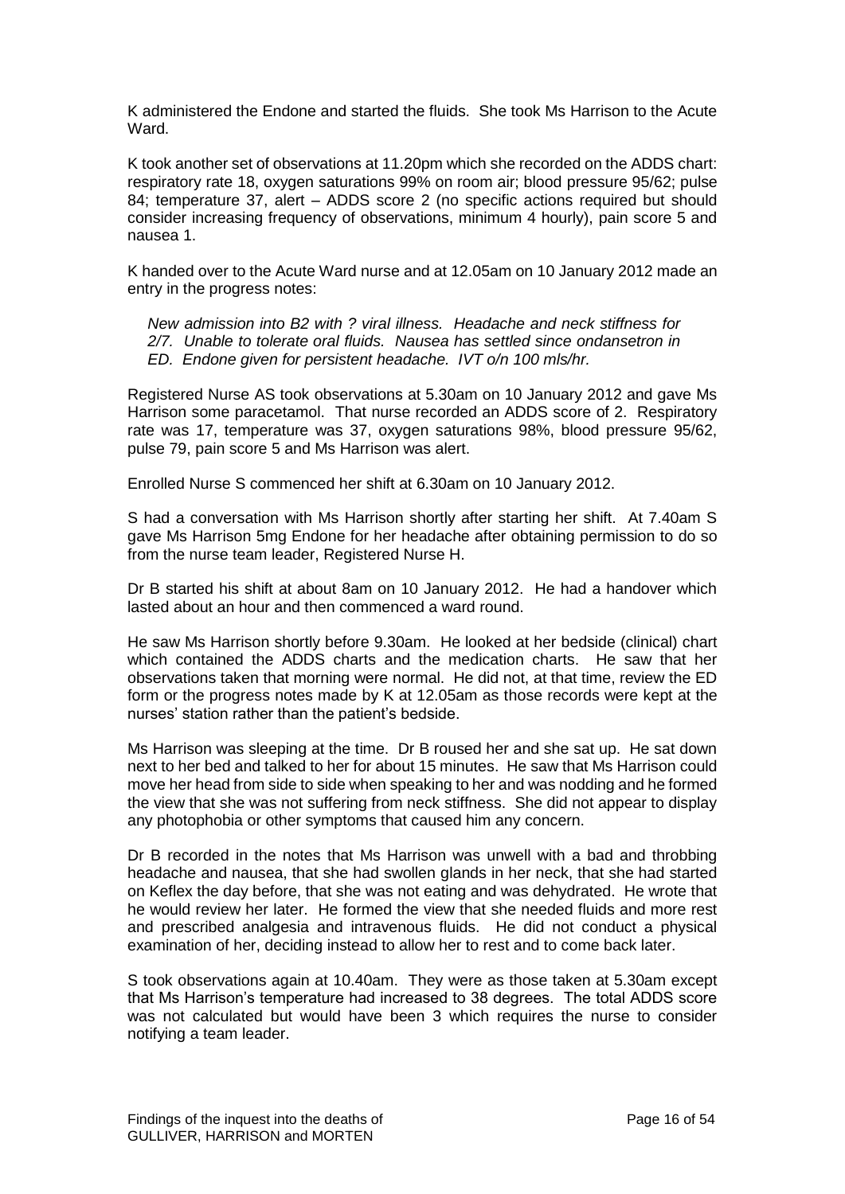K administered the Endone and started the fluids. She took Ms Harrison to the Acute Ward.

K took another set of observations at 11.20pm which she recorded on the ADDS chart: respiratory rate 18, oxygen saturations 99% on room air; blood pressure 95/62; pulse 84; temperature 37, alert – ADDS score 2 (no specific actions required but should consider increasing frequency of observations, minimum 4 hourly), pain score 5 and nausea 1.

K handed over to the Acute Ward nurse and at 12.05am on 10 January 2012 made an entry in the progress notes:

> *New admission into B2 with ? viral illness. Headache and neck stiffness for 2/7. Unable to tolerate oral fluids. Nausea has settled since ondansetron in ED. Endone given for persistent headache. IVT o/n 100 mls/hr.*

Registered Nurse AS took observations at 5.30am on 10 January 2012 and gave Ms Harrison some paracetamol. That nurse recorded an ADDS score of 2. Respiratory rate was 17, temperature was 37, oxygen saturations 98%, blood pressure 95/62, pulse 79, pain score 5 and Ms Harrison was alert.

Enrolled Nurse S commenced her shift at 6.30am on 10 January 2012.

S had a conversation with Ms Harrison shortly after starting her shift. At 7.40am S gave Ms Harrison 5mg Endone for her headache after obtaining permission to do so from the nurse team leader, Registered Nurse H.

Dr B started his shift at about 8am on 10 January 2012. He had a handover which lasted about an hour and then commenced a ward round.

He saw Ms Harrison shortly before 9.30am. He looked at her bedside (clinical) chart which contained the ADDS charts and the medication charts. He saw that her observations taken that morning were normal. He did not, at that time, review the ED form or the progress notes made by K at 12.05am as those records were kept at the nurses' station rather than the patient's bedside.

Ms Harrison was sleeping at the time. Dr B roused her and she sat up. He sat down next to her bed and talked to her for about 15 minutes. He saw that Ms Harrison could move her head from side to side when speaking to her and was nodding and he formed the view that she was not suffering from neck stiffness. She did not appear to display any photophobia or other symptoms that caused him any concern.

Dr B recorded in the notes that Ms Harrison was unwell with a bad and throbbing headache and nausea, that she had swollen glands in her neck, that she had started on Keflex the day before, that she was not eating and was dehydrated. He wrote that he would review her later. He formed the view that she needed fluids and more rest and prescribed analgesia and intravenous fluids. He did not conduct a physical examination of her, deciding instead to allow her to rest and to come back later.

S took observations again at 10.40am. They were as those taken at 5.30am except that Ms Harrison's temperature had increased to 38 degrees. The total ADDS score was not calculated but would have been 3 which requires the nurse to consider notifying a team leader.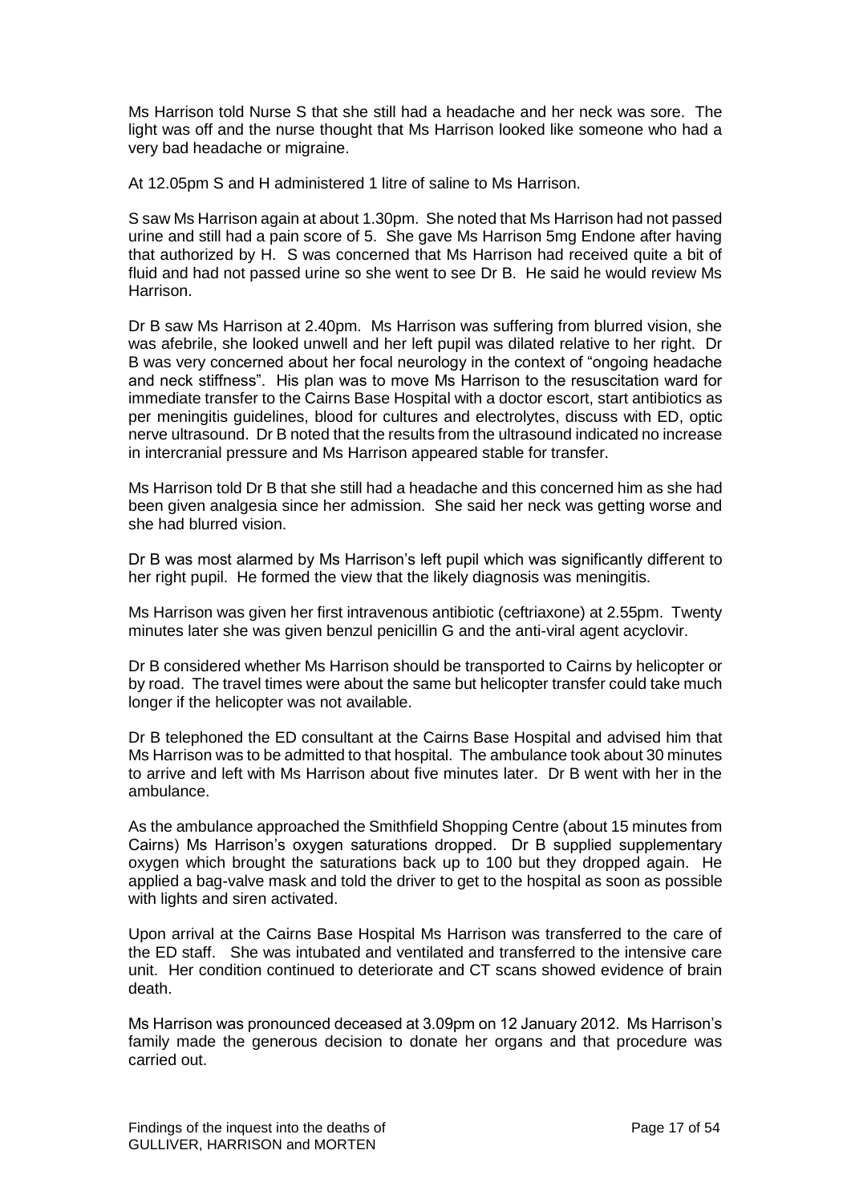Ms Harrison told Nurse S that she still had a headache and her neck was sore. The light was off and the nurse thought that Ms Harrison looked like someone who had a very bad headache or migraine.

At 12.05pm S and H administered 1 litre of saline to Ms Harrison.

S saw Ms Harrison again at about 1.30pm. She noted that Ms Harrison had not passed urine and still had a pain score of 5. She gave Ms Harrison 5mg Endone after having that authorized by H. S was concerned that Ms Harrison had received quite a bit of fluid and had not passed urine so she went to see Dr B. He said he would review Ms Harrison.

Dr B saw Ms Harrison at 2.40pm. Ms Harrison was suffering from blurred vision, she was afebrile, she looked unwell and her left pupil was dilated relative to her right. Dr B was very concerned about her focal neurology in the context of "ongoing headache and neck stiffness". His plan was to move Ms Harrison to the resuscitation ward for immediate transfer to the Cairns Base Hospital with a doctor escort, start antibiotics as per meningitis guidelines, blood for cultures and electrolytes, discuss with ED, optic nerve ultrasound. Dr B noted that the results from the ultrasound indicated no increase in intercranial pressure and Ms Harrison appeared stable for transfer.

Ms Harrison told Dr B that she still had a headache and this concerned him as she had been given analgesia since her admission. She said her neck was getting worse and she had blurred vision.

Dr B was most alarmed by Ms Harrison's left pupil which was significantly different to her right pupil. He formed the view that the likely diagnosis was meningitis.

Ms Harrison was given her first intravenous antibiotic (ceftriaxone) at 2.55pm. Twenty minutes later she was given benzul penicillin G and the anti-viral agent acyclovir.

Dr B considered whether Ms Harrison should be transported to Cairns by helicopter or by road. The travel times were about the same but helicopter transfer could take much longer if the helicopter was not available.

Dr B telephoned the ED consultant at the Cairns Base Hospital and advised him that Ms Harrison was to be admitted to that hospital. The ambulance took about 30 minutes to arrive and left with Ms Harrison about five minutes later. Dr B went with her in the ambulance.

As the ambulance approached the Smithfield Shopping Centre (about 15 minutes from Cairns) Ms Harrison's oxygen saturations dropped. Dr B supplied supplementary oxygen which brought the saturations back up to 100 but they dropped again. He applied a bag-valve mask and told the driver to get to the hospital as soon as possible with lights and siren activated.

Upon arrival at the Cairns Base Hospital Ms Harrison was transferred to the care of the ED staff. She was intubated and ventilated and transferred to the intensive care unit. Her condition continued to deteriorate and CT scans showed evidence of brain death.

Ms Harrison was pronounced deceased at 3.09pm on 12 January 2012. Ms Harrison's family made the generous decision to donate her organs and that procedure was carried out.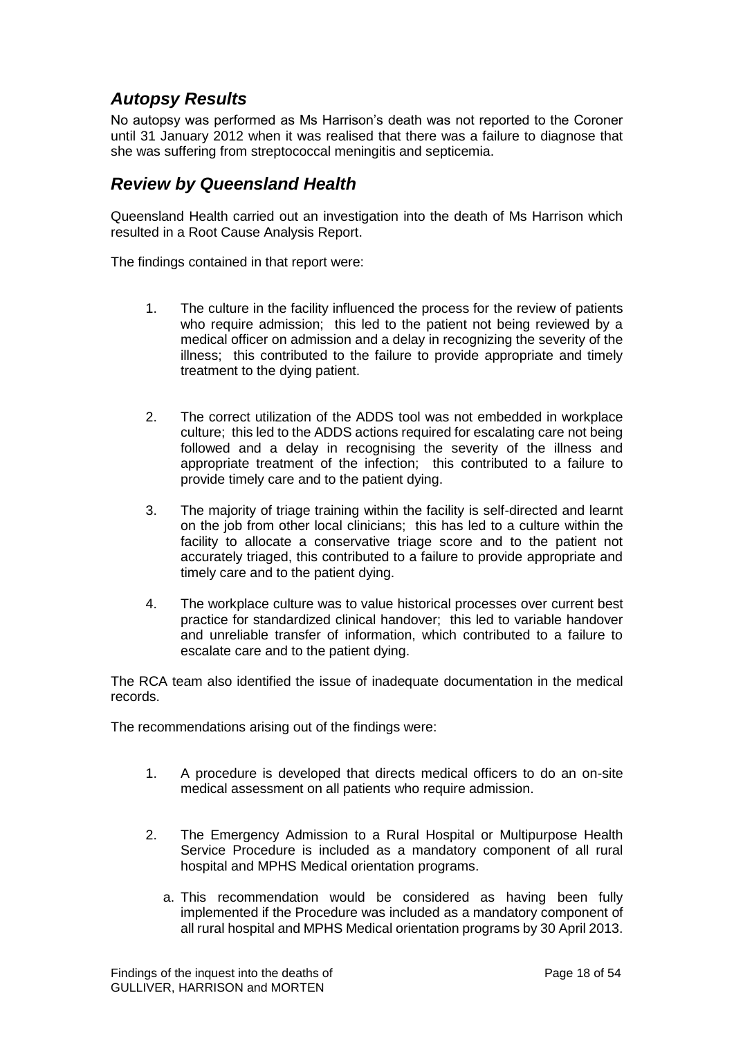## *Autopsy Results*

No autopsy was performed as Ms Harrison's death was not reported to the Coroner until 31 January 2012 when it was realised that there was a failure to diagnose that she was suffering from streptococcal meningitis and septicemia.

## *Review by Queensland Health*

Queensland Health carried out an investigation into the death of Ms Harrison which resulted in a Root Cause Analysis Report.

The findings contained in that report were:

1. The culture in the facility influenced the process for the review of patients who require admission; this led to the patient not being reviewed by a medical officer on admission and a delay in recognizing the severity of the illness; this contributed to the failure to provide appropriate and timely treatment to the dying patient.

2. The correct utilization of the ADDS tool was not embedded in workplace culture; this led to the ADDS actions required for escalating care not being followed and a delay in recognising the severity of the illness and appropriate treatment of the infection; this contributed to a failure to provide timely care and to the patient dying.

3. The majority of triage training within the facility is self-directed and learnt on the job from other local clinicians; this has led to a culture within the facility to allocate a conservative triage score and to the patient not accurately triaged, this contributed to a failure to provide appropriate and timely care and to the patient dying.

4. The workplace culture was to value historical processes over current best practice for standardized clinical handover; this led to variable handover and unreliable transfer of information, which contributed to a failure to escalate care and to the patient dying.

The RCA team also identified the issue of inadequate documentation in the medical records.

The recommendations arising out of the findings were:

1. A procedure is developed that directs medical officers to do an on-site medical assessment on all patients who require admission.

2. The Emergency Admission to a Rural Hospital or Multipurpose Health Service Procedure is included as a mandatory component of all rural hospital and MPHS Medical orientation programs.

   a. This recommendation would be considered as having been fully implemented if the Procedure was included as a mandatory component of all rural hospital and MPHS Medical orientation programs by 30 April 2013.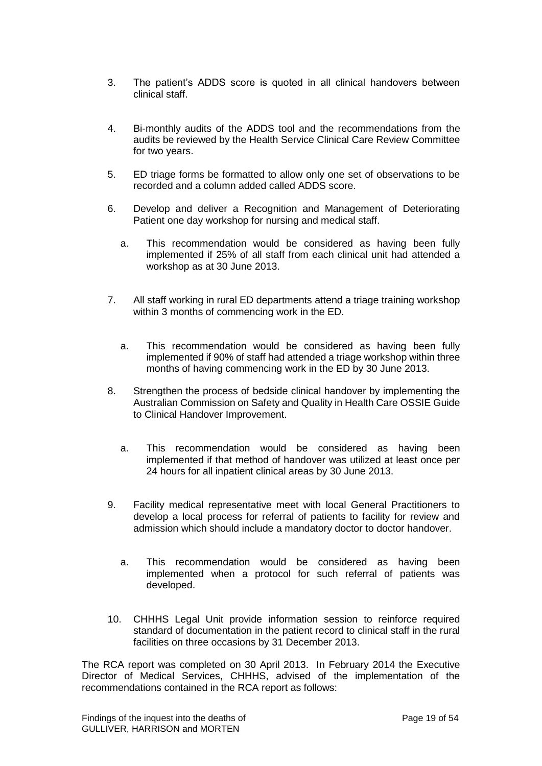3. The patient's ADDS score is quoted in all clinical handovers between clinical staff.

4. Bi-monthly audits of the ADDS tool and the recommendations from the audits be reviewed by the Health Service Clinical Care Review Committee for two years.

5. ED triage forms be formatted to allow only one set of observations to be recorded and a column added called ADDS score.

6. Develop and deliver a Recognition and Management of Deteriorating Patient one day workshop for nursing and medical staff.

   a. This recommendation would be considered as having been fully implemented if 25% of all staff from each clinical unit had attended a workshop as at 30 June 2013.

7. All staff working in rural ED departments attend a triage training workshop within 3 months of commencing work in the ED.

   a. This recommendation would be considered as having been fully implemented if 90% of staff had attended a triage workshop within three months of having commencing work in the ED by 30 June 2013.

8. Strengthen the process of bedside clinical handover by implementing the Australian Commission on Safety and Quality in Health Care OSSIE Guide to Clinical Handover Improvement.

   a. This recommendation would be considered as having been implemented if that method of handover was utilized at least once per 24 hours for all inpatient clinical areas by 30 June 2013.

9. Facility medical representative meet with local General Practitioners to develop a local process for referral of patients to facility for review and admission which should include a mandatory doctor to doctor handover.

   a. This recommendation would be considered as having been implemented when a protocol for such referral of patients was developed.

10. CHHHS Legal Unit provide information session to reinforce required standard of documentation in the patient record to clinical staff in the rural facilities on three occasions by 31 December 2013.

The RCA report was completed on 30 April 2013. In February 2014 the Executive Director of Medical Services, CHHHS, advised of the implementation of the recommendations contained in the RCA report as follows: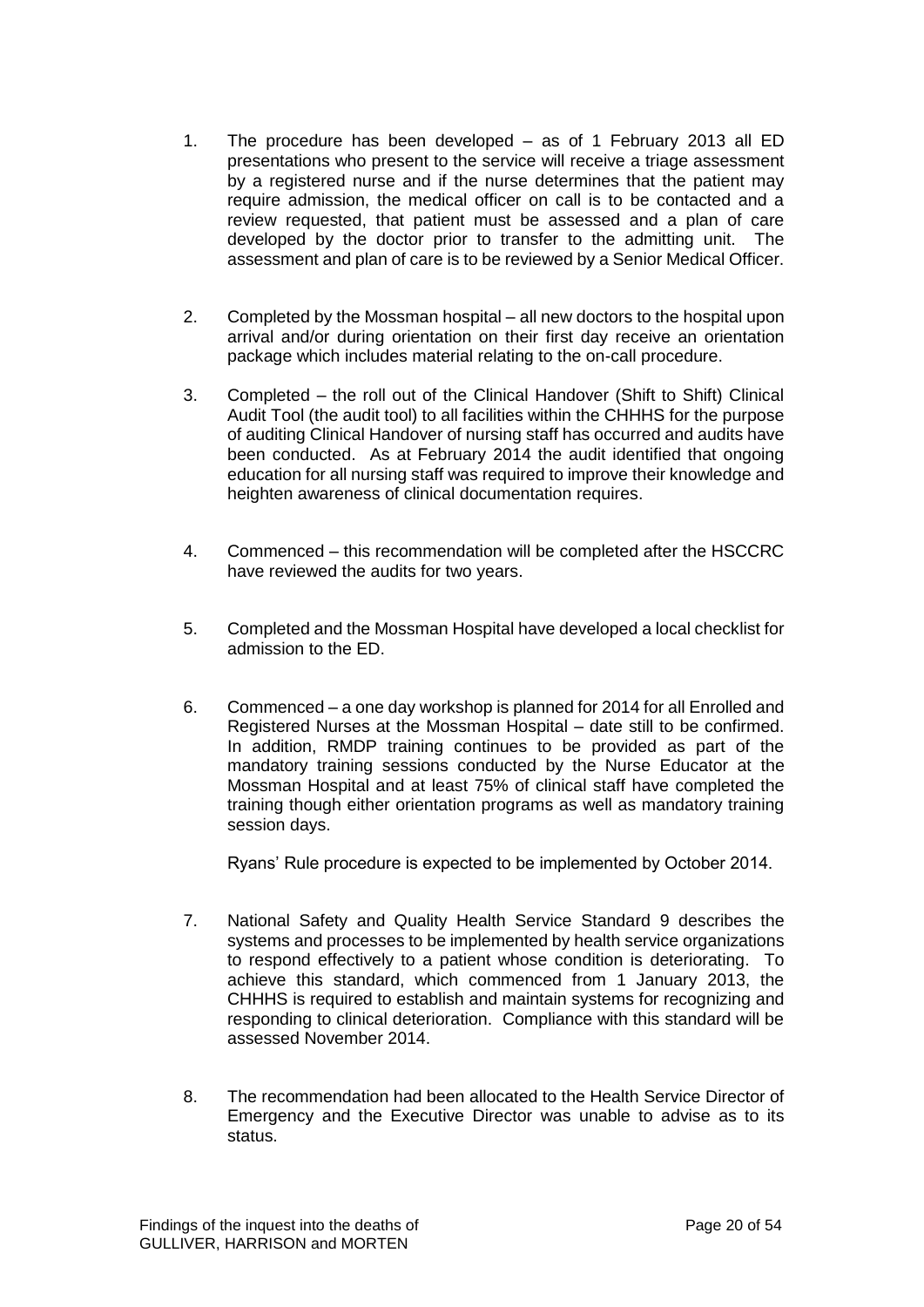1. The procedure has been developed – as of 1 February 2013 all ED presentations who present to the service will receive a triage assessment by a registered nurse and if the nurse determines that the patient may require admission, the medical officer on call is to be contacted and a review requested, that patient must be assessed and a plan of care developed by the doctor prior to transfer to the admitting unit. The assessment and plan of care is to be reviewed by a Senior Medical Officer.

2. Completed by the Mossman hospital – all new doctors to the hospital upon arrival and/or during orientation on their first day receive an orientation package which includes material relating to the on-call procedure.

3. Completed – the roll out of the Clinical Handover (Shift to Shift) Clinical Audit Tool (the audit tool) to all facilities within the CHHHS for the purpose of auditing Clinical Handover of nursing staff has occurred and audits have been conducted. As at February 2014 the audit identified that ongoing education for all nursing staff was required to improve their knowledge and heighten awareness of clinical documentation requires.

4. Commenced – this recommendation will be completed after the HSCCRC have reviewed the audits for two years.

5. Completed and the Mossman Hospital have developed a local checklist for admission to the ED.

6. Commenced – a one day workshop is planned for 2014 for all Enrolled and Registered Nurses at the Mossman Hospital – date still to be confirmed. In addition, RMDP training continues to be provided as part of the mandatory training sessions conducted by the Nurse Educator at the Mossman Hospital and at least 75% of clinical staff have completed the training though either orientation programs as well as mandatory training session days.

   Ryans' Rule procedure is expected to be implemented by October 2014.

7. National Safety and Quality Health Service Standard 9 describes the systems and processes to be implemented by health service organizations to respond effectively to a patient whose condition is deteriorating. To achieve this standard, which commenced from 1 January 2013, the CHHHS is required to establish and maintain systems for recognizing and responding to clinical deterioration. Compliance with this standard will be assessed November 2014.

8. The recommendation had been allocated to the Health Service Director of Emergency and the Executive Director was unable to advise as to its status.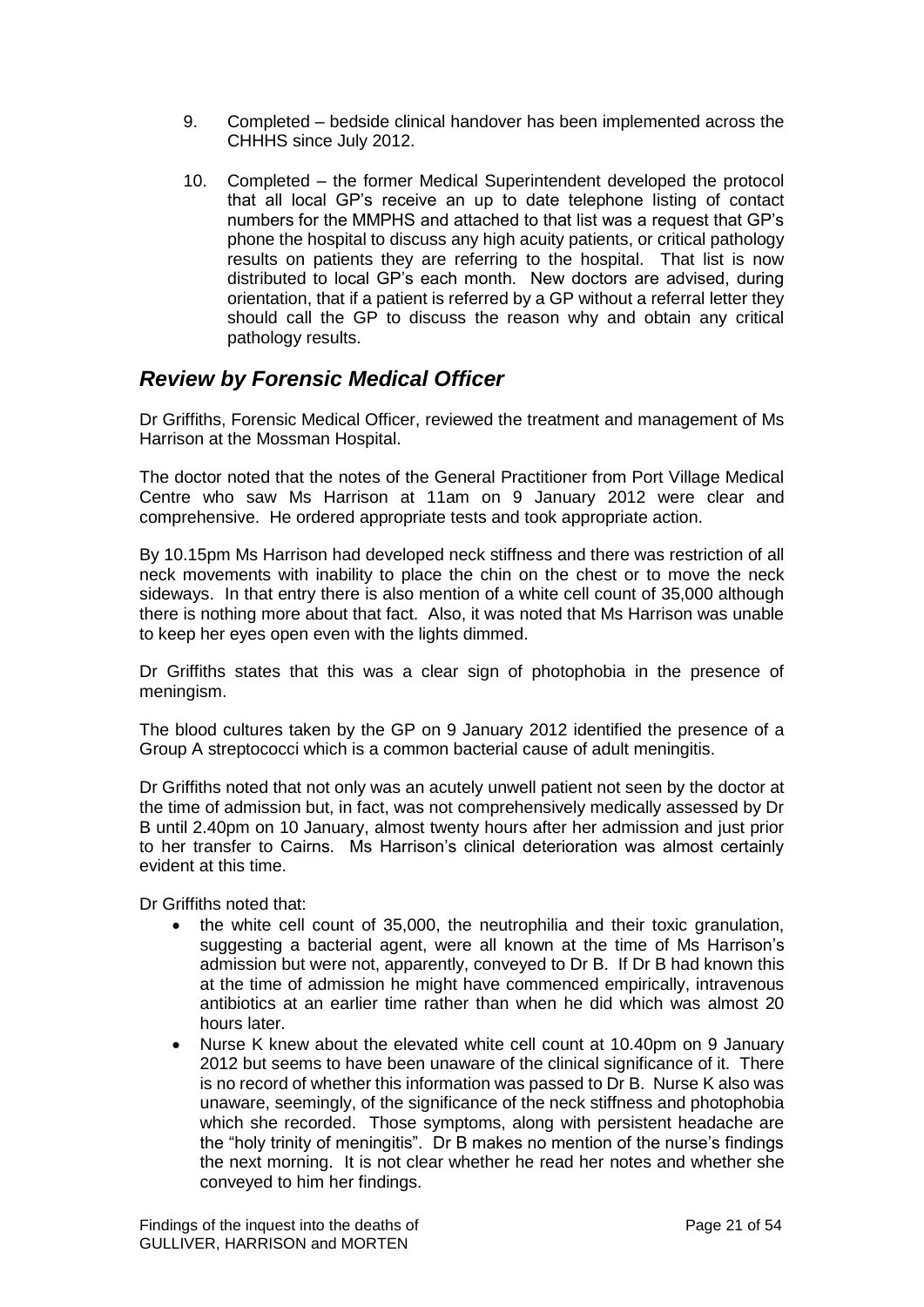9. Completed – bedside clinical handover has been implemented across the CHHHS since July 2012.

10. Completed – the former Medical Superintendent developed the protocol that all local GP's receive an up to date telephone listing of contact numbers for the MMPHS and attached to that list was a request that GP's phone the hospital to discuss any high acuity patients, or critical pathology results on patients they are referring to the hospital. That list is now distributed to local GP's each month. New doctors are advised, during orientation, that if a patient is referred by a GP without a referral letter they should call the GP to discuss the reason why and obtain any critical pathology results.

## *Review by Forensic Medical Officer*

Dr Griffiths, Forensic Medical Officer, reviewed the treatment and management of Ms Harrison at the Mossman Hospital.

The doctor noted that the notes of the General Practitioner from Port Village Medical Centre who saw Ms Harrison at 11am on 9 January 2012 were clear and comprehensive. He ordered appropriate tests and took appropriate action.

By 10.15pm Ms Harrison had developed neck stiffness and there was restriction of all neck movements with inability to place the chin on the chest or to move the neck sideways. In that entry there is also mention of a white cell count of 35,000 although there is nothing more about that fact. Also, it was noted that Ms Harrison was unable to keep her eyes open even with the lights dimmed.

Dr Griffiths states that this was a clear sign of photophobia in the presence of meningism.

The blood cultures taken by the GP on 9 January 2012 identified the presence of a Group A streptococci which is a common bacterial cause of adult meningitis.

Dr Griffiths noted that not only was an acutely unwell patient not seen by the doctor at the time of admission but, in fact, was not comprehensively medically assessed by Dr B until 2.40pm on 10 January, almost twenty hours after her admission and just prior to her transfer to Cairns. Ms Harrison's clinical deterioration was almost certainly evident at this time.

Dr Griffiths noted that:

- the white cell count of 35,000, the neutrophilia and their toxic granulation, suggesting a bacterial agent, were all known at the time of Ms Harrison's admission but were not, apparently, conveyed to Dr B. If Dr B had known this at the time of admission he might have commenced empirically, intravenous antibiotics at an earlier time rather than when he did which was almost 20 hours later.
- Nurse K knew about the elevated white cell count at 10.40pm on 9 January 2012 but seems to have been unaware of the clinical significance of it. There is no record of whether this information was passed to Dr B. Nurse K also was unaware, seemingly, of the significance of the neck stiffness and photophobia which she recorded. Those symptoms, along with persistent headache are the "holy trinity of meningitis". Dr B makes no mention of the nurse's findings the next morning. It is not clear whether he read her notes and whether she conveyed to him her findings.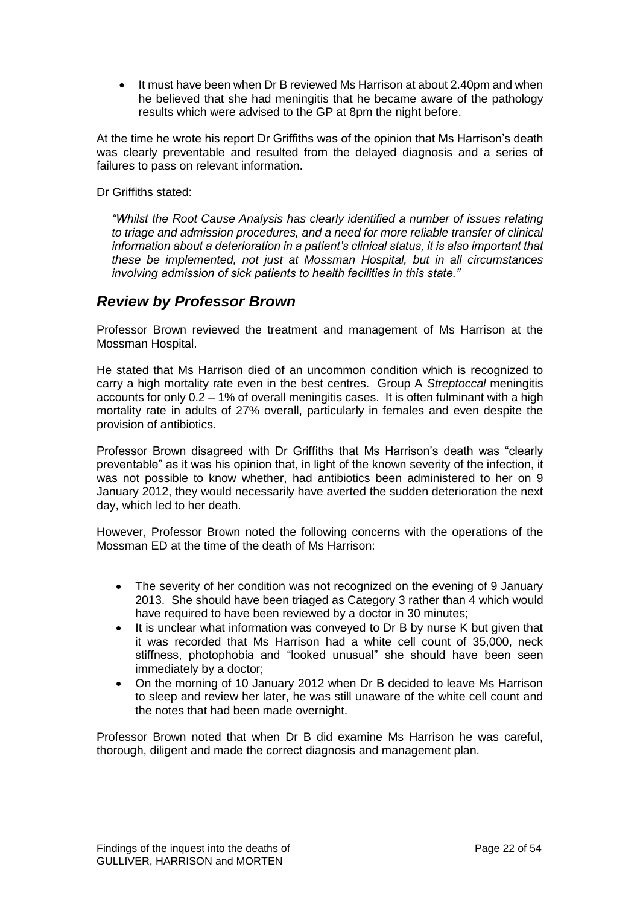- It must have been when Dr B reviewed Ms Harrison at about 2.40pm and when he believed that she had meningitis that he became aware of the pathology results which were advised to the GP at 8pm the night before.

At the time he wrote his report Dr Griffiths was of the opinion that Ms Harrison's death was clearly preventable and resulted from the delayed diagnosis and a series of failures to pass on relevant information.

Dr Griffiths stated:

> *"Whilst the Root Cause Analysis has clearly identified a number of issues relating to triage and admission procedures, and a need for more reliable transfer of clinical information about a deterioration in a patient's clinical status, it is also important that these be implemented, not just at Mossman Hospital, but in all circumstances involving admission of sick patients to health facilities in this state."*

## *Review by Professor Brown*

Professor Brown reviewed the treatment and management of Ms Harrison at the Mossman Hospital.

He stated that Ms Harrison died of an uncommon condition which is recognized to carry a high mortality rate even in the best centres. Group A *Streptoccal* meningitis accounts for only 0.2 – 1% of overall meningitis cases. It is often fulminant with a high mortality rate in adults of 27% overall, particularly in females and even despite the provision of antibiotics.

Professor Brown disagreed with Dr Griffiths that Ms Harrison's death was "clearly preventable" as it was his opinion that, in light of the known severity of the infection, it was not possible to know whether, had antibiotics been administered to her on 9 January 2012, they would necessarily have averted the sudden deterioration the next day, which led to her death.

However, Professor Brown noted the following concerns with the operations of the Mossman ED at the time of the death of Ms Harrison:

- The severity of her condition was not recognized on the evening of 9 January 2013. She should have been triaged as Category 3 rather than 4 which would have required to have been reviewed by a doctor in 30 minutes;
- It is unclear what information was conveyed to Dr B by nurse K but given that it was recorded that Ms Harrison had a white cell count of 35,000, neck stiffness, photophobia and "looked unusual" she should have been seen immediately by a doctor;
- On the morning of 10 January 2012 when Dr B decided to leave Ms Harrison to sleep and review her later, he was still unaware of the white cell count and the notes that had been made overnight.

Professor Brown noted that when Dr B did examine Ms Harrison he was careful, thorough, diligent and made the correct diagnosis and management plan.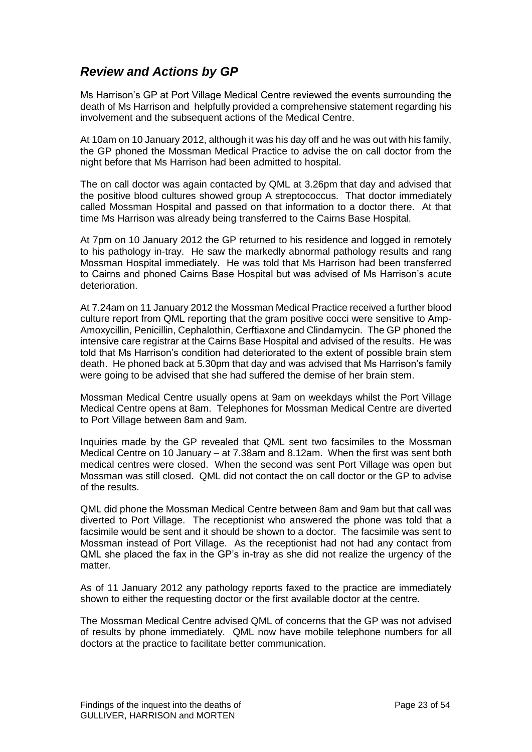## *Review and Actions by GP*

Ms Harrison's GP at Port Village Medical Centre reviewed the events surrounding the death of Ms Harrison and helpfully provided a comprehensive statement regarding his involvement and the subsequent actions of the Medical Centre.

At 10am on 10 January 2012, although it was his day off and he was out with his family, the GP phoned the Mossman Medical Practice to advise the on call doctor from the night before that Ms Harrison had been admitted to hospital.

The on call doctor was again contacted by QML at 3.26pm that day and advised that the positive blood cultures showed group A streptococcus. That doctor immediately called Mossman Hospital and passed on that information to a doctor there. At that time Ms Harrison was already being transferred to the Cairns Base Hospital.

At 7pm on 10 January 2012 the GP returned to his residence and logged in remotely to his pathology in-tray. He saw the markedly abnormal pathology results and rang Mossman Hospital immediately. He was told that Ms Harrison had been transferred to Cairns and phoned Cairns Base Hospital but was advised of Ms Harrison's acute deterioration.

At 7.24am on 11 January 2012 the Mossman Medical Practice received a further blood culture report from QML reporting that the gram positive cocci were sensitive to Amp-Amoxycillin, Penicillin, Cephalothin, Cerftiaxone and Clindamycin. The GP phoned the intensive care registrar at the Cairns Base Hospital and advised of the results. He was told that Ms Harrison's condition had deteriorated to the extent of possible brain stem death. He phoned back at 5.30pm that day and was advised that Ms Harrison's family were going to be advised that she had suffered the demise of her brain stem.

Mossman Medical Centre usually opens at 9am on weekdays whilst the Port Village Medical Centre opens at 8am. Telephones for Mossman Medical Centre are diverted to Port Village between 8am and 9am.

Inquiries made by the GP revealed that QML sent two facsimiles to the Mossman Medical Centre on 10 January – at 7.38am and 8.12am. When the first was sent both medical centres were closed. When the second was sent Port Village was open but Mossman was still closed. QML did not contact the on call doctor or the GP to advise of the results.

QML did phone the Mossman Medical Centre between 8am and 9am but that call was diverted to Port Village. The receptionist who answered the phone was told that a facsimile would be sent and it should be shown to a doctor. The facsimile was sent to Mossman instead of Port Village. As the receptionist had not had any contact from QML she placed the fax in the GP's in-tray as she did not realize the urgency of the matter.

As of 11 January 2012 any pathology reports faxed to the practice are immediately shown to either the requesting doctor or the first available doctor at the centre.

The Mossman Medical Centre advised QML of concerns that the GP was not advised of results by phone immediately. QML now have mobile telephone numbers for all doctors at the practice to facilitate better communication.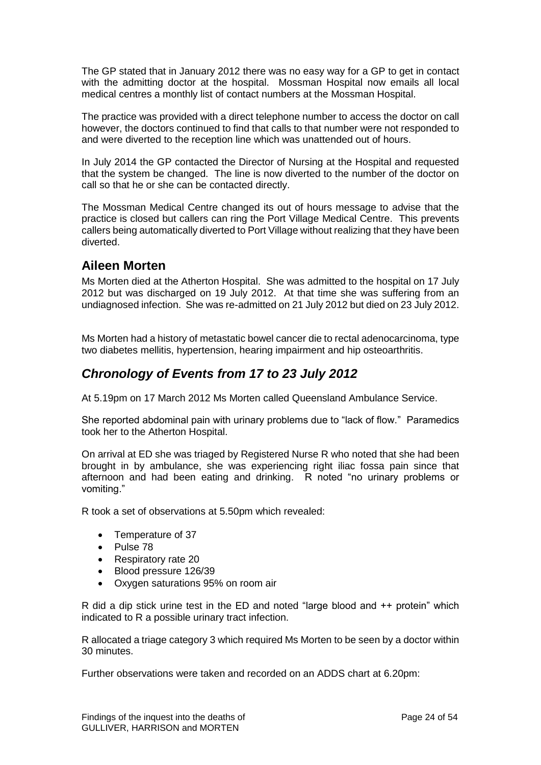The GP stated that in January 2012 there was no easy way for a GP to get in contact with the admitting doctor at the hospital. Mossman Hospital now emails all local medical centres a monthly list of contact numbers at the Mossman Hospital.

The practice was provided with a direct telephone number to access the doctor on call however, the doctors continued to find that calls to that number were not responded to and were diverted to the reception line which was unattended out of hours.

In July 2014 the GP contacted the Director of Nursing at the Hospital and requested that the system be changed. The line is now diverted to the number of the doctor on call so that he or she can be contacted directly.

The Mossman Medical Centre changed its out of hours message to advise that the practice is closed but callers can ring the Port Village Medical Centre. This prevents callers being automatically diverted to Port Village without realizing that they have been diverted.

## Aileen Morten

Ms Morten died at the Atherton Hospital. She was admitted to the hospital on 17 July 2012 but was discharged on 19 July 2012. At that time she was suffering from an undiagnosed infection. She was re-admitted on 21 July 2012 but died on 23 July 2012.

Ms Morten had a history of metastatic bowel cancer die to rectal adenocarcinoma, type two diabetes mellitis, hypertension, hearing impairment and hip osteoarthritis.

## *Chronology of Events from 17 to 23 July 2012*

At 5.19pm on 17 March 2012 Ms Morten called Queensland Ambulance Service.

She reported abdominal pain with urinary problems due to "lack of flow." Paramedics took her to the Atherton Hospital.

On arrival at ED she was triaged by Registered Nurse R who noted that she had been brought in by ambulance, she was experiencing right iliac fossa pain since that afternoon and had been eating and drinking. R noted "no urinary problems or vomiting."

R took a set of observations at 5.50pm which revealed:

- Temperature of 37
- Pulse 78
- Respiratory rate 20
- Blood pressure 126/39
- Oxygen saturations 95% on room air

R did a dip stick urine test in the ED and noted "large blood and ++ protein" which indicated to R a possible urinary tract infection.

R allocated a triage category 3 which required Ms Morten to be seen by a doctor within 30 minutes.

Further observations were taken and recorded on an ADDS chart at 6.20pm: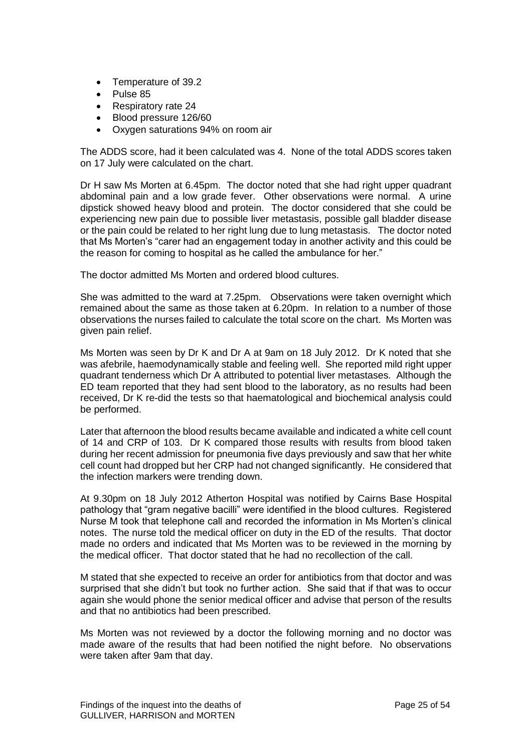- Temperature of 39.2
- Pulse 85
- Respiratory rate 24
- Blood pressure 126/60
- Oxygen saturations 94% on room air

The ADDS score, had it been calculated was 4. None of the total ADDS scores taken on 17 July were calculated on the chart.

Dr H saw Ms Morten at 6.45pm. The doctor noted that she had right upper quadrant abdominal pain and a low grade fever. Other observations were normal. A urine dipstick showed heavy blood and protein. The doctor considered that she could be experiencing new pain due to possible liver metastasis, possible gall bladder disease or the pain could be related to her right lung due to lung metastasis. The doctor noted that Ms Morten's "carer had an engagement today in another activity and this could be the reason for coming to hospital as he called the ambulance for her."

The doctor admitted Ms Morten and ordered blood cultures.

She was admitted to the ward at 7.25pm. Observations were taken overnight which remained about the same as those taken at 6.20pm. In relation to a number of those observations the nurses failed to calculate the total score on the chart. Ms Morten was given pain relief.

Ms Morten was seen by Dr K and Dr A at 9am on 18 July 2012. Dr K noted that she was afebrile, haemodynamically stable and feeling well. She reported mild right upper quadrant tenderness which Dr A attributed to potential liver metastases. Although the ED team reported that they had sent blood to the laboratory, as no results had been received, Dr K re-did the tests so that haematological and biochemical analysis could be performed.

Later that afternoon the blood results became available and indicated a white cell count of 14 and CRP of 103. Dr K compared those results with results from blood taken during her recent admission for pneumonia five days previously and saw that her white cell count had dropped but her CRP had not changed significantly. He considered that the infection markers were trending down.

At 9.30pm on 18 July 2012 Atherton Hospital was notified by Cairns Base Hospital pathology that "gram negative bacilli" were identified in the blood cultures. Registered Nurse M took that telephone call and recorded the information in Ms Morten's clinical notes. The nurse told the medical officer on duty in the ED of the results. That doctor made no orders and indicated that Ms Morten was to be reviewed in the morning by the medical officer. That doctor stated that he had no recollection of the call.

M stated that she expected to receive an order for antibiotics from that doctor and was surprised that she didn't but took no further action. She said that if that was to occur again she would phone the senior medical officer and advise that person of the results and that no antibiotics had been prescribed.

Ms Morten was not reviewed by a doctor the following morning and no doctor was made aware of the results that had been notified the night before. No observations were taken after 9am that day.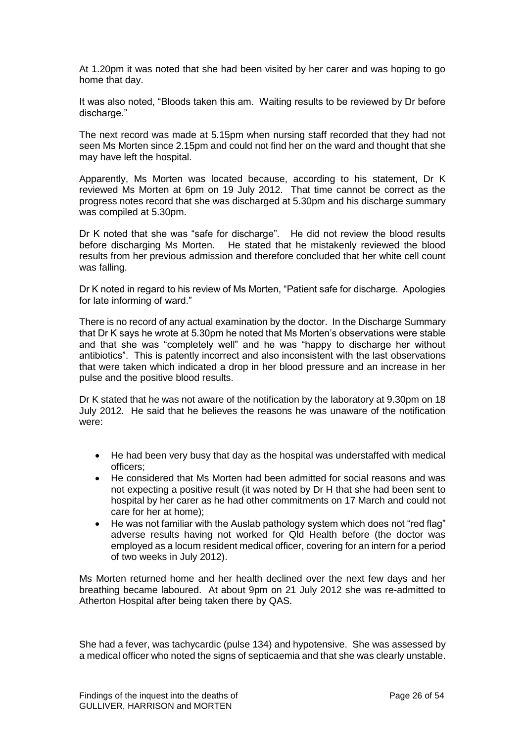At 1.20pm it was noted that she had been visited by her carer and was hoping to go home that day.

It was also noted, "Bloods taken this am. Waiting results to be reviewed by Dr before discharge."

The next record was made at 5.15pm when nursing staff recorded that they had not seen Ms Morten since 2.15pm and could not find her on the ward and thought that she may have left the hospital.

Apparently, Ms Morten was located because, according to his statement, Dr K reviewed Ms Morten at 6pm on 19 July 2012. That time cannot be correct as the progress notes record that she was discharged at 5.30pm and his discharge summary was compiled at 5.30pm.

Dr K noted that she was "safe for discharge". He did not review the blood results before discharging Ms Morten. He stated that he mistakenly reviewed the blood results from her previous admission and therefore concluded that her white cell count was falling.

Dr K noted in regard to his review of Ms Morten, "Patient safe for discharge. Apologies for late informing of ward."

There is no record of any actual examination by the doctor. In the Discharge Summary that Dr K says he wrote at 5.30pm he noted that Ms Morten's observations were stable and that she was "completely well" and he was "happy to discharge her without antibiotics". This is patently incorrect and also inconsistent with the last observations that were taken which indicated a drop in her blood pressure and an increase in her pulse and the positive blood results.

Dr K stated that he was not aware of the notification by the laboratory at 9.30pm on 18 July 2012. He said that he believes the reasons he was unaware of the notification were:

- He had been very busy that day as the hospital was understaffed with medical officers;
- He considered that Ms Morten had been admitted for social reasons and was not expecting a positive result (it was noted by Dr H that she had been sent to hospital by her carer as he had other commitments on 17 March and could not care for her at home);
- He was not familiar with the Auslab pathology system which does not "red flag" adverse results having not worked for Qld Health before (the doctor was employed as a locum resident medical officer, covering for an intern for a period of two weeks in July 2012).

Ms Morten returned home and her health declined over the next few days and her breathing became laboured. At about 9pm on 21 July 2012 she was re-admitted to Atherton Hospital after being taken there by QAS.

She had a fever, was tachycardic (pulse 134) and hypotensive. She was assessed by a medical officer who noted the signs of septicaemia and that she was clearly unstable.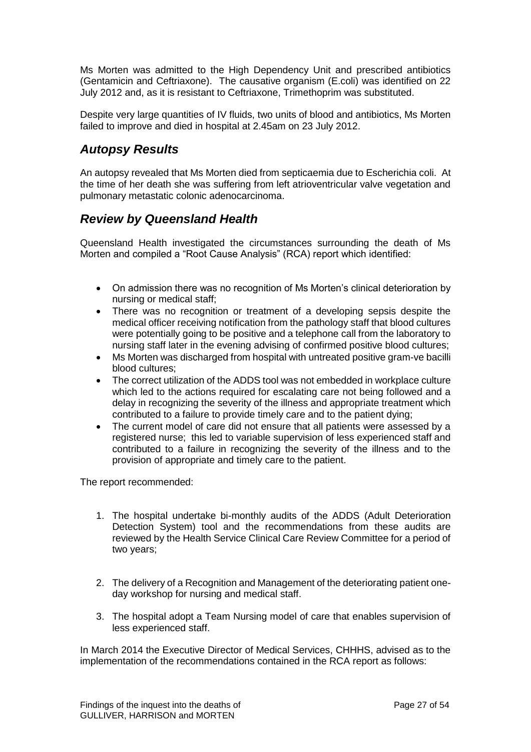Ms Morten was admitted to the High Dependency Unit and prescribed antibiotics (Gentamicin and Ceftriaxone). The causative organism (E.coli) was identified on 22 July 2012 and, as it is resistant to Ceftriaxone, Trimethoprim was substituted.

Despite very large quantities of IV fluids, two units of blood and antibiotics, Ms Morten failed to improve and died in hospital at 2.45am on 23 July 2012.

## *Autopsy Results*

An autopsy revealed that Ms Morten died from septicaemia due to Escherichia coli. At the time of her death she was suffering from left atrioventricular valve vegetation and pulmonary metastatic colonic adenocarcinoma.

## *Review by Queensland Health*

Queensland Health investigated the circumstances surrounding the death of Ms Morten and compiled a "Root Cause Analysis" (RCA) report which identified:

- On admission there was no recognition of Ms Morten's clinical deterioration by nursing or medical staff;
- There was no recognition or treatment of a developing sepsis despite the medical officer receiving notification from the pathology staff that blood cultures were potentially going to be positive and a telephone call from the laboratory to nursing staff later in the evening advising of confirmed positive blood cultures;
- Ms Morten was discharged from hospital with untreated positive gram-ve bacilli blood cultures;
- The correct utilization of the ADDS tool was not embedded in workplace culture which led to the actions required for escalating care not being followed and a delay in recognizing the severity of the illness and appropriate treatment which contributed to a failure to provide timely care and to the patient dying;
- The current model of care did not ensure that all patients were assessed by a registered nurse; this led to variable supervision of less experienced staff and contributed to a failure in recognizing the severity of the illness and to the provision of appropriate and timely care to the patient.

The report recommended:

1. The hospital undertake bi-monthly audits of the ADDS (Adult Deterioration Detection System) tool and the recommendations from these audits are reviewed by the Health Service Clinical Care Review Committee for a period of two years;

2. The delivery of a Recognition and Management of the deteriorating patient one-day workshop for nursing and medical staff.

3. The hospital adopt a Team Nursing model of care that enables supervision of less experienced staff.

In March 2014 the Executive Director of Medical Services, CHHHS, advised as to the implementation of the recommendations contained in the RCA report as follows: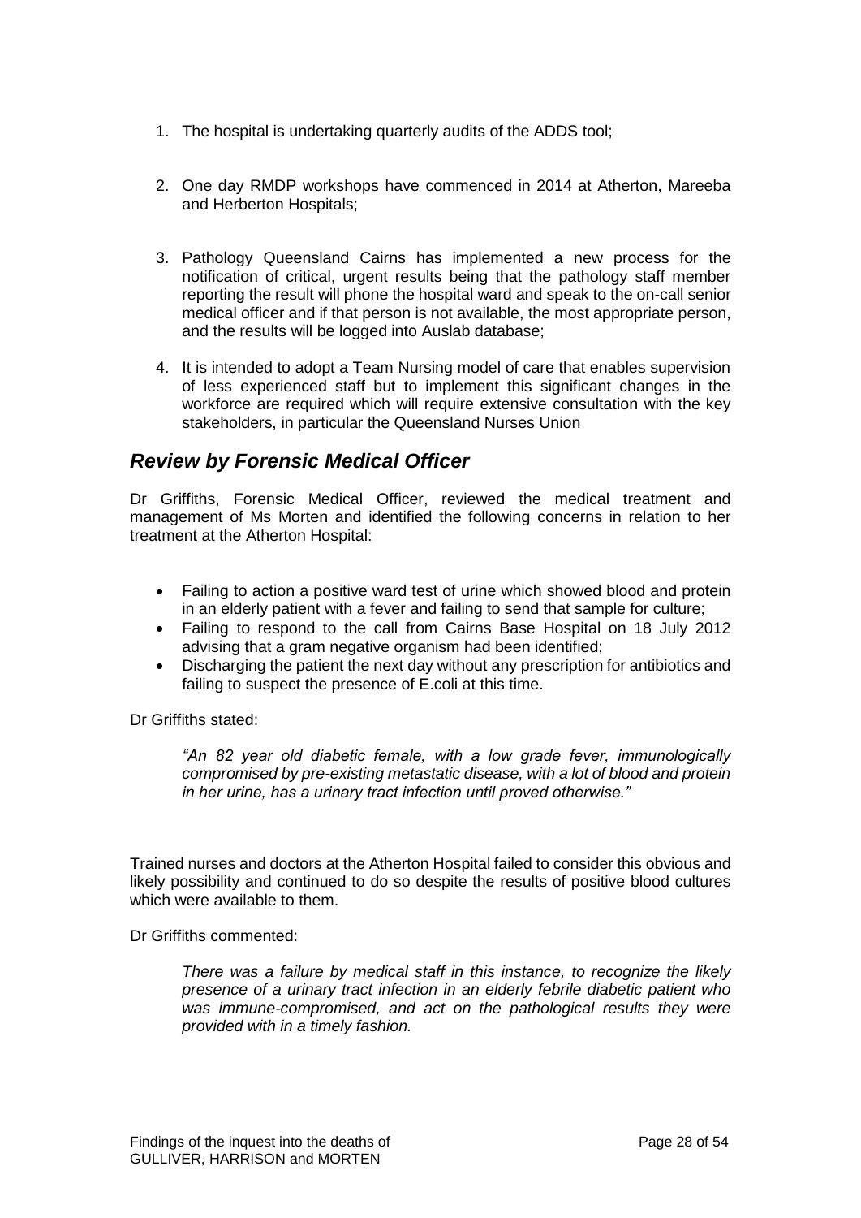1. The hospital is undertaking quarterly audits of the ADDS tool;

2. One day RMDP workshops have commenced in 2014 at Atherton, Mareeba and Herberton Hospitals;

3. Pathology Queensland Cairns has implemented a new process for the notification of critical, urgent results being that the pathology staff member reporting the result will phone the hospital ward and speak to the on-call senior medical officer and if that person is not available, the most appropriate person, and the results will be logged into Auslab database;

4. It is intended to adopt a Team Nursing model of care that enables supervision of less experienced staff but to implement this significant changes in the workforce are required which will require extensive consultation with the key stakeholders, in particular the Queensland Nurses Union

## *Review by Forensic Medical Officer*

Dr Griffiths, Forensic Medical Officer, reviewed the medical treatment and management of Ms Morten and identified the following concerns in relation to her treatment at the Atherton Hospital:

- Failing to action a positive ward test of urine which showed blood and protein in an elderly patient with a fever and failing to send that sample for culture;
- Failing to respond to the call from Cairns Base Hospital on 18 July 2012 advising that a gram negative organism had been identified;
- Discharging the patient the next day without any prescription for antibiotics and failing to suspect the presence of E.coli at this time.

Dr Griffiths stated:

> *"An 82 year old diabetic female, with a low grade fever, immunologically compromised by pre-existing metastatic disease, with a lot of blood and protein in her urine, has a urinary tract infection until proved otherwise."*

Trained nurses and doctors at the Atherton Hospital failed to consider this obvious and likely possibility and continued to do so despite the results of positive blood cultures which were available to them.

Dr Griffiths commented:

> *There was a failure by medical staff in this instance, to recognize the likely presence of a urinary tract infection in an elderly febrile diabetic patient who was immune-compromised, and act on the pathological results they were provided with in a timely fashion.*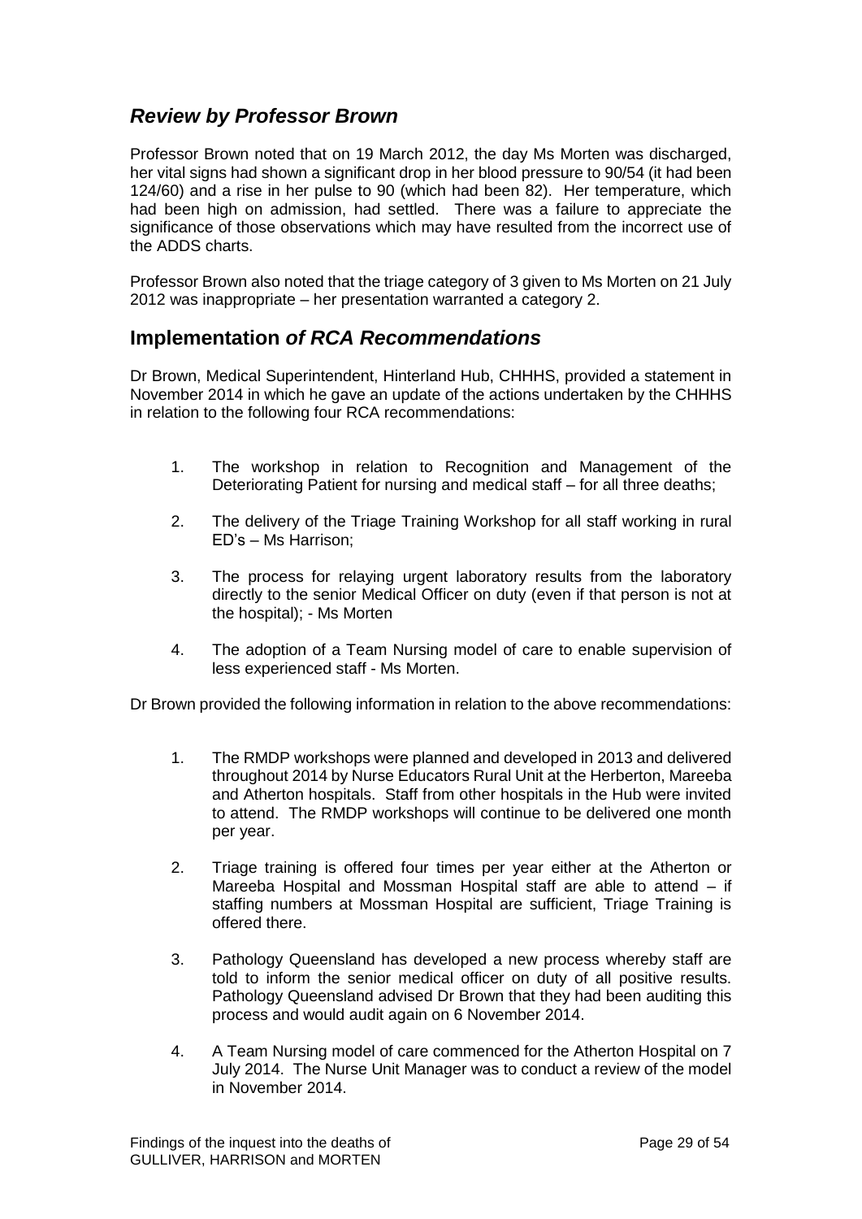## *Review by Professor Brown*

Professor Brown noted that on 19 March 2012, the day Ms Morten was discharged, her vital signs had shown a significant drop in her blood pressure to 90/54 (it had been 124/60) and a rise in her pulse to 90 (which had been 82). Her temperature, which had been high on admission, had settled. There was a failure to appreciate the significance of those observations which may have resulted from the incorrect use of the ADDS charts.

Professor Brown also noted that the triage category of 3 given to Ms Morten on 21 July 2012 was inappropriate – her presentation warranted a category 2.

## Implementation *of RCA Recommendations*

Dr Brown, Medical Superintendent, Hinterland Hub, CHHHS, provided a statement in November 2014 in which he gave an update of the actions undertaken by the CHHHS in relation to the following four RCA recommendations:

1. The workshop in relation to Recognition and Management of the Deteriorating Patient for nursing and medical staff – for all three deaths;
2. The delivery of the Triage Training Workshop for all staff working in rural ED's – Ms Harrison;
3. The process for relaying urgent laboratory results from the laboratory directly to the senior Medical Officer on duty (even if that person is not at the hospital); - Ms Morten
4. The adoption of a Team Nursing model of care to enable supervision of less experienced staff - Ms Morten.

Dr Brown provided the following information in relation to the above recommendations:

1. The RMDP workshops were planned and developed in 2013 and delivered throughout 2014 by Nurse Educators Rural Unit at the Herberton, Mareeba and Atherton hospitals. Staff from other hospitals in the Hub were invited to attend. The RMDP workshops will continue to be delivered one month per year.
2. Triage training is offered four times per year either at the Atherton or Mareeba Hospital and Mossman Hospital staff are able to attend – if staffing numbers at Mossman Hospital are sufficient, Triage Training is offered there.
3. Pathology Queensland has developed a new process whereby staff are told to inform the senior medical officer on duty of all positive results. Pathology Queensland advised Dr Brown that they had been auditing this process and would audit again on 6 November 2014.
4. A Team Nursing model of care commenced for the Atherton Hospital on 7 July 2014. The Nurse Unit Manager was to conduct a review of the model in November 2014.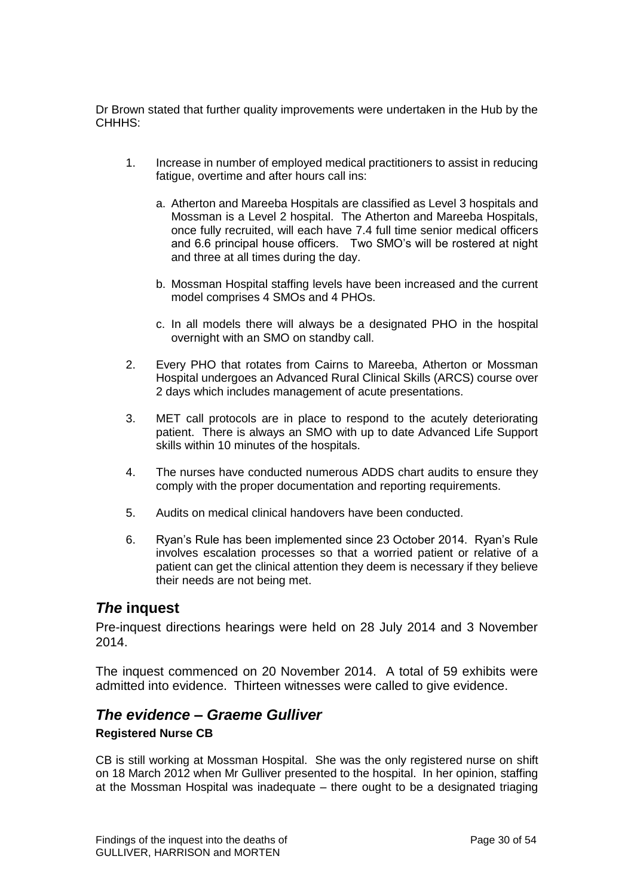Dr Brown stated that further quality improvements were undertaken in the Hub by the CHHHS:

1. Increase in number of employed medical practitioners to assist in reducing fatigue, overtime and after hours call ins:

   a. Atherton and Mareeba Hospitals are classified as Level 3 hospitals and Mossman is a Level 2 hospital. The Atherton and Mareeba Hospitals, once fully recruited, will each have 7.4 full time senior medical officers and 6.6 principal house officers. Two SMO's will be rostered at night and three at all times during the day.

   b. Mossman Hospital staffing levels have been increased and the current model comprises 4 SMOs and 4 PHOs.

   c. In all models there will always be a designated PHO in the hospital overnight with an SMO on standby call.

2. Every PHO that rotates from Cairns to Mareeba, Atherton or Mossman Hospital undergoes an Advanced Rural Clinical Skills (ARCS) course over 2 days which includes management of acute presentations.

3. MET call protocols are in place to respond to the acutely deteriorating patient. There is always an SMO with up to date Advanced Life Support skills within 10 minutes of the hospitals.

4. The nurses have conducted numerous ADDS chart audits to ensure they comply with the proper documentation and reporting requirements.

5. Audits on medical clinical handovers have been conducted.

6. Ryan's Rule has been implemented since 23 October 2014. Ryan's Rule involves escalation processes so that a worried patient or relative of a patient can get the clinical attention they deem is necessary if they believe their needs are not being met.

## *The* inquest

Pre-inquest directions hearings were held on 28 July 2014 and 3 November 2014.

The inquest commenced on 20 November 2014. A total of 59 exhibits were admitted into evidence. Thirteen witnesses were called to give evidence.

## *The evidence – Graeme Gulliver*

**Registered Nurse CB**

CB is still working at Mossman Hospital. She was the only registered nurse on shift on 18 March 2012 when Mr Gulliver presented to the hospital. In her opinion, staffing at the Mossman Hospital was inadequate – there ought to be a designated triaging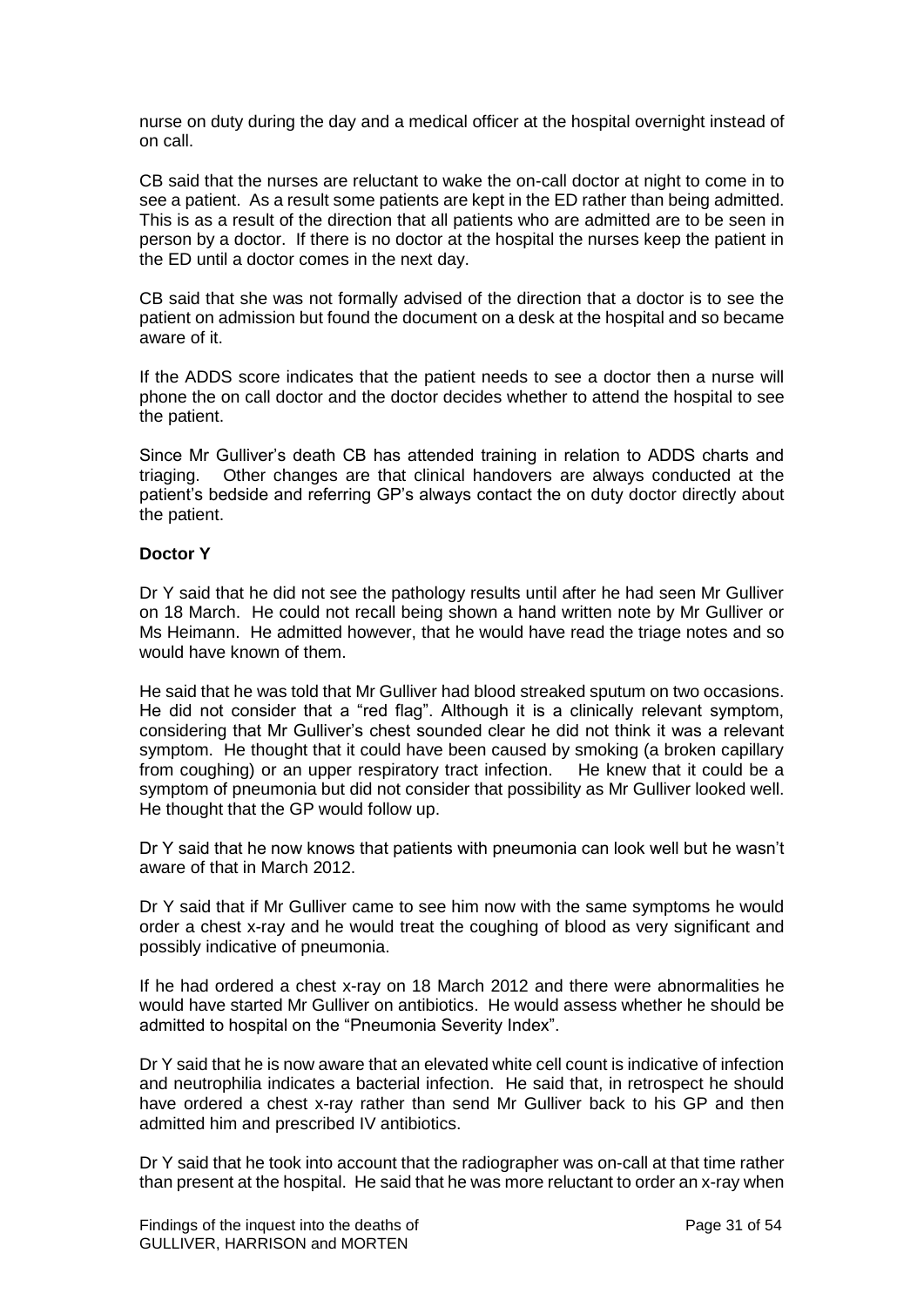nurse on duty during the day and a medical officer at the hospital overnight instead of on call.

CB said that the nurses are reluctant to wake the on-call doctor at night to come in to see a patient. As a result some patients are kept in the ED rather than being admitted. This is as a result of the direction that all patients who are admitted are to be seen in person by a doctor. If there is no doctor at the hospital the nurses keep the patient in the ED until a doctor comes in the next day.

CB said that she was not formally advised of the direction that a doctor is to see the patient on admission but found the document on a desk at the hospital and so became aware of it.

If the ADDS score indicates that the patient needs to see a doctor then a nurse will phone the on call doctor and the doctor decides whether to attend the hospital to see the patient.

Since Mr Gulliver's death CB has attended training in relation to ADDS charts and triaging. Other changes are that clinical handovers are always conducted at the patient's bedside and referring GP's always contact the on duty doctor directly about the patient.

**Doctor Y**

Dr Y said that he did not see the pathology results until after he had seen Mr Gulliver on 18 March. He could not recall being shown a hand written note by Mr Gulliver or Ms Heimann. He admitted however, that he would have read the triage notes and so would have known of them.

He said that he was told that Mr Gulliver had blood streaked sputum on two occasions. He did not consider that a "red flag". Although it is a clinically relevant symptom, considering that Mr Gulliver's chest sounded clear he did not think it was a relevant symptom. He thought that it could have been caused by smoking (a broken capillary from coughing) or an upper respiratory tract infection. He knew that it could be a symptom of pneumonia but did not consider that possibility as Mr Gulliver looked well. He thought that the GP would follow up.

Dr Y said that he now knows that patients with pneumonia can look well but he wasn't aware of that in March 2012.

Dr Y said that if Mr Gulliver came to see him now with the same symptoms he would order a chest x-ray and he would treat the coughing of blood as very significant and possibly indicative of pneumonia.

If he had ordered a chest x-ray on 18 March 2012 and there were abnormalities he would have started Mr Gulliver on antibiotics. He would assess whether he should be admitted to hospital on the "Pneumonia Severity Index".

Dr Y said that he is now aware that an elevated white cell count is indicative of infection and neutrophilia indicates a bacterial infection. He said that, in retrospect he should have ordered a chest x-ray rather than send Mr Gulliver back to his GP and then admitted him and prescribed IV antibiotics.

Dr Y said that he took into account that the radiographer was on-call at that time rather than present at the hospital. He said that he was more reluctant to order an x-ray when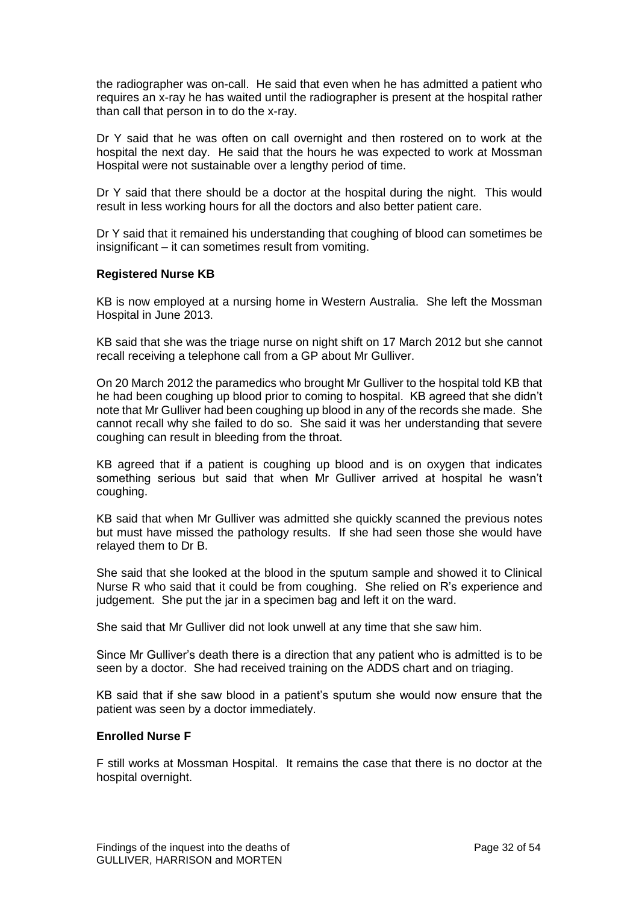the radiographer was on-call. He said that even when he has admitted a patient who requires an x-ray he has waited until the radiographer is present at the hospital rather than call that person in to do the x-ray.

Dr Y said that he was often on call overnight and then rostered on to work at the hospital the next day. He said that the hours he was expected to work at Mossman Hospital were not sustainable over a lengthy period of time.

Dr Y said that there should be a doctor at the hospital during the night. This would result in less working hours for all the doctors and also better patient care.

Dr Y said that it remained his understanding that coughing of blood can sometimes be insignificant – it can sometimes result from vomiting.

**Registered Nurse KB**

KB is now employed at a nursing home in Western Australia. She left the Mossman Hospital in June 2013.

KB said that she was the triage nurse on night shift on 17 March 2012 but she cannot recall receiving a telephone call from a GP about Mr Gulliver.

On 20 March 2012 the paramedics who brought Mr Gulliver to the hospital told KB that he had been coughing up blood prior to coming to hospital. KB agreed that she didn't note that Mr Gulliver had been coughing up blood in any of the records she made. She cannot recall why she failed to do so. She said it was her understanding that severe coughing can result in bleeding from the throat.

KB agreed that if a patient is coughing up blood and is on oxygen that indicates something serious but said that when Mr Gulliver arrived at hospital he wasn't coughing.

KB said that when Mr Gulliver was admitted she quickly scanned the previous notes but must have missed the pathology results. If she had seen those she would have relayed them to Dr B.

She said that she looked at the blood in the sputum sample and showed it to Clinical Nurse R who said that it could be from coughing. She relied on R's experience and judgement. She put the jar in a specimen bag and left it on the ward.

She said that Mr Gulliver did not look unwell at any time that she saw him.

Since Mr Gulliver's death there is a direction that any patient who is admitted is to be seen by a doctor. She had received training on the ADDS chart and on triaging.

KB said that if she saw blood in a patient's sputum she would now ensure that the patient was seen by a doctor immediately.

**Enrolled Nurse F**

F still works at Mossman Hospital. It remains the case that there is no doctor at the hospital overnight.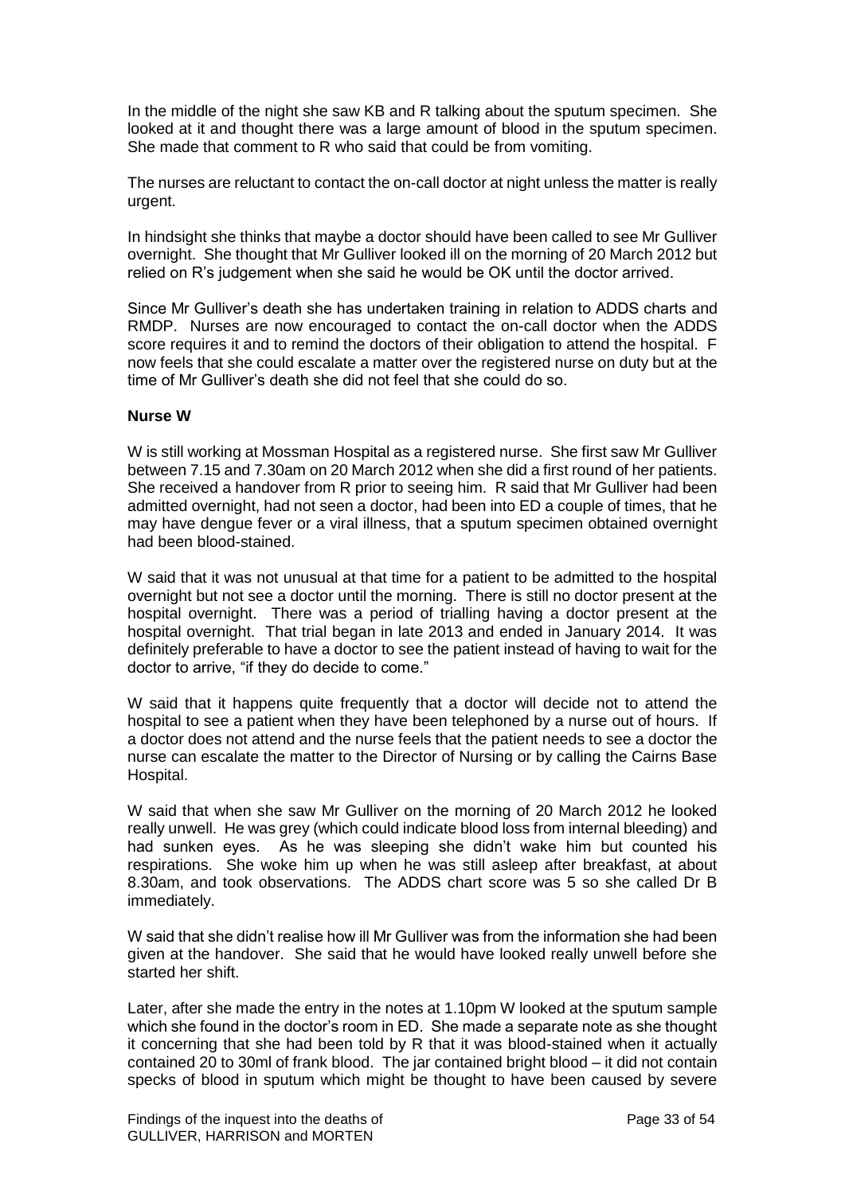In the middle of the night she saw KB and R talking about the sputum specimen. She looked at it and thought there was a large amount of blood in the sputum specimen. She made that comment to R who said that could be from vomiting.

The nurses are reluctant to contact the on-call doctor at night unless the matter is really urgent.

In hindsight she thinks that maybe a doctor should have been called to see Mr Gulliver overnight. She thought that Mr Gulliver looked ill on the morning of 20 March 2012 but relied on R's judgement when she said he would be OK until the doctor arrived.

Since Mr Gulliver's death she has undertaken training in relation to ADDS charts and RMDP. Nurses are now encouraged to contact the on-call doctor when the ADDS score requires it and to remind the doctors of their obligation to attend the hospital. F now feels that she could escalate a matter over the registered nurse on duty but at the time of Mr Gulliver's death she did not feel that she could do so.

**Nurse W**

W is still working at Mossman Hospital as a registered nurse. She first saw Mr Gulliver between 7.15 and 7.30am on 20 March 2012 when she did a first round of her patients. She received a handover from R prior to seeing him. R said that Mr Gulliver had been admitted overnight, had not seen a doctor, had been into ED a couple of times, that he may have dengue fever or a viral illness, that a sputum specimen obtained overnight had been blood-stained.

W said that it was not unusual at that time for a patient to be admitted to the hospital overnight but not see a doctor until the morning. There is still no doctor present at the hospital overnight. There was a period of trialling having a doctor present at the hospital overnight. That trial began in late 2013 and ended in January 2014. It was definitely preferable to have a doctor to see the patient instead of having to wait for the doctor to arrive, "if they do decide to come."

W said that it happens quite frequently that a doctor will decide not to attend the hospital to see a patient when they have been telephoned by a nurse out of hours. If a doctor does not attend and the nurse feels that the patient needs to see a doctor the nurse can escalate the matter to the Director of Nursing or by calling the Cairns Base Hospital.

W said that when she saw Mr Gulliver on the morning of 20 March 2012 he looked really unwell. He was grey (which could indicate blood loss from internal bleeding) and had sunken eyes. As he was sleeping she didn't wake him but counted his respirations. She woke him up when he was still asleep after breakfast, at about 8.30am, and took observations. The ADDS chart score was 5 so she called Dr B immediately.

W said that she didn't realise how ill Mr Gulliver was from the information she had been given at the handover. She said that he would have looked really unwell before she started her shift.

Later, after she made the entry in the notes at 1.10pm W looked at the sputum sample which she found in the doctor's room in ED. She made a separate note as she thought it concerning that she had been told by R that it was blood-stained when it actually contained 20 to 30ml of frank blood. The jar contained bright blood – it did not contain specks of blood in sputum which might be thought to have been caused by severe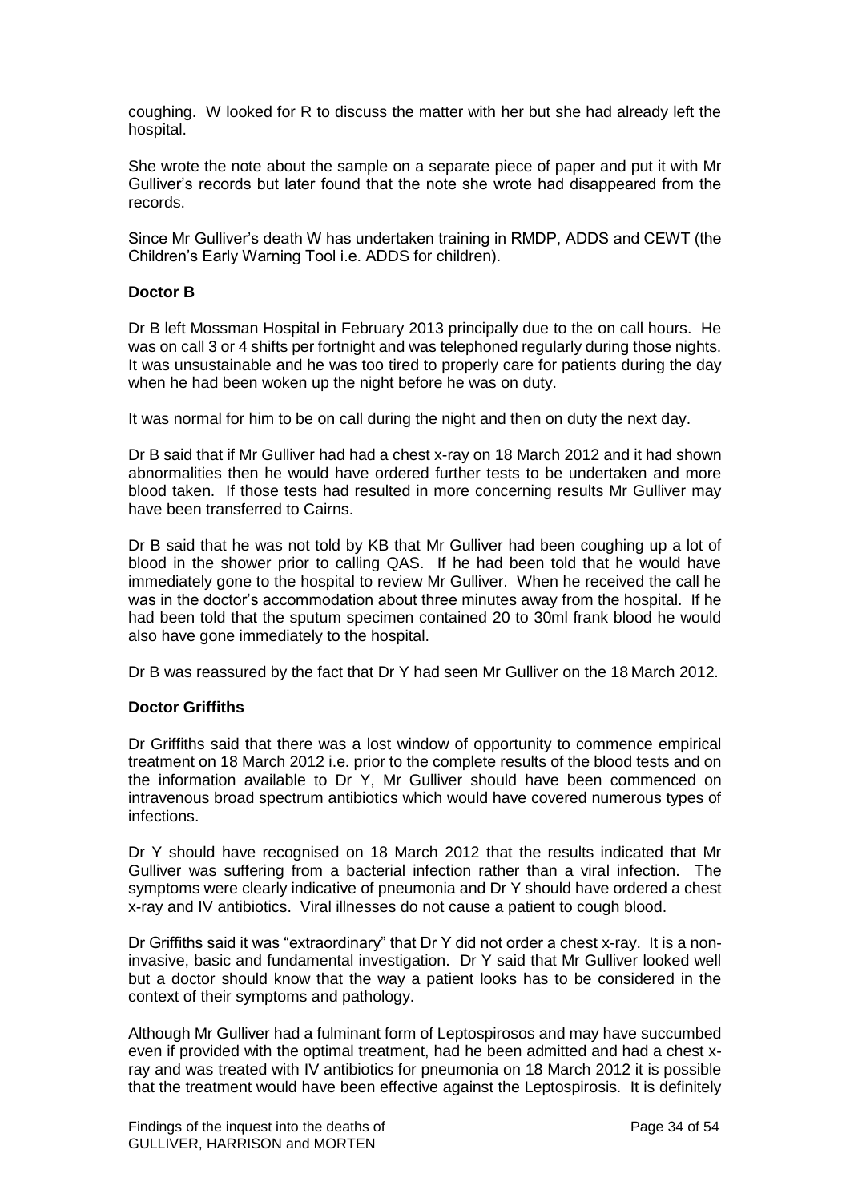coughing. W looked for R to discuss the matter with her but she had already left the hospital.

She wrote the note about the sample on a separate piece of paper and put it with Mr Gulliver's records but later found that the note she wrote had disappeared from the records.

Since Mr Gulliver's death W has undertaken training in RMDP, ADDS and CEWT (the Children's Early Warning Tool i.e. ADDS for children).

### Doctor B

Dr B left Mossman Hospital in February 2013 principally due to the on call hours. He was on call 3 or 4 shifts per fortnight and was telephoned regularly during those nights. It was unsustainable and he was too tired to properly care for patients during the day when he had been woken up the night before he was on duty.

It was normal for him to be on call during the night and then on duty the next day.

Dr B said that if Mr Gulliver had had a chest x-ray on 18 March 2012 and it had shown abnormalities then he would have ordered further tests to be undertaken and more blood taken. If those tests had resulted in more concerning results Mr Gulliver may have been transferred to Cairns.

Dr B said that he was not told by KB that Mr Gulliver had been coughing up a lot of blood in the shower prior to calling QAS. If he had been told that he would have immediately gone to the hospital to review Mr Gulliver. When he received the call he was in the doctor's accommodation about three minutes away from the hospital. If he had been told that the sputum specimen contained 20 to 30ml frank blood he would also have gone immediately to the hospital.

Dr B was reassured by the fact that Dr Y had seen Mr Gulliver on the 18 March 2012.

### Doctor Griffiths

Dr Griffiths said that there was a lost window of opportunity to commence empirical treatment on 18 March 2012 i.e. prior to the complete results of the blood tests and on the information available to Dr Y, Mr Gulliver should have been commenced on intravenous broad spectrum antibiotics which would have covered numerous types of infections.

Dr Y should have recognised on 18 March 2012 that the results indicated that Mr Gulliver was suffering from a bacterial infection rather than a viral infection. The symptoms were clearly indicative of pneumonia and Dr Y should have ordered a chest x-ray and IV antibiotics. Viral illnesses do not cause a patient to cough blood.

Dr Griffiths said it was "extraordinary" that Dr Y did not order a chest x-ray. It is a non-invasive, basic and fundamental investigation. Dr Y said that Mr Gulliver looked well but a doctor should know that the way a patient looks has to be considered in the context of their symptoms and pathology.

Although Mr Gulliver had a fulminant form of Leptospirosos and may have succumbed even if provided with the optimal treatment, had he been admitted and had a chest x-ray and was treated with IV antibiotics for pneumonia on 18 March 2012 it is possible that the treatment would have been effective against the Leptospirosis. It is definitely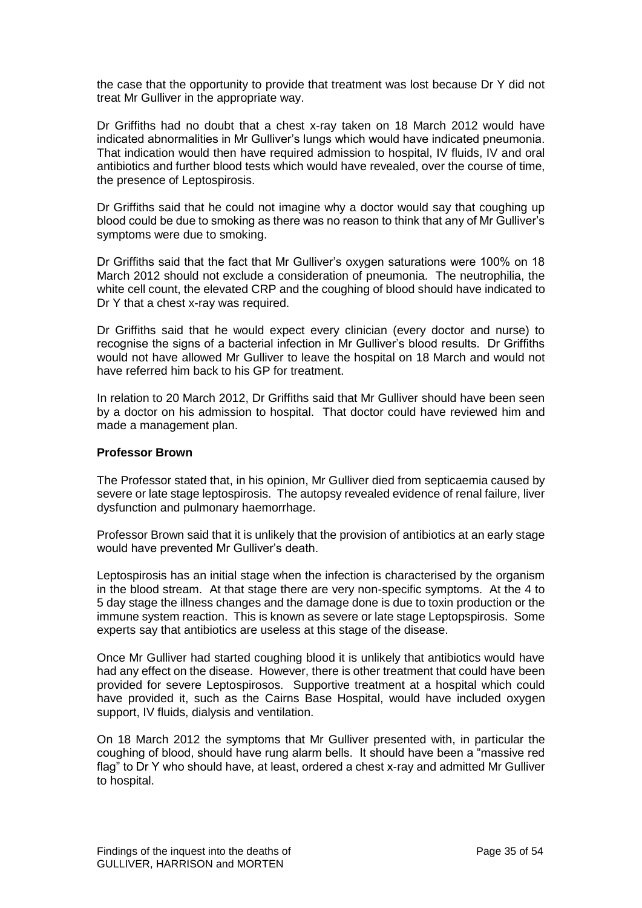the case that the opportunity to provide that treatment was lost because Dr Y did not treat Mr Gulliver in the appropriate way.

Dr Griffiths had no doubt that a chest x-ray taken on 18 March 2012 would have indicated abnormalities in Mr Gulliver's lungs which would have indicated pneumonia. That indication would then have required admission to hospital, IV fluids, IV and oral antibiotics and further blood tests which would have revealed, over the course of time, the presence of Leptospirosis.

Dr Griffiths said that he could not imagine why a doctor would say that coughing up blood could be due to smoking as there was no reason to think that any of Mr Gulliver's symptoms were due to smoking.

Dr Griffiths said that the fact that Mr Gulliver's oxygen saturations were 100% on 18 March 2012 should not exclude a consideration of pneumonia. The neutrophilia, the white cell count, the elevated CRP and the coughing of blood should have indicated to Dr Y that a chest x-ray was required.

Dr Griffiths said that he would expect every clinician (every doctor and nurse) to recognise the signs of a bacterial infection in Mr Gulliver's blood results. Dr Griffiths would not have allowed Mr Gulliver to leave the hospital on 18 March and would not have referred him back to his GP for treatment.

In relation to 20 March 2012, Dr Griffiths said that Mr Gulliver should have been seen by a doctor on his admission to hospital. That doctor could have reviewed him and made a management plan.

**Professor Brown**

The Professor stated that, in his opinion, Mr Gulliver died from septicaemia caused by severe or late stage leptospirosis. The autopsy revealed evidence of renal failure, liver dysfunction and pulmonary haemorrhage.

Professor Brown said that it is unlikely that the provision of antibiotics at an early stage would have prevented Mr Gulliver's death.

Leptospirosis has an initial stage when the infection is characterised by the organism in the blood stream. At that stage there are very non-specific symptoms. At the 4 to 5 day stage the illness changes and the damage done is due to toxin production or the immune system reaction. This is known as severe or late stage Leptopspirosis. Some experts say that antibiotics are useless at this stage of the disease.

Once Mr Gulliver had started coughing blood it is unlikely that antibiotics would have had any effect on the disease. However, there is other treatment that could have been provided for severe Leptospirosos. Supportive treatment at a hospital which could have provided it, such as the Cairns Base Hospital, would have included oxygen support, IV fluids, dialysis and ventilation.

On 18 March 2012 the symptoms that Mr Gulliver presented with, in particular the coughing of blood, should have rung alarm bells. It should have been a "massive red flag" to Dr Y who should have, at least, ordered a chest x-ray and admitted Mr Gulliver to hospital.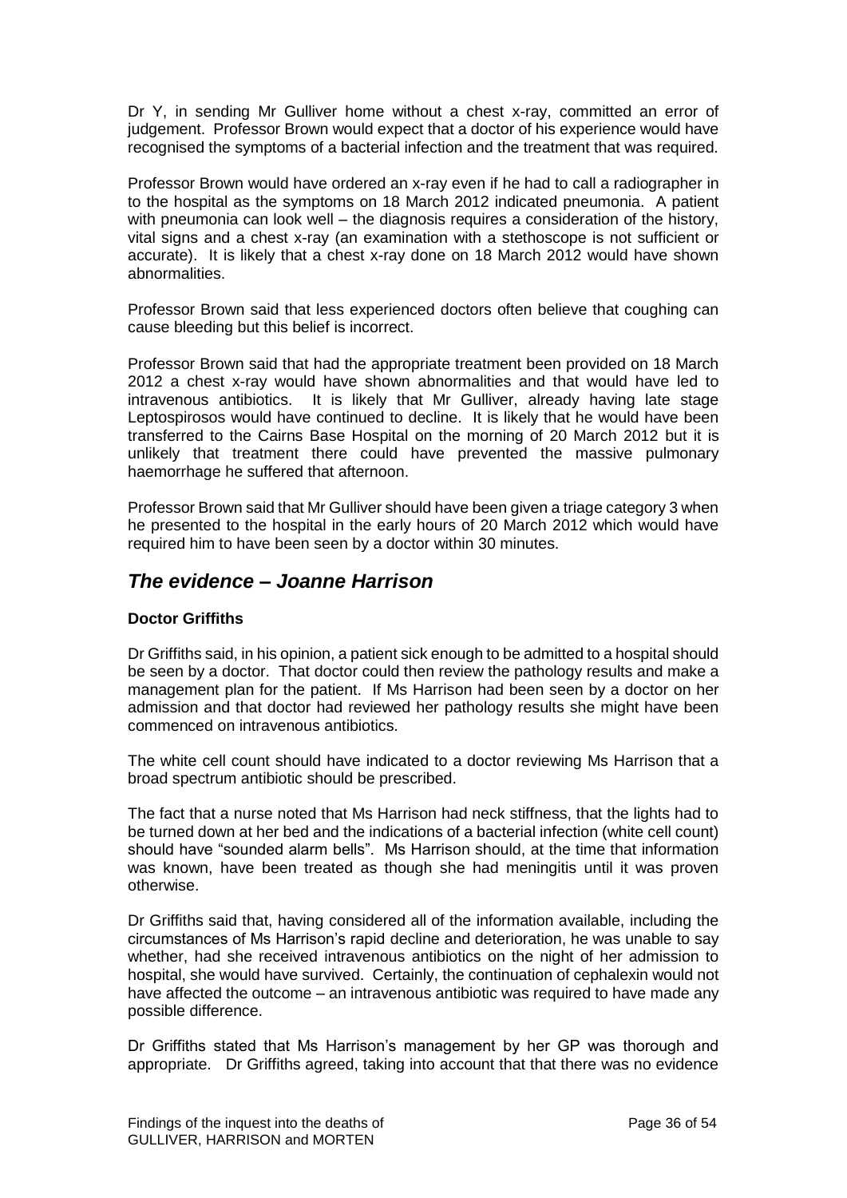Dr Y, in sending Mr Gulliver home without a chest x-ray, committed an error of judgement. Professor Brown would expect that a doctor of his experience would have recognised the symptoms of a bacterial infection and the treatment that was required.

Professor Brown would have ordered an x-ray even if he had to call a radiographer in to the hospital as the symptoms on 18 March 2012 indicated pneumonia. A patient with pneumonia can look well – the diagnosis requires a consideration of the history, vital signs and a chest x-ray (an examination with a stethoscope is not sufficient or accurate). It is likely that a chest x-ray done on 18 March 2012 would have shown abnormalities.

Professor Brown said that less experienced doctors often believe that coughing can cause bleeding but this belief is incorrect.

Professor Brown said that had the appropriate treatment been provided on 18 March 2012 a chest x-ray would have shown abnormalities and that would have led to intravenous antibiotics. It is likely that Mr Gulliver, already having late stage Leptospirosos would have continued to decline. It is likely that he would have been transferred to the Cairns Base Hospital on the morning of 20 March 2012 but it is unlikely that treatment there could have prevented the massive pulmonary haemorrhage he suffered that afternoon.

Professor Brown said that Mr Gulliver should have been given a triage category 3 when he presented to the hospital in the early hours of 20 March 2012 which would have required him to have been seen by a doctor within 30 minutes.

## *The evidence – Joanne Harrison*

**Doctor Griffiths**

Dr Griffiths said, in his opinion, a patient sick enough to be admitted to a hospital should be seen by a doctor. That doctor could then review the pathology results and make a management plan for the patient. If Ms Harrison had been seen by a doctor on her admission and that doctor had reviewed her pathology results she might have been commenced on intravenous antibiotics.

The white cell count should have indicated to a doctor reviewing Ms Harrison that a broad spectrum antibiotic should be prescribed.

The fact that a nurse noted that Ms Harrison had neck stiffness, that the lights had to be turned down at her bed and the indications of a bacterial infection (white cell count) should have "sounded alarm bells". Ms Harrison should, at the time that information was known, have been treated as though she had meningitis until it was proven otherwise.

Dr Griffiths said that, having considered all of the information available, including the circumstances of Ms Harrison's rapid decline and deterioration, he was unable to say whether, had she received intravenous antibiotics on the night of her admission to hospital, she would have survived. Certainly, the continuation of cephalexin would not have affected the outcome – an intravenous antibiotic was required to have made any possible difference.

Dr Griffiths stated that Ms Harrison's management by her GP was thorough and appropriate. Dr Griffiths agreed, taking into account that that there was no evidence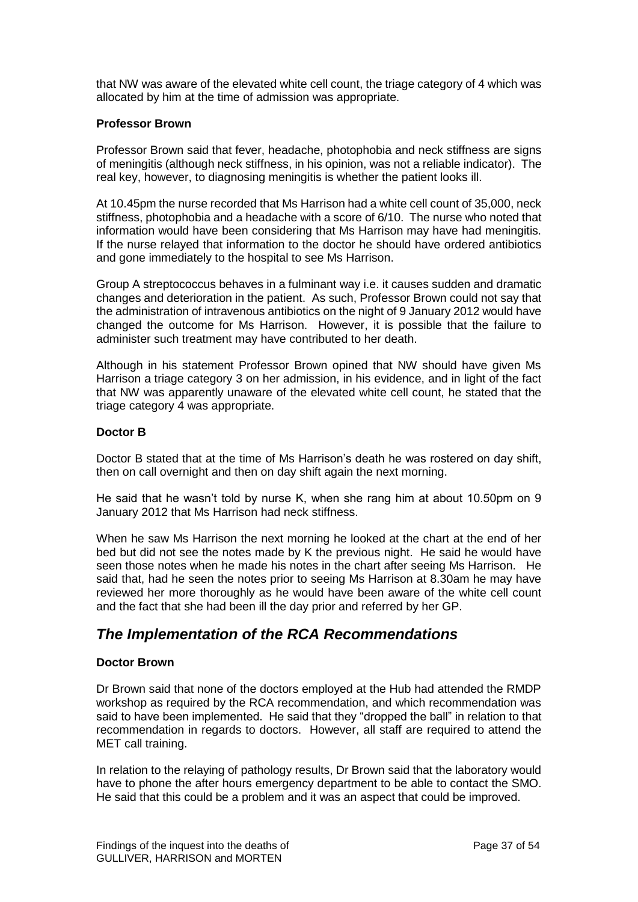that NW was aware of the elevated white cell count, the triage category of 4 which was allocated by him at the time of admission was appropriate.

**Professor Brown**

Professor Brown said that fever, headache, photophobia and neck stiffness are signs of meningitis (although neck stiffness, in his opinion, was not a reliable indicator). The real key, however, to diagnosing meningitis is whether the patient looks ill.

At 10.45pm the nurse recorded that Ms Harrison had a white cell count of 35,000, neck stiffness, photophobia and a headache with a score of 6/10. The nurse who noted that information would have been considering that Ms Harrison may have had meningitis. If the nurse relayed that information to the doctor he should have ordered antibiotics and gone immediately to the hospital to see Ms Harrison.

Group A streptococcus behaves in a fulminant way i.e. it causes sudden and dramatic changes and deterioration in the patient. As such, Professor Brown could not say that the administration of intravenous antibiotics on the night of 9 January 2012 would have changed the outcome for Ms Harrison. However, it is possible that the failure to administer such treatment may have contributed to her death.

Although in his statement Professor Brown opined that NW should have given Ms Harrison a triage category 3 on her admission, in his evidence, and in light of the fact that NW was apparently unaware of the elevated white cell count, he stated that the triage category 4 was appropriate.

**Doctor B**

Doctor B stated that at the time of Ms Harrison's death he was rostered on day shift, then on call overnight and then on day shift again the next morning.

He said that he wasn't told by nurse K, when she rang him at about 10.50pm on 9 January 2012 that Ms Harrison had neck stiffness.

When he saw Ms Harrison the next morning he looked at the chart at the end of her bed but did not see the notes made by K the previous night. He said he would have seen those notes when he made his notes in the chart after seeing Ms Harrison. He said that, had he seen the notes prior to seeing Ms Harrison at 8.30am he may have reviewed her more thoroughly as he would have been aware of the white cell count and the fact that she had been ill the day prior and referred by her GP.

## *The Implementation of the RCA Recommendations*

**Doctor Brown**

Dr Brown said that none of the doctors employed at the Hub had attended the RMDP workshop as required by the RCA recommendation, and which recommendation was said to have been implemented. He said that they "dropped the ball" in relation to that recommendation in regards to doctors. However, all staff are required to attend the MET call training.

In relation to the relaying of pathology results, Dr Brown said that the laboratory would have to phone the after hours emergency department to be able to contact the SMO. He said that this could be a problem and it was an aspect that could be improved.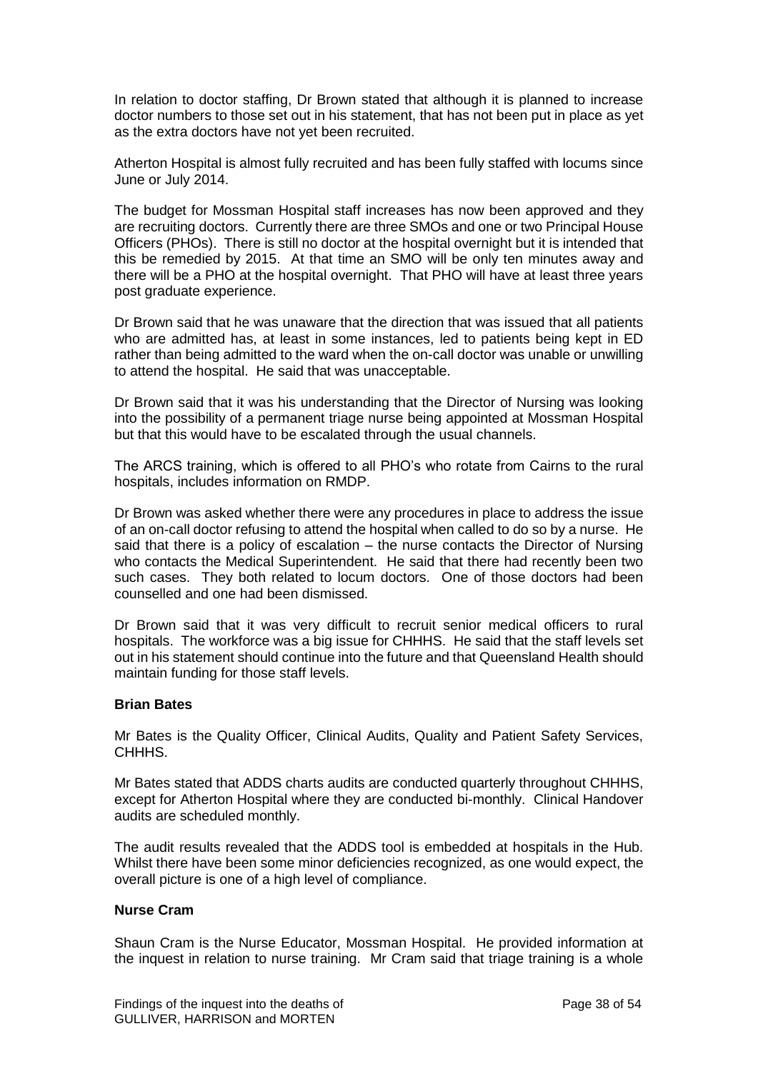In relation to doctor staffing, Dr Brown stated that although it is planned to increase doctor numbers to those set out in his statement, that has not been put in place as yet as the extra doctors have not yet been recruited.

Atherton Hospital is almost fully recruited and has been fully staffed with locums since June or July 2014.

The budget for Mossman Hospital staff increases has now been approved and they are recruiting doctors. Currently there are three SMOs and one or two Principal House Officers (PHOs). There is still no doctor at the hospital overnight but it is intended that this be remedied by 2015. At that time an SMO will be only ten minutes away and there will be a PHO at the hospital overnight. That PHO will have at least three years post graduate experience.

Dr Brown said that he was unaware that the direction that was issued that all patients who are admitted has, at least in some instances, led to patients being kept in ED rather than being admitted to the ward when the on-call doctor was unable or unwilling to attend the hospital. He said that was unacceptable.

Dr Brown said that it was his understanding that the Director of Nursing was looking into the possibility of a permanent triage nurse being appointed at Mossman Hospital but that this would have to be escalated through the usual channels.

The ARCS training, which is offered to all PHO's who rotate from Cairns to the rural hospitals, includes information on RMDP.

Dr Brown was asked whether there were any procedures in place to address the issue of an on-call doctor refusing to attend the hospital when called to do so by a nurse. He said that there is a policy of escalation – the nurse contacts the Director of Nursing who contacts the Medical Superintendent. He said that there had recently been two such cases. They both related to locum doctors. One of those doctors had been counselled and one had been dismissed.

Dr Brown said that it was very difficult to recruit senior medical officers to rural hospitals. The workforce was a big issue for CHHHS. He said that the staff levels set out in his statement should continue into the future and that Queensland Health should maintain funding for those staff levels.

#### Brian Bates

Mr Bates is the Quality Officer, Clinical Audits, Quality and Patient Safety Services, CHHHS.

Mr Bates stated that ADDS charts audits are conducted quarterly throughout CHHHS, except for Atherton Hospital where they are conducted bi-monthly. Clinical Handover audits are scheduled monthly.

The audit results revealed that the ADDS tool is embedded at hospitals in the Hub. Whilst there have been some minor deficiencies recognized, as one would expect, the overall picture is one of a high level of compliance.

#### Nurse Cram

Shaun Cram is the Nurse Educator, Mossman Hospital. He provided information at the inquest in relation to nurse training. Mr Cram said that triage training is a whole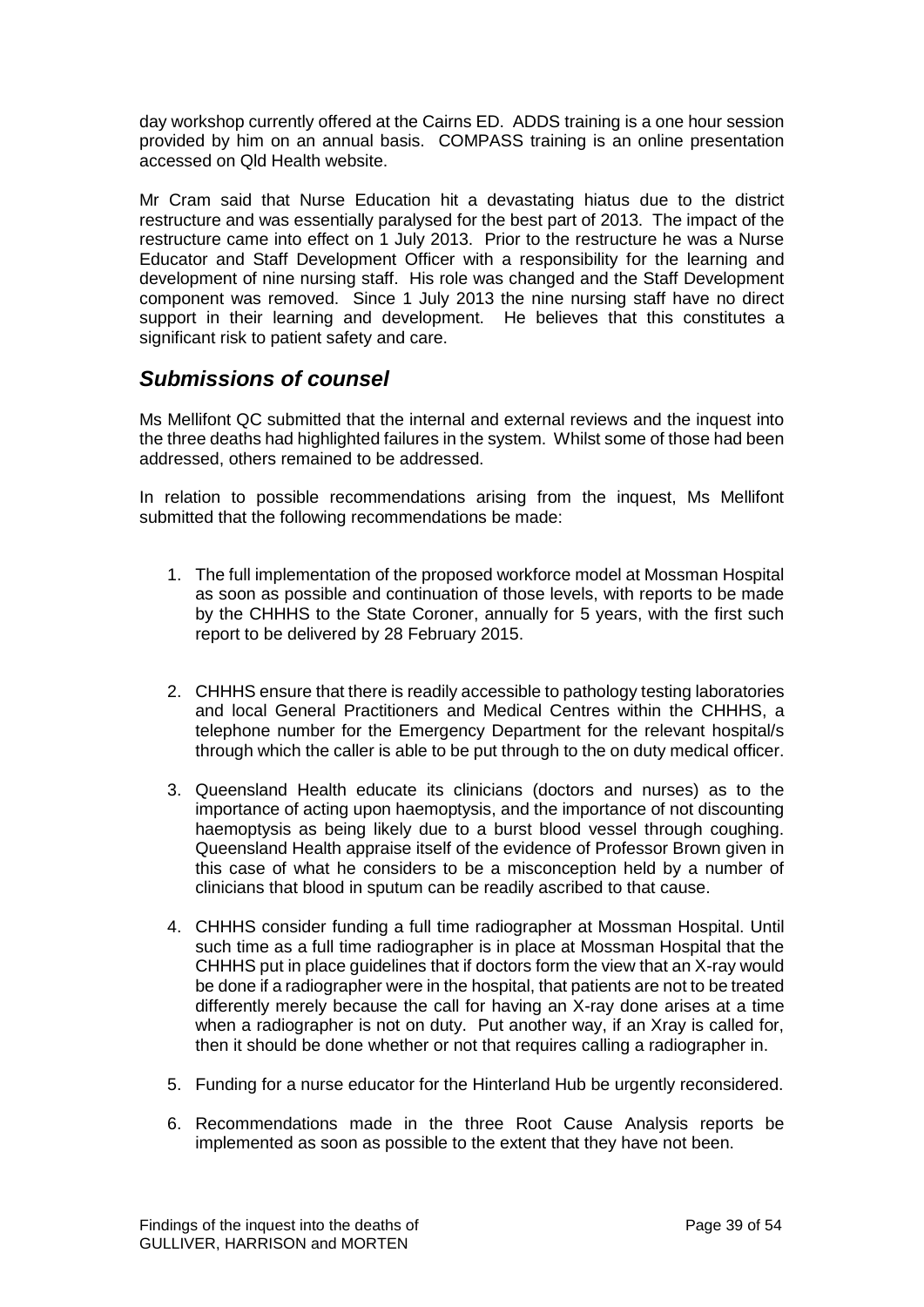day workshop currently offered at the Cairns ED. ADDS training is a one hour session provided by him on an annual basis. COMPASS training is an online presentation accessed on Qld Health website.

Mr Cram said that Nurse Education hit a devastating hiatus due to the district restructure and was essentially paralysed for the best part of 2013. The impact of the restructure came into effect on 1 July 2013. Prior to the restructure he was a Nurse Educator and Staff Development Officer with a responsibility for the learning and development of nine nursing staff. His role was changed and the Staff Development component was removed. Since 1 July 2013 the nine nursing staff have no direct support in their learning and development. He believes that this constitutes a significant risk to patient safety and care.

## *Submissions of counsel*

Ms Mellifont QC submitted that the internal and external reviews and the inquest into the three deaths had highlighted failures in the system. Whilst some of those had been addressed, others remained to be addressed.

In relation to possible recommendations arising from the inquest, Ms Mellifont submitted that the following recommendations be made:

1. The full implementation of the proposed workforce model at Mossman Hospital as soon as possible and continuation of those levels, with reports to be made by the CHHHS to the State Coroner, annually for 5 years, with the first such report to be delivered by 28 February 2015.

2. CHHHS ensure that there is readily accessible to pathology testing laboratories and local General Practitioners and Medical Centres within the CHHHS, a telephone number for the Emergency Department for the relevant hospital/s through which the caller is able to be put through to the on duty medical officer.

3. Queensland Health educate its clinicians (doctors and nurses) as to the importance of acting upon haemoptysis, and the importance of not discounting haemoptysis as being likely due to a burst blood vessel through coughing. Queensland Health appraise itself of the evidence of Professor Brown given in this case of what he considers to be a misconception held by a number of clinicians that blood in sputum can be readily ascribed to that cause.

4. CHHHS consider funding a full time radiographer at Mossman Hospital. Until such time as a full time radiographer is in place at Mossman Hospital that the CHHHS put in place guidelines that if doctors form the view that an X-ray would be done if a radiographer were in the hospital, that patients are not to be treated differently merely because the call for having an X-ray done arises at a time when a radiographer is not on duty. Put another way, if an Xray is called for, then it should be done whether or not that requires calling a radiographer in.

5. Funding for a nurse educator for the Hinterland Hub be urgently reconsidered.

6. Recommendations made in the three Root Cause Analysis reports be implemented as soon as possible to the extent that they have not been.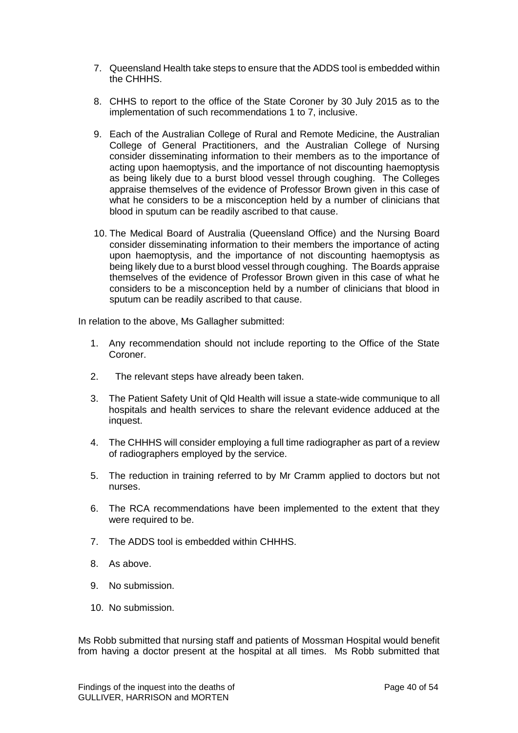7. Queensland Health take steps to ensure that the ADDS tool is embedded within the CHHHS.

8. CHHS to report to the office of the State Coroner by 30 July 2015 as to the implementation of such recommendations 1 to 7, inclusive.

9. Each of the Australian College of Rural and Remote Medicine, the Australian College of General Practitioners, and the Australian College of Nursing consider disseminating information to their members as to the importance of acting upon haemoptysis, and the importance of not discounting haemoptysis as being likely due to a burst blood vessel through coughing. The Colleges appraise themselves of the evidence of Professor Brown given in this case of what he considers to be a misconception held by a number of clinicians that blood in sputum can be readily ascribed to that cause.

10. The Medical Board of Australia (Queensland Office) and the Nursing Board consider disseminating information to their members the importance of acting upon haemoptysis, and the importance of not discounting haemoptysis as being likely due to a burst blood vessel through coughing. The Boards appraise themselves of the evidence of Professor Brown given in this case of what he considers to be a misconception held by a number of clinicians that blood in sputum can be readily ascribed to that cause.

In relation to the above, Ms Gallagher submitted:

1. Any recommendation should not include reporting to the Office of the State Coroner.
2. The relevant steps have already been taken.
3. The Patient Safety Unit of Qld Health will issue a state-wide communique to all hospitals and health services to share the relevant evidence adduced at the inquest.
4. The CHHHS will consider employing a full time radiographer as part of a review of radiographers employed by the service.
5. The reduction in training referred to by Mr Cramm applied to doctors but not nurses.
6. The RCA recommendations have been implemented to the extent that they were required to be.
7. The ADDS tool is embedded within CHHHS.
8. As above.
9. No submission.
10. No submission.

Ms Robb submitted that nursing staff and patients of Mossman Hospital would benefit from having a doctor present at the hospital at all times. Ms Robb submitted that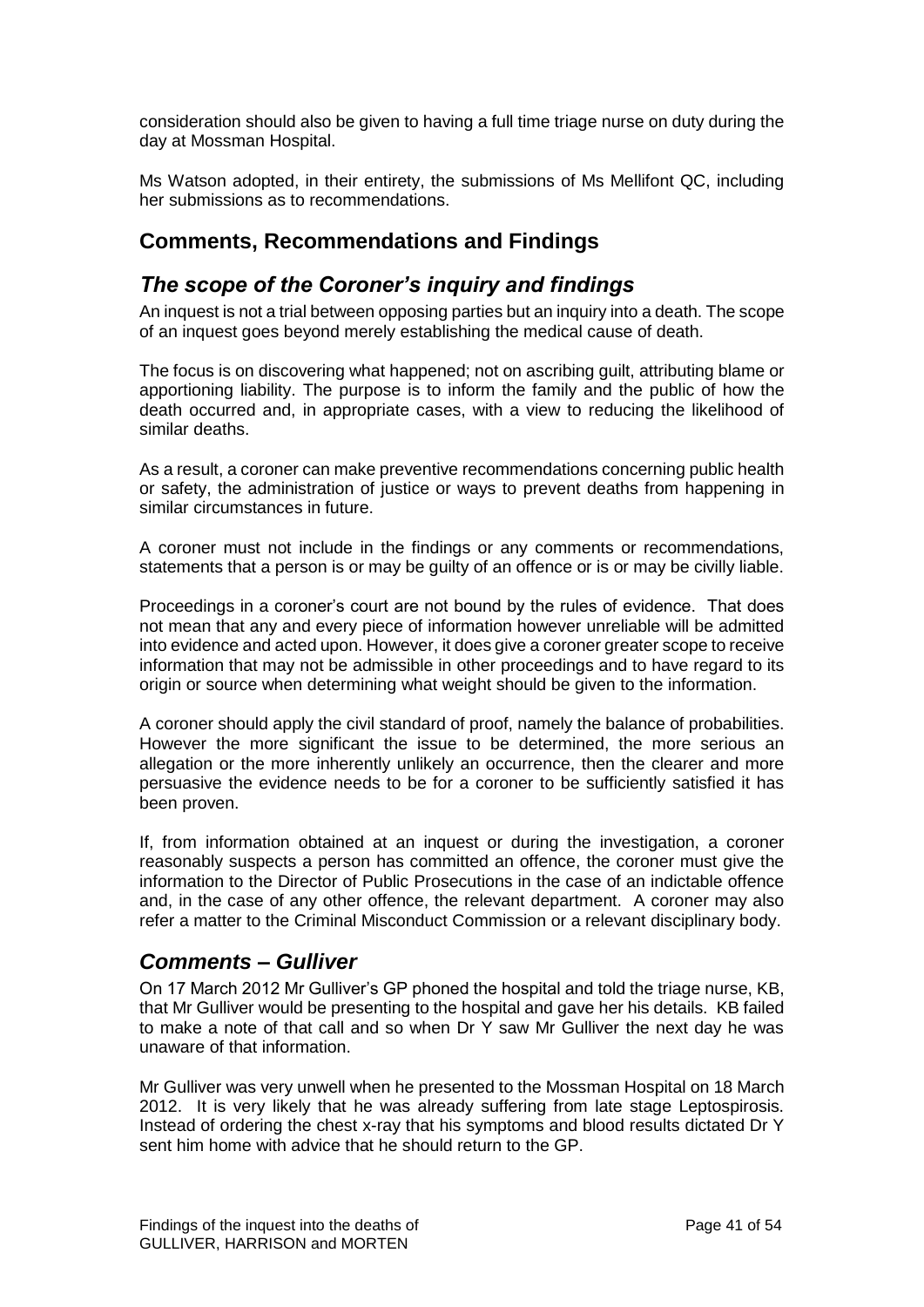consideration should also be given to having a full time triage nurse on duty during the day at Mossman Hospital.

Ms Watson adopted, in their entirety, the submissions of Ms Mellifont QC, including her submissions as to recommendations.

## Comments, Recommendations and Findings

### *The scope of the Coroner's inquiry and findings*

An inquest is not a trial between opposing parties but an inquiry into a death. The scope of an inquest goes beyond merely establishing the medical cause of death.

The focus is on discovering what happened; not on ascribing guilt, attributing blame or apportioning liability. The purpose is to inform the family and the public of how the death occurred and, in appropriate cases, with a view to reducing the likelihood of similar deaths.

As a result, a coroner can make preventive recommendations concerning public health or safety, the administration of justice or ways to prevent deaths from happening in similar circumstances in future.

A coroner must not include in the findings or any comments or recommendations, statements that a person is or may be guilty of an offence or is or may be civilly liable.

Proceedings in a coroner's court are not bound by the rules of evidence. That does not mean that any and every piece of information however unreliable will be admitted into evidence and acted upon. However, it does give a coroner greater scope to receive information that may not be admissible in other proceedings and to have regard to its origin or source when determining what weight should be given to the information.

A coroner should apply the civil standard of proof, namely the balance of probabilities. However the more significant the issue to be determined, the more serious an allegation or the more inherently unlikely an occurrence, then the clearer and more persuasive the evidence needs to be for a coroner to be sufficiently satisfied it has been proven.

If, from information obtained at an inquest or during the investigation, a coroner reasonably suspects a person has committed an offence, the coroner must give the information to the Director of Public Prosecutions in the case of an indictable offence and, in the case of any other offence, the relevant department. A coroner may also refer a matter to the Criminal Misconduct Commission or a relevant disciplinary body.

### *Comments – Gulliver*

On 17 March 2012 Mr Gulliver's GP phoned the hospital and told the triage nurse, KB, that Mr Gulliver would be presenting to the hospital and gave her his details. KB failed to make a note of that call and so when Dr Y saw Mr Gulliver the next day he was unaware of that information.

Mr Gulliver was very unwell when he presented to the Mossman Hospital on 18 March 2012. It is very likely that he was already suffering from late stage Leptospirosis. Instead of ordering the chest x-ray that his symptoms and blood results dictated Dr Y sent him home with advice that he should return to the GP.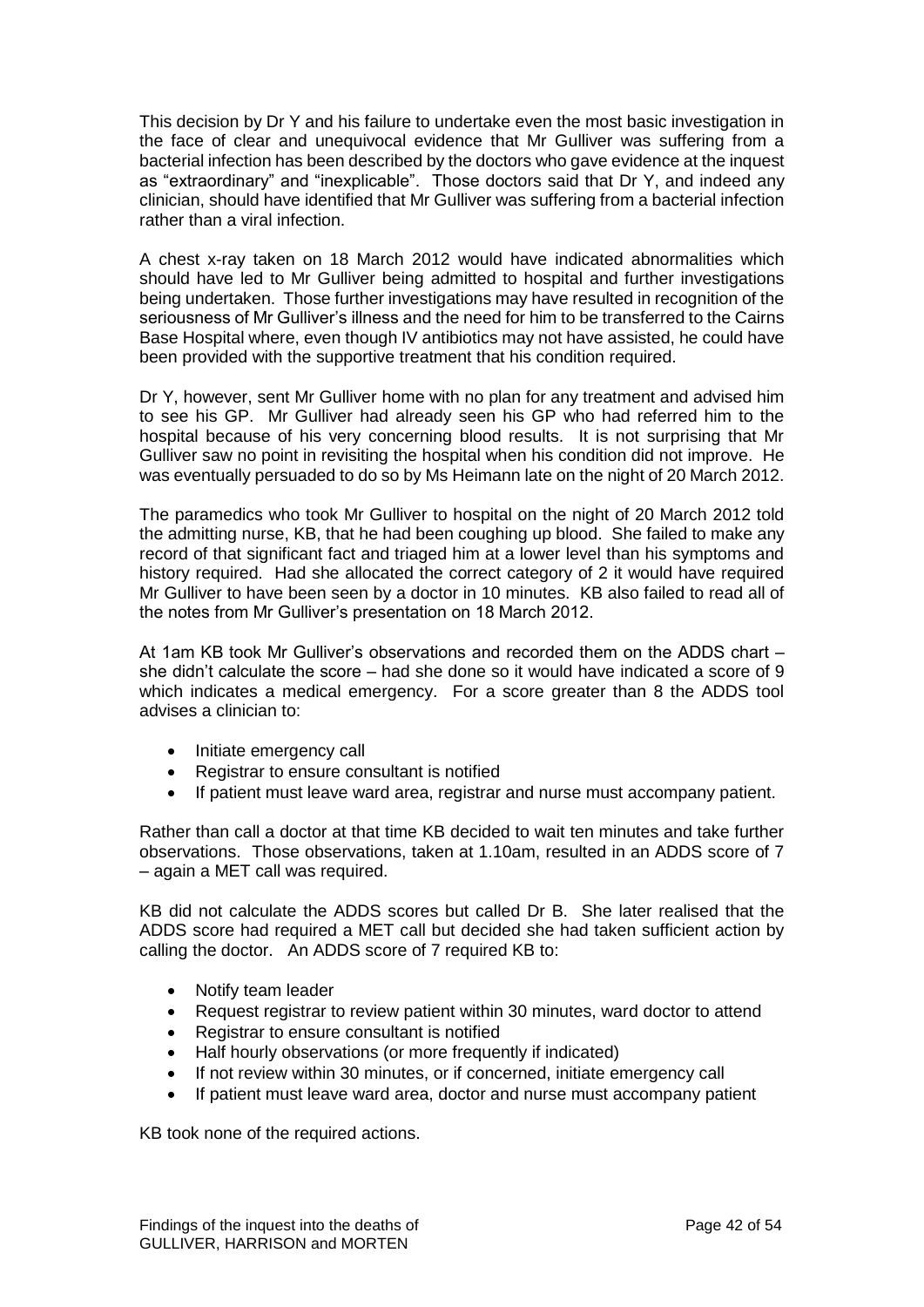This decision by Dr Y and his failure to undertake even the most basic investigation in the face of clear and unequivocal evidence that Mr Gulliver was suffering from a bacterial infection has been described by the doctors who gave evidence at the inquest as "extraordinary" and "inexplicable". Those doctors said that Dr Y, and indeed any clinician, should have identified that Mr Gulliver was suffering from a bacterial infection rather than a viral infection.

A chest x-ray taken on 18 March 2012 would have indicated abnormalities which should have led to Mr Gulliver being admitted to hospital and further investigations being undertaken. Those further investigations may have resulted in recognition of the seriousness of Mr Gulliver's illness and the need for him to be transferred to the Cairns Base Hospital where, even though IV antibiotics may not have assisted, he could have been provided with the supportive treatment that his condition required.

Dr Y, however, sent Mr Gulliver home with no plan for any treatment and advised him to see his GP. Mr Gulliver had already seen his GP who had referred him to the hospital because of his very concerning blood results. It is not surprising that Mr Gulliver saw no point in revisiting the hospital when his condition did not improve. He was eventually persuaded to do so by Ms Heimann late on the night of 20 March 2012.

The paramedics who took Mr Gulliver to hospital on the night of 20 March 2012 told the admitting nurse, KB, that he had been coughing up blood. She failed to make any record of that significant fact and triaged him at a lower level than his symptoms and history required. Had she allocated the correct category of 2 it would have required Mr Gulliver to have been seen by a doctor in 10 minutes. KB also failed to read all of the notes from Mr Gulliver's presentation on 18 March 2012.

At 1am KB took Mr Gulliver's observations and recorded them on the ADDS chart – she didn't calculate the score – had she done so it would have indicated a score of 9 which indicates a medical emergency. For a score greater than 8 the ADDS tool advises a clinician to:

- Initiate emergency call
- Registrar to ensure consultant is notified
- If patient must leave ward area, registrar and nurse must accompany patient.

Rather than call a doctor at that time KB decided to wait ten minutes and take further observations. Those observations, taken at 1.10am, resulted in an ADDS score of 7 – again a MET call was required.

KB did not calculate the ADDS scores but called Dr B. She later realised that the ADDS score had required a MET call but decided she had taken sufficient action by calling the doctor. An ADDS score of 7 required KB to:

- Notify team leader
- Request registrar to review patient within 30 minutes, ward doctor to attend
- Registrar to ensure consultant is notified
- Half hourly observations (or more frequently if indicated)
- If not review within 30 minutes, or if concerned, initiate emergency call
- If patient must leave ward area, doctor and nurse must accompany patient

KB took none of the required actions.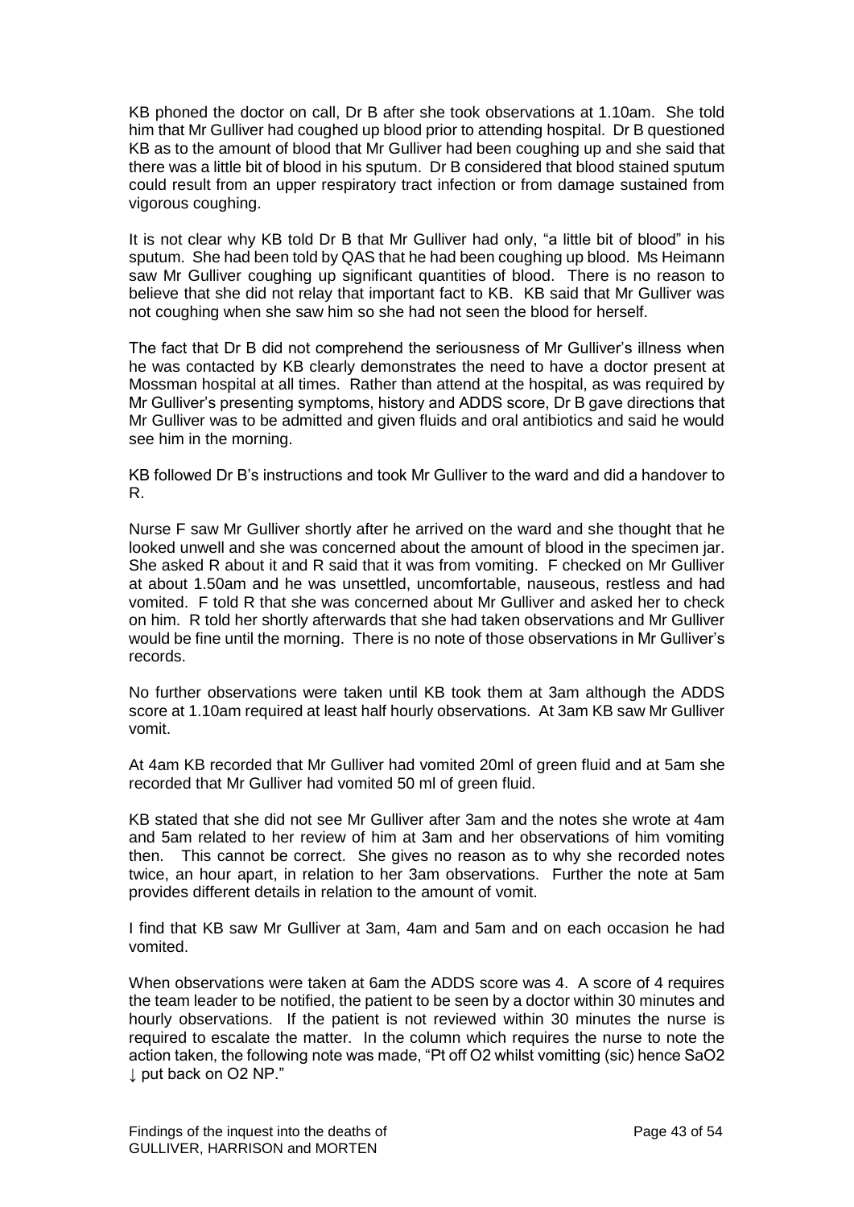KB phoned the doctor on call, Dr B after she took observations at 1.10am. She told him that Mr Gulliver had coughed up blood prior to attending hospital. Dr B questioned KB as to the amount of blood that Mr Gulliver had been coughing up and she said that there was a little bit of blood in his sputum. Dr B considered that blood stained sputum could result from an upper respiratory tract infection or from damage sustained from vigorous coughing.

It is not clear why KB told Dr B that Mr Gulliver had only, "a little bit of blood" in his sputum. She had been told by QAS that he had been coughing up blood. Ms Heimann saw Mr Gulliver coughing up significant quantities of blood. There is no reason to believe that she did not relay that important fact to KB. KB said that Mr Gulliver was not coughing when she saw him so she had not seen the blood for herself.

The fact that Dr B did not comprehend the seriousness of Mr Gulliver's illness when he was contacted by KB clearly demonstrates the need to have a doctor present at Mossman hospital at all times. Rather than attend at the hospital, as was required by Mr Gulliver's presenting symptoms, history and ADDS score, Dr B gave directions that Mr Gulliver was to be admitted and given fluids and oral antibiotics and said he would see him in the morning.

KB followed Dr B's instructions and took Mr Gulliver to the ward and did a handover to R.

Nurse F saw Mr Gulliver shortly after he arrived on the ward and she thought that he looked unwell and she was concerned about the amount of blood in the specimen jar. She asked R about it and R said that it was from vomiting. F checked on Mr Gulliver at about 1.50am and he was unsettled, uncomfortable, nauseous, restless and had vomited. F told R that she was concerned about Mr Gulliver and asked her to check on him. R told her shortly afterwards that she had taken observations and Mr Gulliver would be fine until the morning. There is no note of those observations in Mr Gulliver's records.

No further observations were taken until KB took them at 3am although the ADDS score at 1.10am required at least half hourly observations. At 3am KB saw Mr Gulliver vomit.

At 4am KB recorded that Mr Gulliver had vomited 20ml of green fluid and at 5am she recorded that Mr Gulliver had vomited 50 ml of green fluid.

KB stated that she did not see Mr Gulliver after 3am and the notes she wrote at 4am and 5am related to her review of him at 3am and her observations of him vomiting then. This cannot be correct. She gives no reason as to why she recorded notes twice, an hour apart, in relation to her 3am observations. Further the note at 5am provides different details in relation to the amount of vomit.

I find that KB saw Mr Gulliver at 3am, 4am and 5am and on each occasion he had vomited.

When observations were taken at 6am the ADDS score was 4. A score of 4 requires the team leader to be notified, the patient to be seen by a doctor within 30 minutes and hourly observations. If the patient is not reviewed within 30 minutes the nurse is required to escalate the matter. In the column which requires the nurse to note the action taken, the following note was made, "Pt off O2 whilst vomitting (sic) hence SaO2 ↓ put back on O2 NP."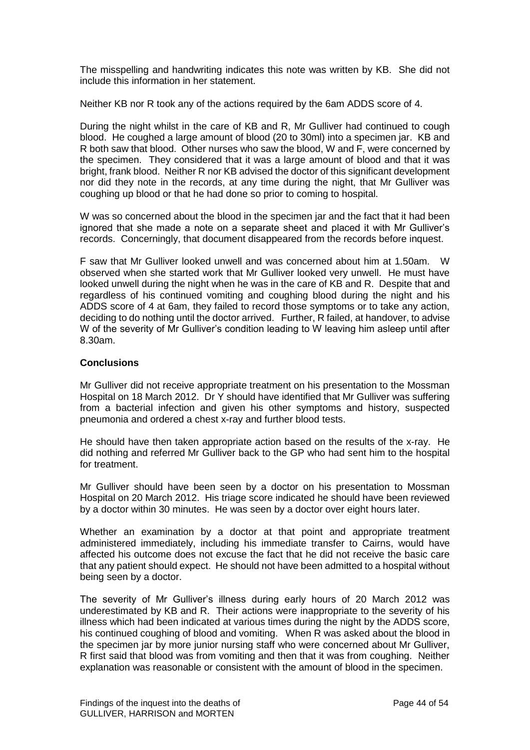The misspelling and handwriting indicates this note was written by KB. She did not include this information in her statement.

Neither KB nor R took any of the actions required by the 6am ADDS score of 4.

During the night whilst in the care of KB and R, Mr Gulliver had continued to cough blood. He coughed a large amount of blood (20 to 30ml) into a specimen jar. KB and R both saw that blood. Other nurses who saw the blood, W and F, were concerned by the specimen. They considered that it was a large amount of blood and that it was bright, frank blood. Neither R nor KB advised the doctor of this significant development nor did they note in the records, at any time during the night, that Mr Gulliver was coughing up blood or that he had done so prior to coming to hospital.

W was so concerned about the blood in the specimen jar and the fact that it had been ignored that she made a note on a separate sheet and placed it with Mr Gulliver's records. Concerningly, that document disappeared from the records before inquest.

F saw that Mr Gulliver looked unwell and was concerned about him at 1.50am. W observed when she started work that Mr Gulliver looked very unwell. He must have looked unwell during the night when he was in the care of KB and R. Despite that and regardless of his continued vomiting and coughing blood during the night and his ADDS score of 4 at 6am, they failed to record those symptoms or to take any action, deciding to do nothing until the doctor arrived. Further, R failed, at handover, to advise W of the severity of Mr Gulliver's condition leading to W leaving him asleep until after 8.30am.

**Conclusions**

Mr Gulliver did not receive appropriate treatment on his presentation to the Mossman Hospital on 18 March 2012. Dr Y should have identified that Mr Gulliver was suffering from a bacterial infection and given his other symptoms and history, suspected pneumonia and ordered a chest x-ray and further blood tests.

He should have then taken appropriate action based on the results of the x-ray. He did nothing and referred Mr Gulliver back to the GP who had sent him to the hospital for treatment.

Mr Gulliver should have been seen by a doctor on his presentation to Mossman Hospital on 20 March 2012. His triage score indicated he should have been reviewed by a doctor within 30 minutes. He was seen by a doctor over eight hours later.

Whether an examination by a doctor at that point and appropriate treatment administered immediately, including his immediate transfer to Cairns, would have affected his outcome does not excuse the fact that he did not receive the basic care that any patient should expect. He should not have been admitted to a hospital without being seen by a doctor.

The severity of Mr Gulliver's illness during early hours of 20 March 2012 was underestimated by KB and R. Their actions were inappropriate to the severity of his illness which had been indicated at various times during the night by the ADDS score, his continued coughing of blood and vomiting. When R was asked about the blood in the specimen jar by more junior nursing staff who were concerned about Mr Gulliver, R first said that blood was from vomiting and then that it was from coughing. Neither explanation was reasonable or consistent with the amount of blood in the specimen.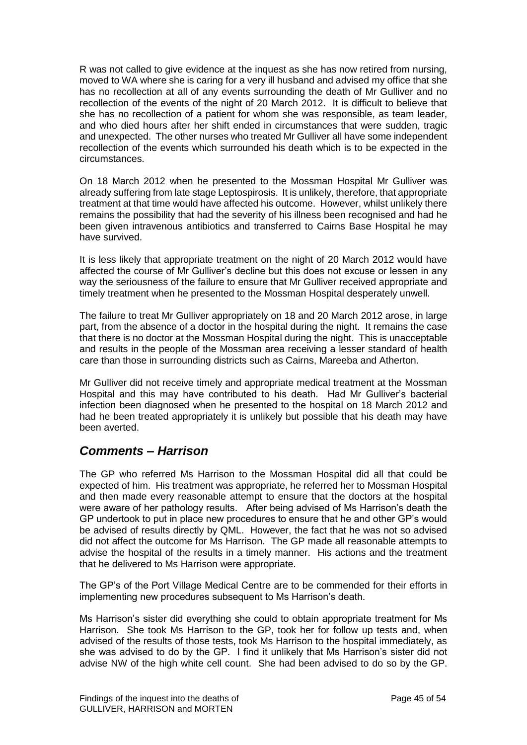R was not called to give evidence at the inquest as she has now retired from nursing, moved to WA where she is caring for a very ill husband and advised my office that she has no recollection at all of any events surrounding the death of Mr Gulliver and no recollection of the events of the night of 20 March 2012. It is difficult to believe that she has no recollection of a patient for whom she was responsible, as team leader, and who died hours after her shift ended in circumstances that were sudden, tragic and unexpected. The other nurses who treated Mr Gulliver all have some independent recollection of the events which surrounded his death which is to be expected in the circumstances.

On 18 March 2012 when he presented to the Mossman Hospital Mr Gulliver was already suffering from late stage Leptospirosis. It is unlikely, therefore, that appropriate treatment at that time would have affected his outcome. However, whilst unlikely there remains the possibility that had the severity of his illness been recognised and had he been given intravenous antibiotics and transferred to Cairns Base Hospital he may have survived.

It is less likely that appropriate treatment on the night of 20 March 2012 would have affected the course of Mr Gulliver's decline but this does not excuse or lessen in any way the seriousness of the failure to ensure that Mr Gulliver received appropriate and timely treatment when he presented to the Mossman Hospital desperately unwell.

The failure to treat Mr Gulliver appropriately on 18 and 20 March 2012 arose, in large part, from the absence of a doctor in the hospital during the night. It remains the case that there is no doctor at the Mossman Hospital during the night. This is unacceptable and results in the people of the Mossman area receiving a lesser standard of health care than those in surrounding districts such as Cairns, Mareeba and Atherton.

Mr Gulliver did not receive timely and appropriate medical treatment at the Mossman Hospital and this may have contributed to his death. Had Mr Gulliver's bacterial infection been diagnosed when he presented to the hospital on 18 March 2012 and had he been treated appropriately it is unlikely but possible that his death may have been averted.

## *Comments – Harrison*

The GP who referred Ms Harrison to the Mossman Hospital did all that could be expected of him. His treatment was appropriate, he referred her to Mossman Hospital and then made every reasonable attempt to ensure that the doctors at the hospital were aware of her pathology results. After being advised of Ms Harrison's death the GP undertook to put in place new procedures to ensure that he and other GP's would be advised of results directly by QML. However, the fact that he was not so advised did not affect the outcome for Ms Harrison. The GP made all reasonable attempts to advise the hospital of the results in a timely manner. His actions and the treatment that he delivered to Ms Harrison were appropriate.

The GP's of the Port Village Medical Centre are to be commended for their efforts in implementing new procedures subsequent to Ms Harrison's death.

Ms Harrison's sister did everything she could to obtain appropriate treatment for Ms Harrison. She took Ms Harrison to the GP, took her for follow up tests and, when advised of the results of those tests, took Ms Harrison to the hospital immediately, as she was advised to do by the GP. I find it unlikely that Ms Harrison's sister did not advise NW of the high white cell count. She had been advised to do so by the GP.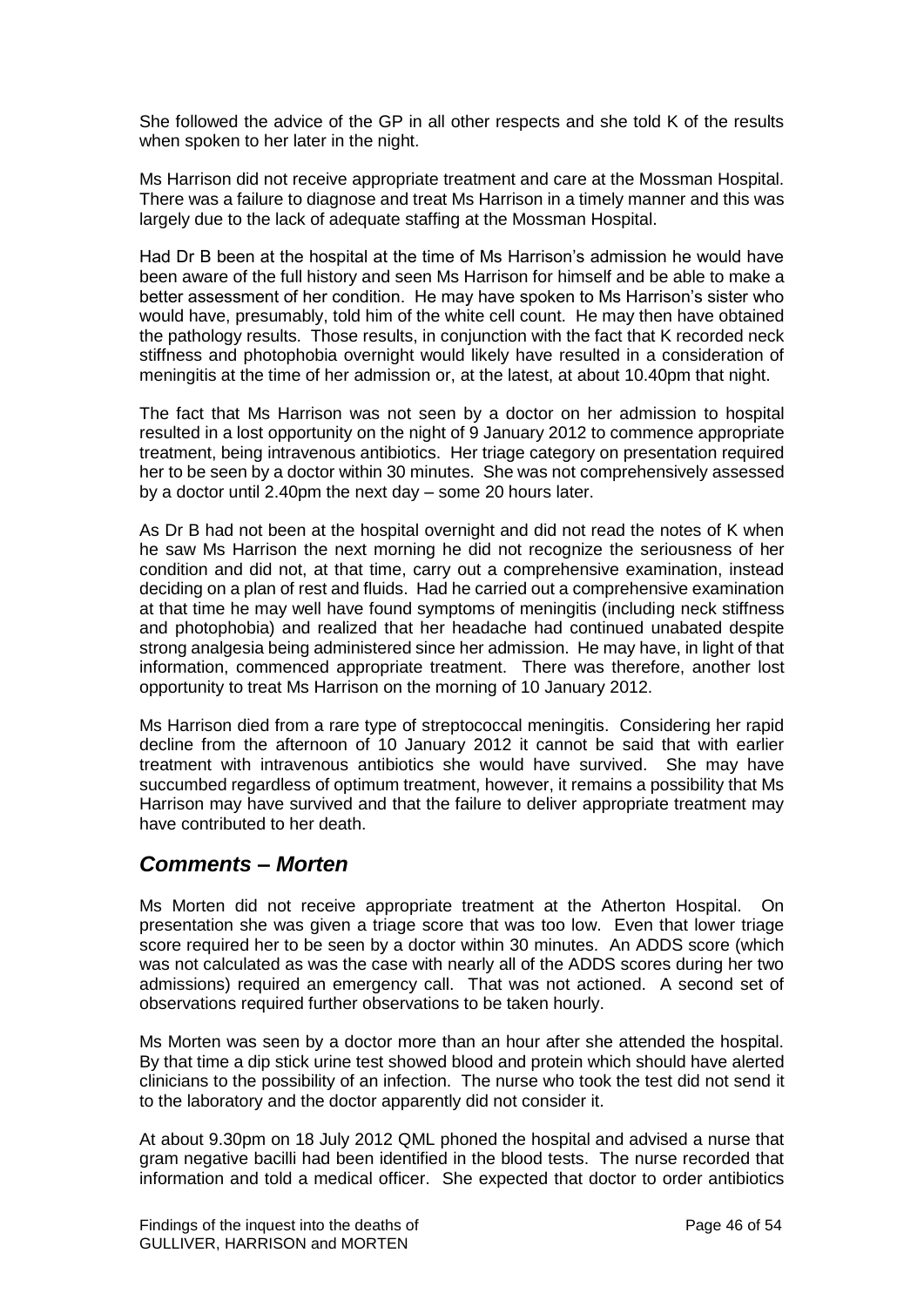She followed the advice of the GP in all other respects and she told K of the results when spoken to her later in the night.

Ms Harrison did not receive appropriate treatment and care at the Mossman Hospital. There was a failure to diagnose and treat Ms Harrison in a timely manner and this was largely due to the lack of adequate staffing at the Mossman Hospital.

Had Dr B been at the hospital at the time of Ms Harrison's admission he would have been aware of the full history and seen Ms Harrison for himself and be able to make a better assessment of her condition. He may have spoken to Ms Harrison's sister who would have, presumably, told him of the white cell count. He may then have obtained the pathology results. Those results, in conjunction with the fact that K recorded neck stiffness and photophobia overnight would likely have resulted in a consideration of meningitis at the time of her admission or, at the latest, at about 10.40pm that night.

The fact that Ms Harrison was not seen by a doctor on her admission to hospital resulted in a lost opportunity on the night of 9 January 2012 to commence appropriate treatment, being intravenous antibiotics. Her triage category on presentation required her to be seen by a doctor within 30 minutes. She was not comprehensively assessed by a doctor until 2.40pm the next day – some 20 hours later.

As Dr B had not been at the hospital overnight and did not read the notes of K when he saw Ms Harrison the next morning he did not recognize the seriousness of her condition and did not, at that time, carry out a comprehensive examination, instead deciding on a plan of rest and fluids. Had he carried out a comprehensive examination at that time he may well have found symptoms of meningitis (including neck stiffness and photophobia) and realized that her headache had continued unabated despite strong analgesia being administered since her admission. He may have, in light of that information, commenced appropriate treatment. There was therefore, another lost opportunity to treat Ms Harrison on the morning of 10 January 2012.

Ms Harrison died from a rare type of streptococcal meningitis. Considering her rapid decline from the afternoon of 10 January 2012 it cannot be said that with earlier treatment with intravenous antibiotics she would have survived. She may have succumbed regardless of optimum treatment, however, it remains a possibility that Ms Harrison may have survived and that the failure to deliver appropriate treatment may have contributed to her death.

## *Comments – Morten*

Ms Morten did not receive appropriate treatment at the Atherton Hospital. On presentation she was given a triage score that was too low. Even that lower triage score required her to be seen by a doctor within 30 minutes. An ADDS score (which was not calculated as was the case with nearly all of the ADDS scores during her two admissions) required an emergency call. That was not actioned. A second set of observations required further observations to be taken hourly.

Ms Morten was seen by a doctor more than an hour after she attended the hospital. By that time a dip stick urine test showed blood and protein which should have alerted clinicians to the possibility of an infection. The nurse who took the test did not send it to the laboratory and the doctor apparently did not consider it.

At about 9.30pm on 18 July 2012 QML phoned the hospital and advised a nurse that gram negative bacilli had been identified in the blood tests. The nurse recorded that information and told a medical officer. She expected that doctor to order antibiotics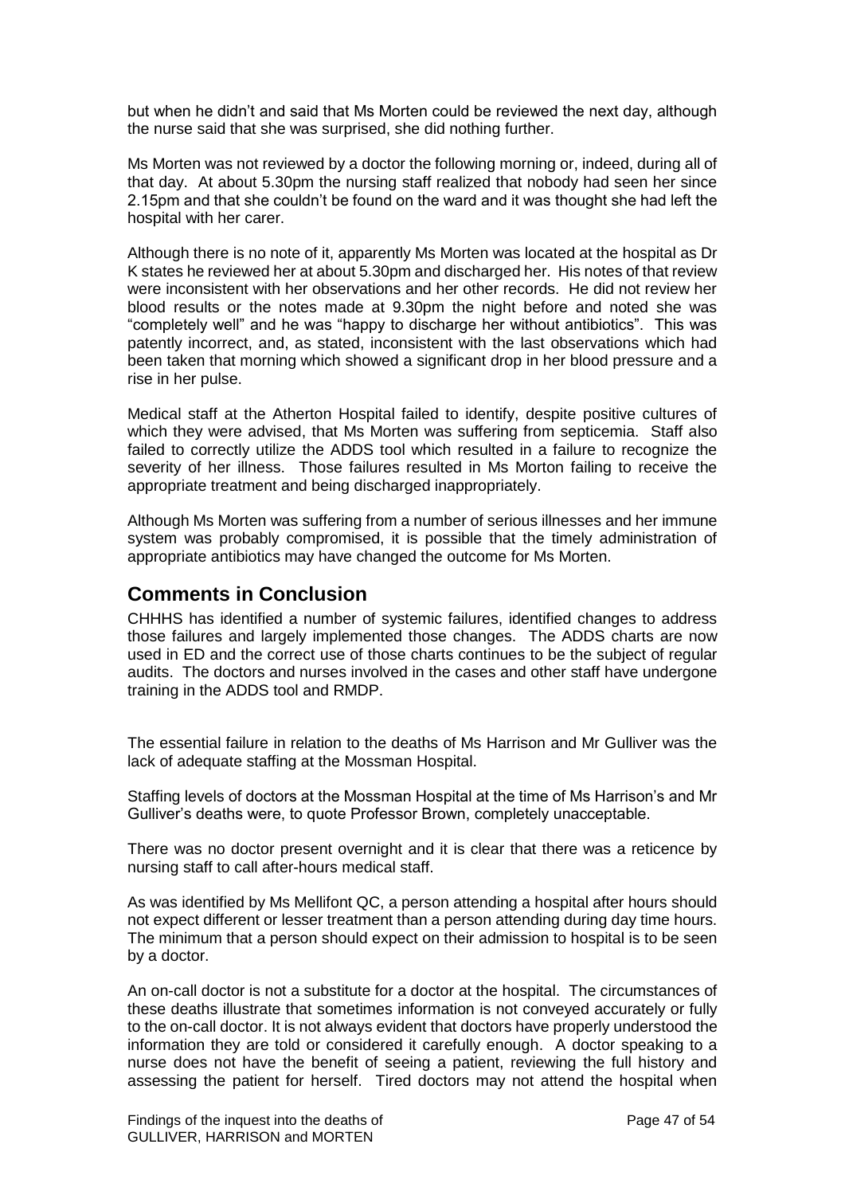but when he didn't and said that Ms Morten could be reviewed the next day, although the nurse said that she was surprised, she did nothing further.

Ms Morten was not reviewed by a doctor the following morning or, indeed, during all of that day. At about 5.30pm the nursing staff realized that nobody had seen her since 2.15pm and that she couldn't be found on the ward and it was thought she had left the hospital with her carer.

Although there is no note of it, apparently Ms Morten was located at the hospital as Dr K states he reviewed her at about 5.30pm and discharged her. His notes of that review were inconsistent with her observations and her other records. He did not review her blood results or the notes made at 9.30pm the night before and noted she was "completely well" and he was "happy to discharge her without antibiotics". This was patently incorrect, and, as stated, inconsistent with the last observations which had been taken that morning which showed a significant drop in her blood pressure and a rise in her pulse.

Medical staff at the Atherton Hospital failed to identify, despite positive cultures of which they were advised, that Ms Morten was suffering from septicemia. Staff also failed to correctly utilize the ADDS tool which resulted in a failure to recognize the severity of her illness. Those failures resulted in Ms Morton failing to receive the appropriate treatment and being discharged inappropriately.

Although Ms Morten was suffering from a number of serious illnesses and her immune system was probably compromised, it is possible that the timely administration of appropriate antibiotics may have changed the outcome for Ms Morten.

## Comments in Conclusion

CHHHS has identified a number of systemic failures, identified changes to address those failures and largely implemented those changes. The ADDS charts are now used in ED and the correct use of those charts continues to be the subject of regular audits. The doctors and nurses involved in the cases and other staff have undergone training in the ADDS tool and RMDP.

The essential failure in relation to the deaths of Ms Harrison and Mr Gulliver was the lack of adequate staffing at the Mossman Hospital.

Staffing levels of doctors at the Mossman Hospital at the time of Ms Harrison's and Mr Gulliver's deaths were, to quote Professor Brown, completely unacceptable.

There was no doctor present overnight and it is clear that there was a reticence by nursing staff to call after-hours medical staff.

As was identified by Ms Mellifont QC, a person attending a hospital after hours should not expect different or lesser treatment than a person attending during day time hours. The minimum that a person should expect on their admission to hospital is to be seen by a doctor.

An on-call doctor is not a substitute for a doctor at the hospital. The circumstances of these deaths illustrate that sometimes information is not conveyed accurately or fully to the on-call doctor. It is not always evident that doctors have properly understood the information they are told or considered it carefully enough. A doctor speaking to a nurse does not have the benefit of seeing a patient, reviewing the full history and assessing the patient for herself. Tired doctors may not attend the hospital when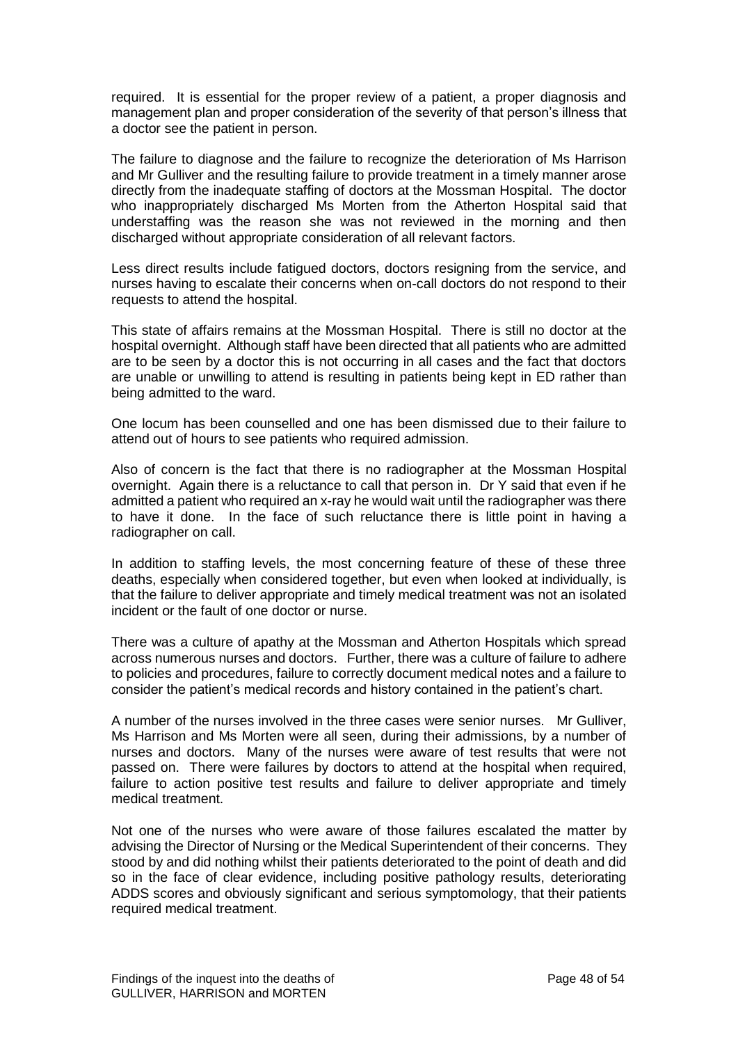required. It is essential for the proper review of a patient, a proper diagnosis and management plan and proper consideration of the severity of that person's illness that a doctor see the patient in person.

The failure to diagnose and the failure to recognize the deterioration of Ms Harrison and Mr Gulliver and the resulting failure to provide treatment in a timely manner arose directly from the inadequate staffing of doctors at the Mossman Hospital. The doctor who inappropriately discharged Ms Morten from the Atherton Hospital said that understaffing was the reason she was not reviewed in the morning and then discharged without appropriate consideration of all relevant factors.

Less direct results include fatigued doctors, doctors resigning from the service, and nurses having to escalate their concerns when on-call doctors do not respond to their requests to attend the hospital.

This state of affairs remains at the Mossman Hospital. There is still no doctor at the hospital overnight. Although staff have been directed that all patients who are admitted are to be seen by a doctor this is not occurring in all cases and the fact that doctors are unable or unwilling to attend is resulting in patients being kept in ED rather than being admitted to the ward.

One locum has been counselled and one has been dismissed due to their failure to attend out of hours to see patients who required admission.

Also of concern is the fact that there is no radiographer at the Mossman Hospital overnight. Again there is a reluctance to call that person in. Dr Y said that even if he admitted a patient who required an x-ray he would wait until the radiographer was there to have it done. In the face of such reluctance there is little point in having a radiographer on call.

In addition to staffing levels, the most concerning feature of these of these three deaths, especially when considered together, but even when looked at individually, is that the failure to deliver appropriate and timely medical treatment was not an isolated incident or the fault of one doctor or nurse.

There was a culture of apathy at the Mossman and Atherton Hospitals which spread across numerous nurses and doctors. Further, there was a culture of failure to adhere to policies and procedures, failure to correctly document medical notes and a failure to consider the patient's medical records and history contained in the patient's chart.

A number of the nurses involved in the three cases were senior nurses. Mr Gulliver, Ms Harrison and Ms Morten were all seen, during their admissions, by a number of nurses and doctors. Many of the nurses were aware of test results that were not passed on. There were failures by doctors to attend at the hospital when required, failure to action positive test results and failure to deliver appropriate and timely medical treatment.

Not one of the nurses who were aware of those failures escalated the matter by advising the Director of Nursing or the Medical Superintendent of their concerns. They stood by and did nothing whilst their patients deteriorated to the point of death and did so in the face of clear evidence, including positive pathology results, deteriorating ADDS scores and obviously significant and serious symptomology, that their patients required medical treatment.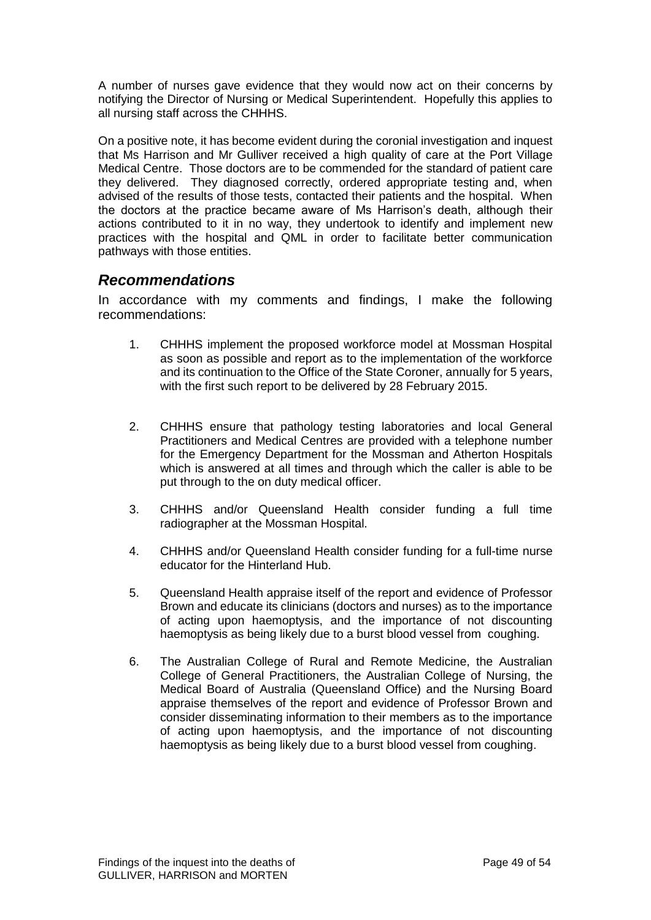A number of nurses gave evidence that they would now act on their concerns by notifying the Director of Nursing or Medical Superintendent. Hopefully this applies to all nursing staff across the CHHHS.

On a positive note, it has become evident during the coronial investigation and inquest that Ms Harrison and Mr Gulliver received a high quality of care at the Port Village Medical Centre. Those doctors are to be commended for the standard of patient care they delivered. They diagnosed correctly, ordered appropriate testing and, when advised of the results of those tests, contacted their patients and the hospital. When the doctors at the practice became aware of Ms Harrison's death, although their actions contributed to it in no way, they undertook to identify and implement new practices with the hospital and QML in order to facilitate better communication pathways with those entities.

## *Recommendations*

In accordance with my comments and findings, I make the following recommendations:

1. CHHHS implement the proposed workforce model at Mossman Hospital as soon as possible and report as to the implementation of the workforce and its continuation to the Office of the State Coroner, annually for 5 years, with the first such report to be delivered by 28 February 2015.

2. CHHHS ensure that pathology testing laboratories and local General Practitioners and Medical Centres are provided with a telephone number for the Emergency Department for the Mossman and Atherton Hospitals which is answered at all times and through which the caller is able to be put through to the on duty medical officer.

3. CHHHS and/or Queensland Health consider funding a full time radiographer at the Mossman Hospital.

4. CHHHS and/or Queensland Health consider funding for a full-time nurse educator for the Hinterland Hub.

5. Queensland Health appraise itself of the report and evidence of Professor Brown and educate its clinicians (doctors and nurses) as to the importance of acting upon haemoptysis, and the importance of not discounting haemoptysis as being likely due to a burst blood vessel from coughing.

6. The Australian College of Rural and Remote Medicine, the Australian College of General Practitioners, the Australian College of Nursing, the Medical Board of Australia (Queensland Office) and the Nursing Board appraise themselves of the report and evidence of Professor Brown and consider disseminating information to their members as to the importance of acting upon haemoptysis, and the importance of not discounting haemoptysis as being likely due to a burst blood vessel from coughing.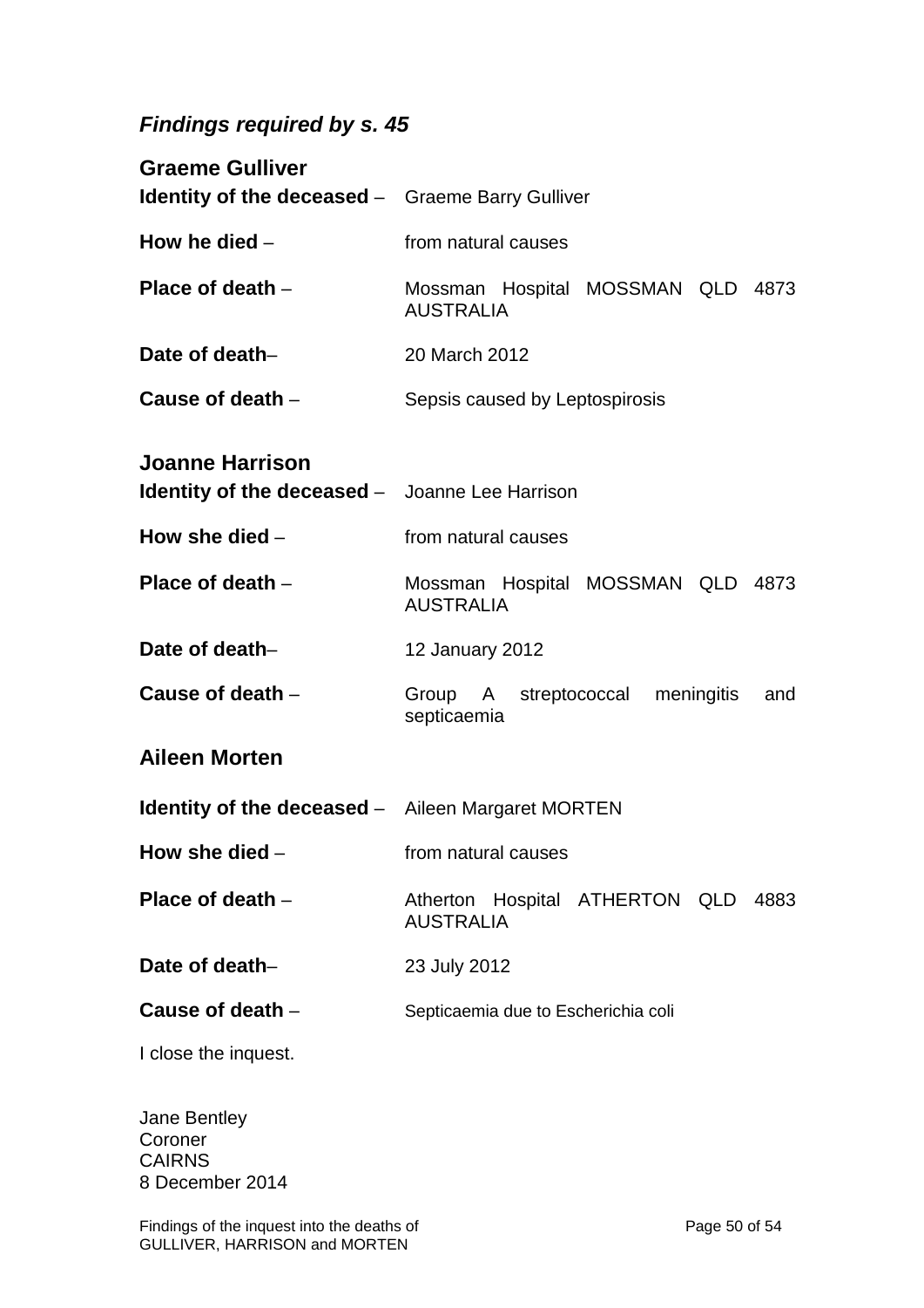### *Findings required by s. 45*

## Graeme Gulliver

**Identity of the deceased** – Graeme Barry Gulliver

**How he died** – from natural causes

**Place of death** – Mossman Hospital MOSSMAN QLD 4873 AUSTRALIA

**Date of death**– 20 March 2012

**Cause of death** – Sepsis caused by Leptospirosis

## Joanne Harrison

**Identity of the deceased** – Joanne Lee Harrison

**How she died** – from natural causes

**Place of death** – Mossman Hospital MOSSMAN QLD 4873 AUSTRALIA

**Date of death**– 12 January 2012

**Cause of death** – Group A streptococcal meningitis and septicaemia

## Aileen Morten

**Identity of the deceased** – Aileen Margaret MORTEN

**How she died** – from natural causes

**Place of death** – Atherton Hospital ATHERTON QLD 4883 AUSTRALIA

**Date of death**– 23 July 2012

**Cause of death** – Septicaemia due to Escherichia coli

I close the inquest.

Jane Bentley
Coroner
CAIRNS
8 December 2014